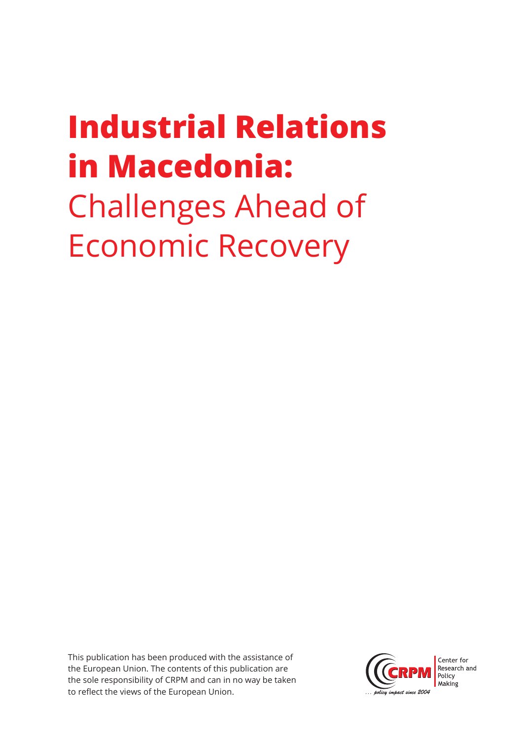# **Industrial Relations in Macedonia:** Challenges Ahead of Economic Recovery

This publication has been produced with the assistance of the European Union. The contents of this publication are the sole responsibility of CRPM and can in no way be taken to reflect the views of the European Union.

CRPM

Center for Research and Policy Making

... policy impact since 2004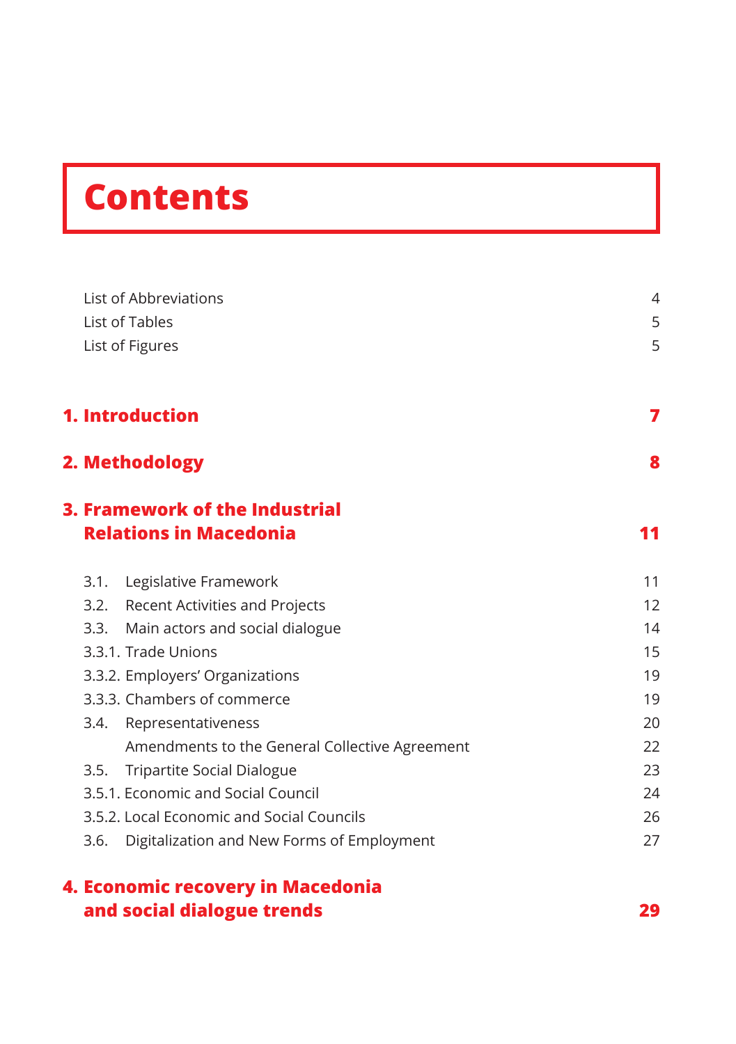# Contents

| | |
|---|---|
| List of Abbreviations | 4 |
| List of Tables | 5 |
| List of Figures | 5 |

**1. Introduction** **7**

**2. Methodology** **8**

**3. Framework of the Industrial Relations in Macedonia** **11**

| | | |
|---|---|---|
| 3.1. | Legislative Framework | 11 |
| 3.2. | Recent Activities and Projects | 12 |
| 3.3. | Main actors and social dialogue | 14 |
| 3.3.1. | Trade Unions | 15 |
| 3.3.2. | Employers' Organizations | 19 |
| 3.3.3. | Chambers of commerce | 19 |
| 3.4. | Representativeness | 20 |
| | Amendments to the General Collective Agreement | 22 |
| 3.5. | Tripartite Social Dialogue | 23 |
| 3.5.1. | Economic and Social Council | 24 |
| 3.5.2. | Local Economic and Social Councils | 26 |
| 3.6. | Digitalization and New Forms of Employment | 27 |

**4. Economic recovery in Macedonia and social dialogue trends** **29**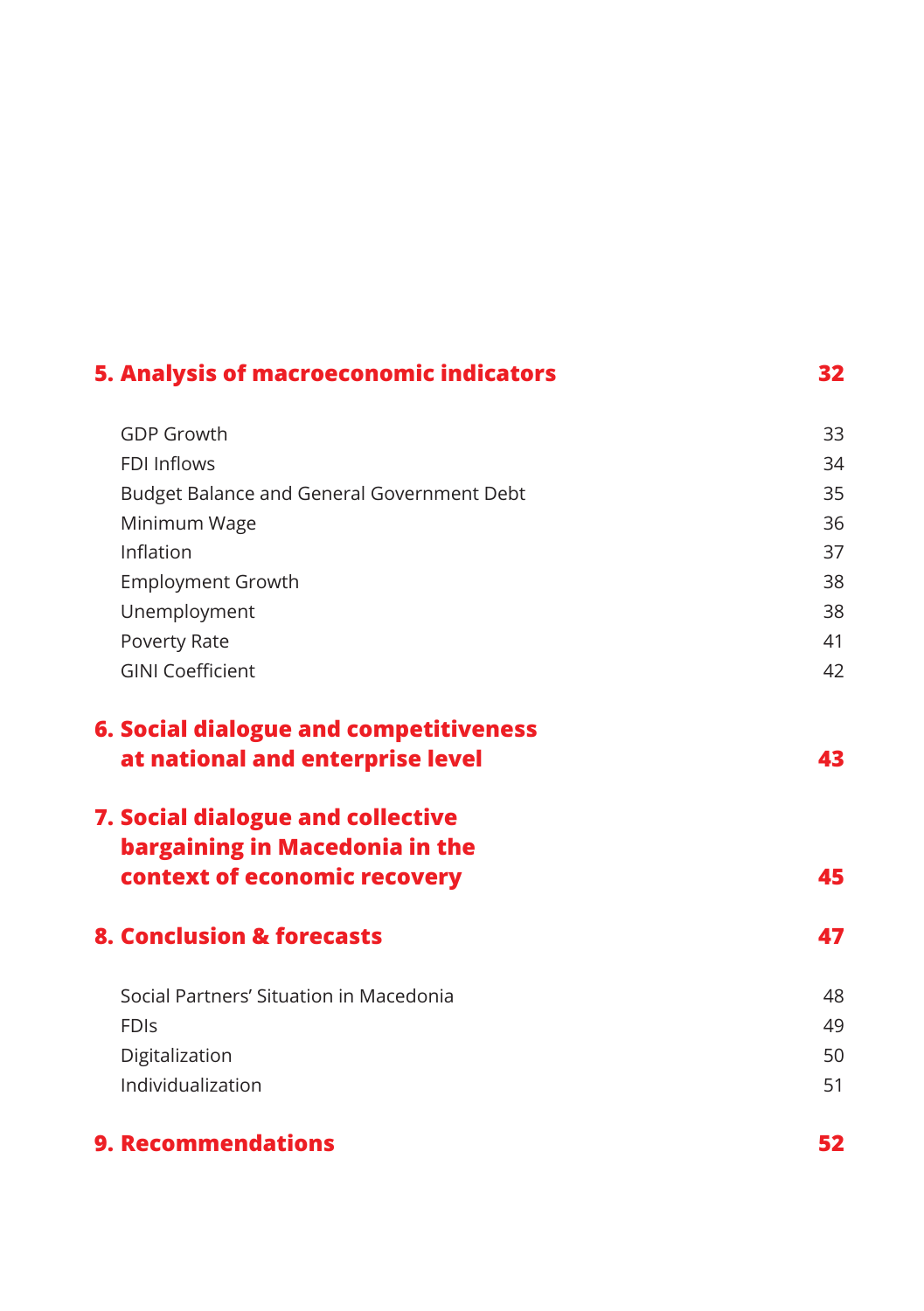**5. Analysis of macroeconomic indicators** **32**

GDP Growth 33
FDI Inflows 34
Budget Balance and General Government Debt 35
Minimum Wage 36
Inflation 37
Employment Growth 38
Unemployment 38
Poverty Rate 41
GINI Coefficient 42

**6. Social dialogue and competitiveness at national and enterprise level** **43**

**7. Social dialogue and collective bargaining in Macedonia in the context of economic recovery** **45**

**8. Conclusion & forecasts** **47**

Social Partners' Situation in Macedonia 48
FDIs 49
Digitalization 50
Individualization 51

**9. Recommendations** **52**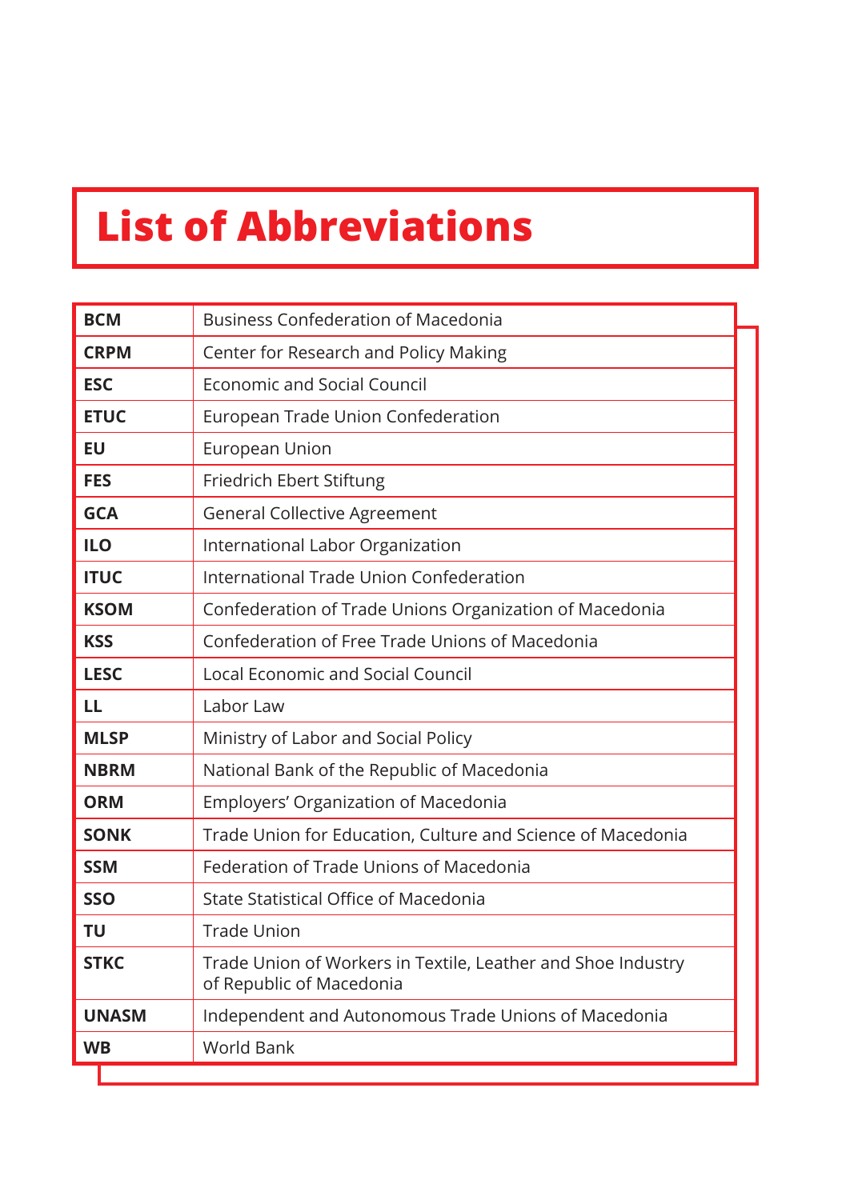# List of Abbreviations

| | |
|---|---|
| **BCM** | Business Confederation of Macedonia |
| **CRPM** | Center for Research and Policy Making |
| **ESC** | Economic and Social Council |
| **ETUC** | European Trade Union Confederation |
| **EU** | European Union |
| **FES** | Friedrich Ebert Stiftung |
| **GCA** | General Collective Agreement |
| **ILO** | International Labor Organization |
| **ITUC** | International Trade Union Confederation |
| **KSOM** | Confederation of Trade Unions Organization of Macedonia |
| **KSS** | Confederation of Free Trade Unions of Macedonia |
| **LESC** | Local Economic and Social Council |
| **LL** | Labor Law |
| **MLSP** | Ministry of Labor and Social Policy |
| **NBRM** | National Bank of the Republic of Macedonia |
| **ORM** | Employers' Organization of Macedonia |
| **SONK** | Trade Union for Education, Culture and Science of Macedonia |
| **SSM** | Federation of Trade Unions of Macedonia |
| **SSO** | State Statistical Office of Macedonia |
| **TU** | Trade Union |
| **STKC** | Trade Union of Workers in Textile, Leather and Shoe Industry of Republic of Macedonia |
| **UNASM** | Independent and Autonomous Trade Unions of Macedonia |
| **WB** | World Bank |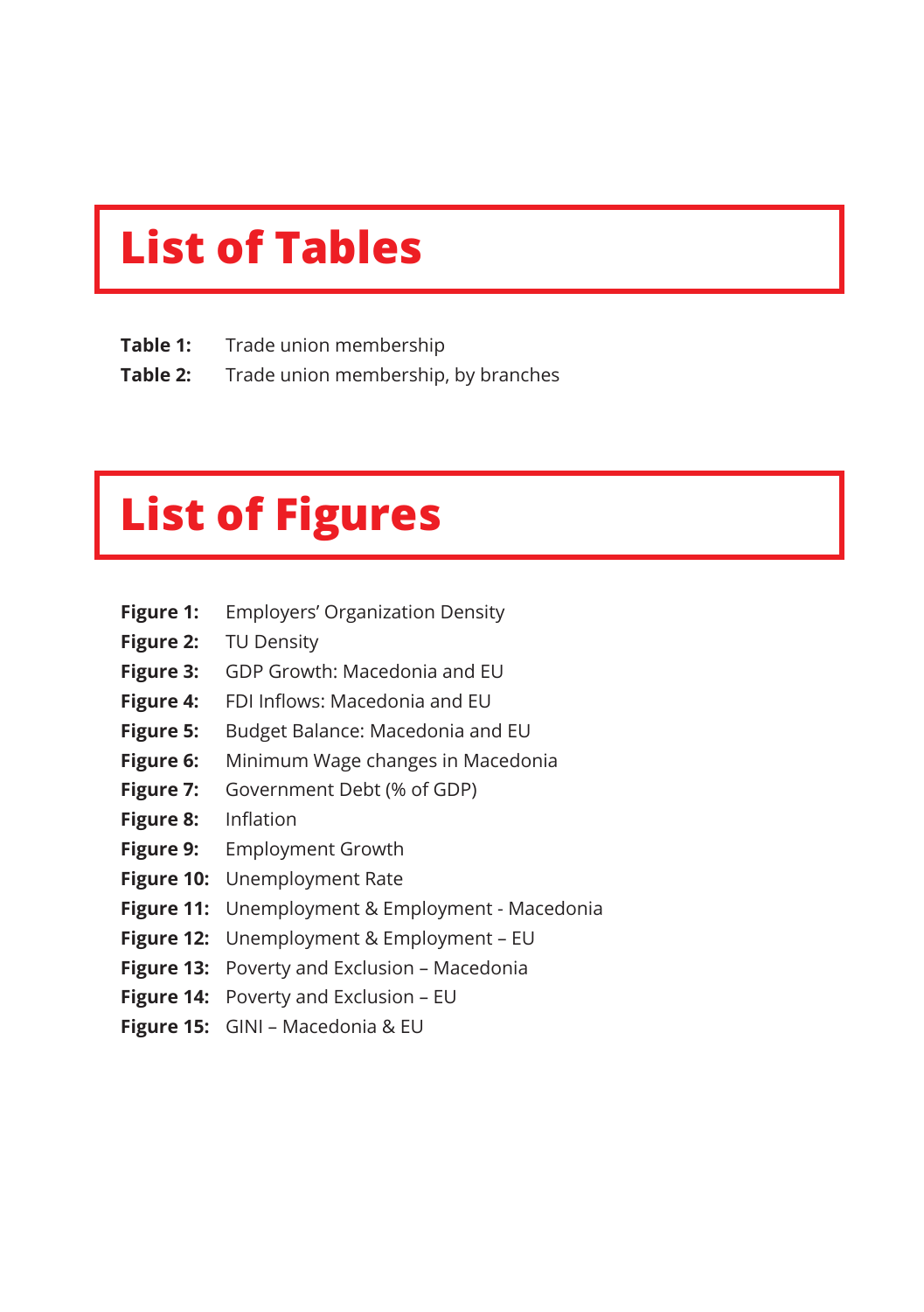# List of Tables

**Table 1:** Trade union membership
**Table 2:** Trade union membership, by branches

# List of Figures

**Figure 1:** Employers' Organization Density
**Figure 2:** TU Density
**Figure 3:** GDP Growth: Macedonia and EU
**Figure 4:** FDI Inflows: Macedonia and EU
**Figure 5:** Budget Balance: Macedonia and EU
**Figure 6:** Minimum Wage changes in Macedonia
**Figure 7:** Government Debt (% of GDP)
**Figure 8:** Inflation
**Figure 9:** Employment Growth
**Figure 10:** Unemployment Rate
**Figure 11:** Unemployment & Employment - Macedonia
**Figure 12:** Unemployment & Employment – EU
**Figure 13:** Poverty and Exclusion – Macedonia
**Figure 14:** Poverty and Exclusion – EU
**Figure 15:** GINI – Macedonia & EU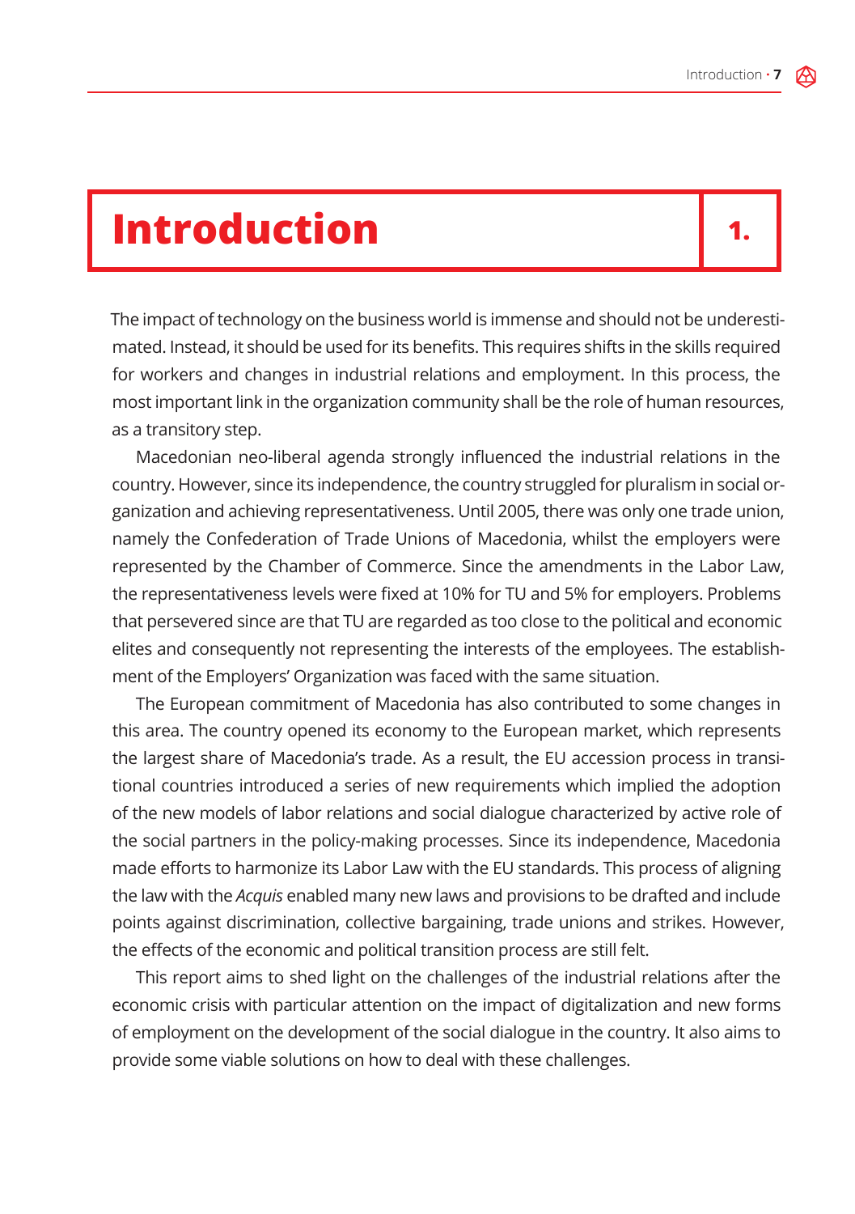# 1. Introduction

The impact of technology on the business world is immense and should not be underestimated. Instead, it should be used for its benefits. This requires shifts in the skills required for workers and changes in industrial relations and employment. In this process, the most important link in the organization community shall be the role of human resources, as a transitory step.

Macedonian neo-liberal agenda strongly influenced the industrial relations in the country. However, since its independence, the country struggled for pluralism in social organization and achieving representativeness. Until 2005, there was only one trade union, namely the Confederation of Trade Unions of Macedonia, whilst the employers were represented by the Chamber of Commerce. Since the amendments in the Labor Law, the representativeness levels were fixed at 10% for TU and 5% for employers. Problems that persevered since are that TU are regarded as too close to the political and economic elites and consequently not representing the interests of the employees. The establishment of the Employers' Organization was faced with the same situation.

The European commitment of Macedonia has also contributed to some changes in this area. The country opened its economy to the European market, which represents the largest share of Macedonia's trade. As a result, the EU accession process in transitional countries introduced a series of new requirements which implied the adoption of the new models of labor relations and social dialogue characterized by active role of the social partners in the policy-making processes. Since its independence, Macedonia made efforts to harmonize its Labor Law with the EU standards. This process of aligning the law with the *Acquis* enabled many new laws and provisions to be drafted and include points against discrimination, collective bargaining, trade unions and strikes. However, the effects of the economic and political transition process are still felt.

This report aims to shed light on the challenges of the industrial relations after the economic crisis with particular attention on the impact of digitalization and new forms of employment on the development of the social dialogue in the country. It also aims to provide some viable solutions on how to deal with these challenges.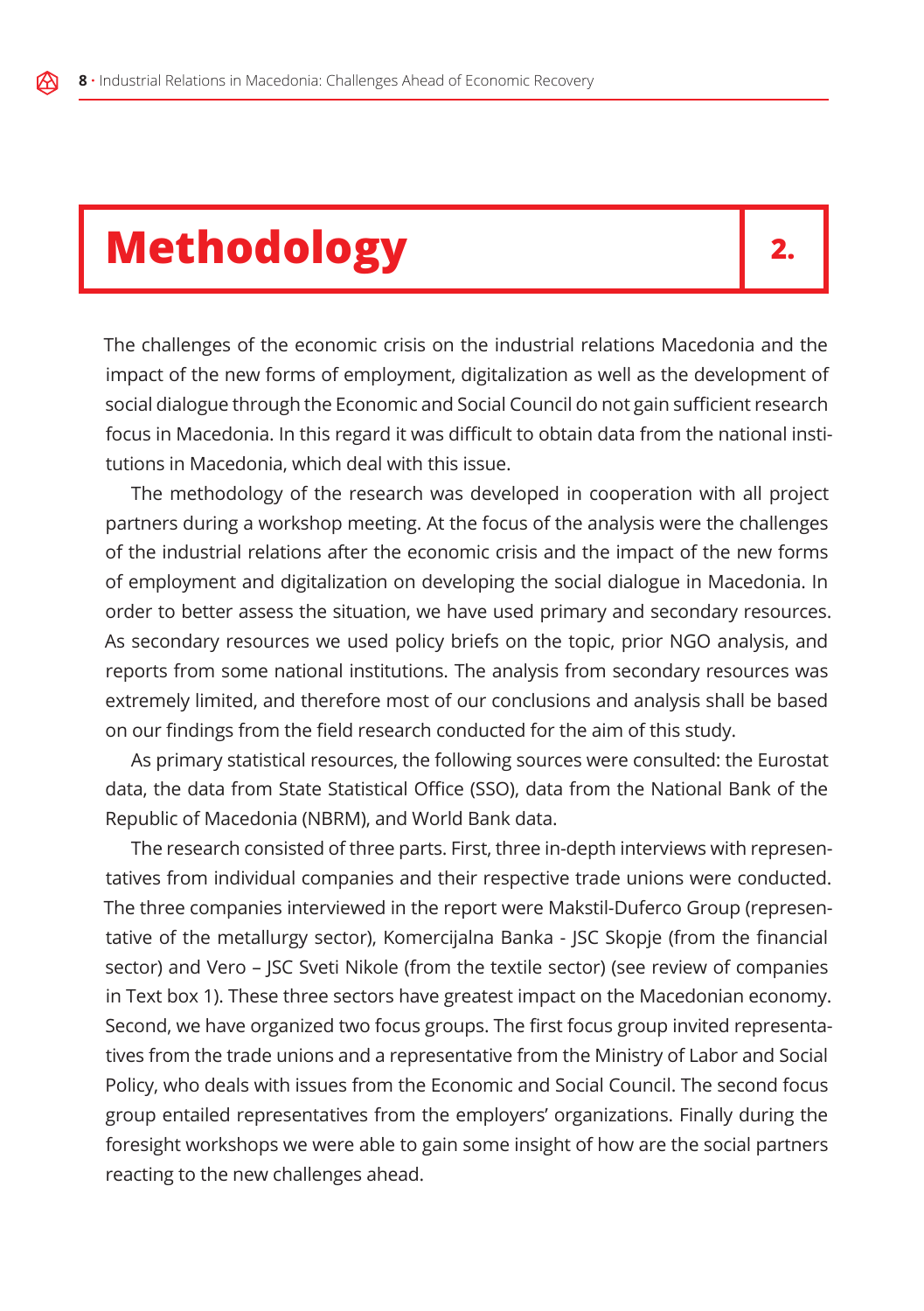# 2. Methodology

The challenges of the economic crisis on the industrial relations Macedonia and the impact of the new forms of employment, digitalization as well as the development of social dialogue through the Economic and Social Council do not gain sufficient research focus in Macedonia. In this regard it was difficult to obtain data from the national institutions in Macedonia, which deal with this issue.

The methodology of the research was developed in cooperation with all project partners during a workshop meeting. At the focus of the analysis were the challenges of the industrial relations after the economic crisis and the impact of the new forms of employment and digitalization on developing the social dialogue in Macedonia. In order to better assess the situation, we have used primary and secondary resources. As secondary resources we used policy briefs on the topic, prior NGO analysis, and reports from some national institutions. The analysis from secondary resources was extremely limited, and therefore most of our conclusions and analysis shall be based on our findings from the field research conducted for the aim of this study.

As primary statistical resources, the following sources were consulted: the Eurostat data, the data from State Statistical Office (SSO), data from the National Bank of the Republic of Macedonia (NBRM), and World Bank data.

The research consisted of three parts. First, three in-depth interviews with representatives from individual companies and their respective trade unions were conducted. The three companies interviewed in the report were Makstil-Duferco Group (representative of the metallurgy sector), Komercijalna Banka - JSC Skopje (from the financial sector) and Vero – JSC Sveti Nikole (from the textile sector) (see review of companies in Text box 1). These three sectors have greatest impact on the Macedonian economy. Second, we have organized two focus groups. The first focus group invited representatives from the trade unions and a representative from the Ministry of Labor and Social Policy, who deals with issues from the Economic and Social Council. The second focus group entailed representatives from the employers' organizations. Finally during the foresight workshops we were able to gain some insight of how are the social partners reacting to the new challenges ahead.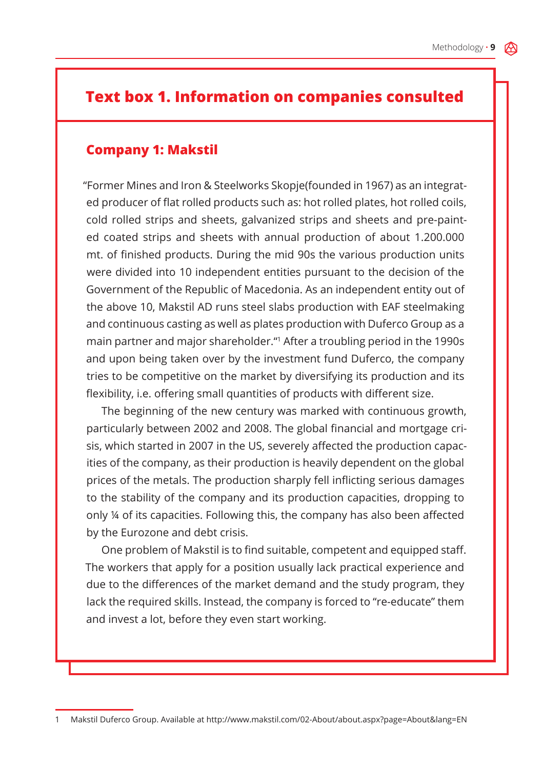## Text box 1. Information on companies consulted

### Company 1: Makstil

"Former Mines and Iron & Steelworks Skopje(founded in 1967) as an integrated producer of flat rolled products such as: hot rolled plates, hot rolled coils, cold rolled strips and sheets, galvanized strips and sheets and pre-painted coated strips and sheets with annual production of about 1.200.000 mt. of finished products. During the mid 90s the various production units were divided into 10 independent entities pursuant to the decision of the Government of the Republic of Macedonia. As an independent entity out of the above 10, Makstil AD runs steel slabs production with EAF steelmaking and continuous casting as well as plates production with Duferco Group as a main partner and major shareholder."[1] After a troubling period in the 1990s and upon being taken over by the investment fund Duferco, the company tries to be competitive on the market by diversifying its production and its flexibility, i.e. offering small quantities of products with different size.

The beginning of the new century was marked with continuous growth, particularly between 2002 and 2008. The global financial and mortgage crisis, which started in 2007 in the US, severely affected the production capacities of the company, as their production is heavily dependent on the global prices of the metals. The production sharply fell inflicting serious damages to the stability of the company and its production capacities, dropping to only ¼ of its capacities. Following this, the company has also been affected by the Eurozone and debt crisis.

One problem of Makstil is to find suitable, competent and equipped staff. The workers that apply for a position usually lack practical experience and due to the differences of the market demand and the study program, they lack the required skills. Instead, the company is forced to "re-educate" them and invest a lot, before they even start working.

---

1 Makstil Duferco Group. Available at http://www.makstil.com/02-About/about.aspx?page=About&lang=EN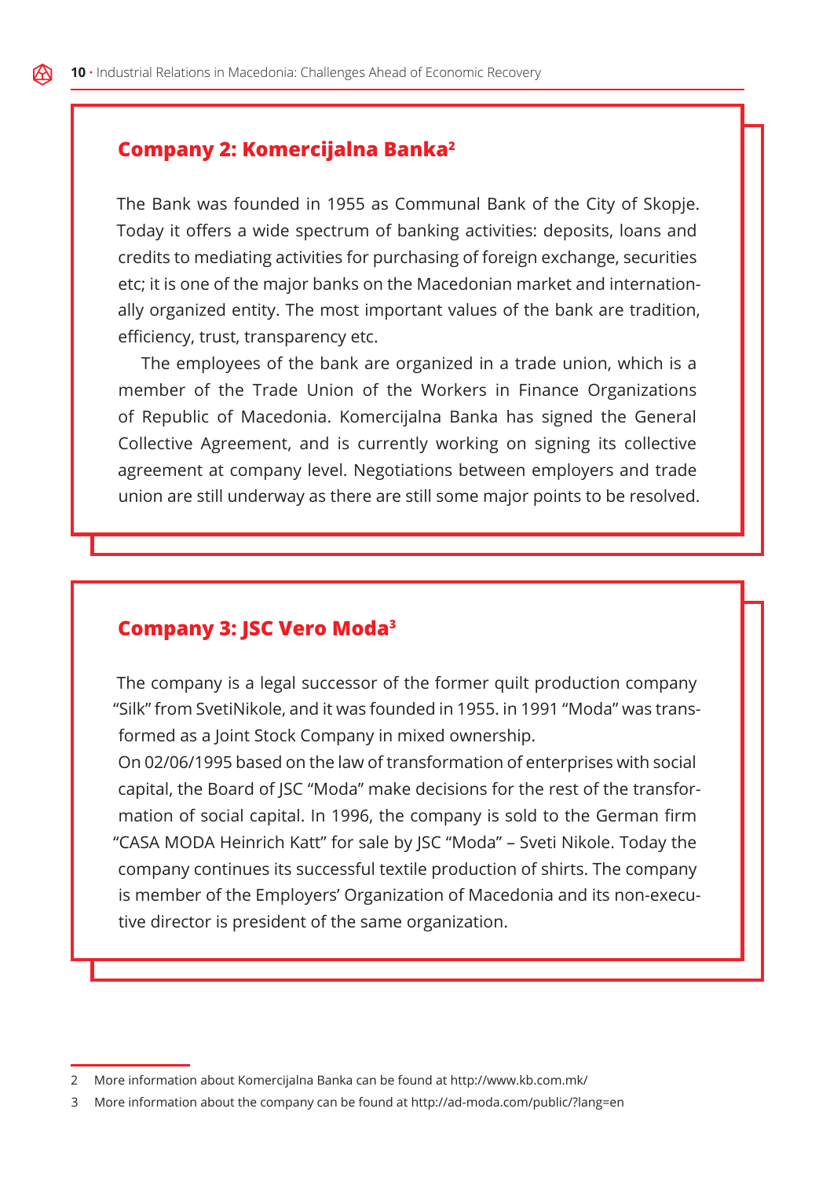## Company 2: Komercijalna Banka[2]

The Bank was founded in 1955 as Communal Bank of the City of Skopje. Today it offers a wide spectrum of banking activities: deposits, loans and credits to mediating activities for purchasing of foreign exchange, securities etc; it is one of the major banks on the Macedonian market and internationally organized entity. The most important values of the bank are tradition, efficiency, trust, transparency etc.

The employees of the bank are organized in a trade union, which is a member of the Trade Union of the Workers in Finance Organizations of Republic of Macedonia. Komercijalna Banka has signed the General Collective Agreement, and is currently working on signing its collective agreement at company level. Negotiations between employers and trade union are still underway as there are still some major points to be resolved.

## Company 3: JSC Vero Moda[3]

The company is a legal successor of the former quilt production company "Silk" from SvetiNikole, and it was founded in 1955. in 1991 "Moda" was transformed as a Joint Stock Company in mixed ownership.

On 02/06/1995 based on the law of transformation of enterprises with social capital, the Board of JSC "Moda" make decisions for the rest of the transformation of social capital. In 1996, the company is sold to the German firm "CASA MODA Heinrich Katt" for sale by JSC "Moda" – Sveti Nikole. Today the company continues its successful textile production of shirts. The company is member of the Employers' Organization of Macedonia and its non-executive director is president of the same organization.

---

2 More information about Komercijalna Banka can be found at http://www.kb.com.mk/

3 More information about the company can be found at http://ad-moda.com/public/?lang=en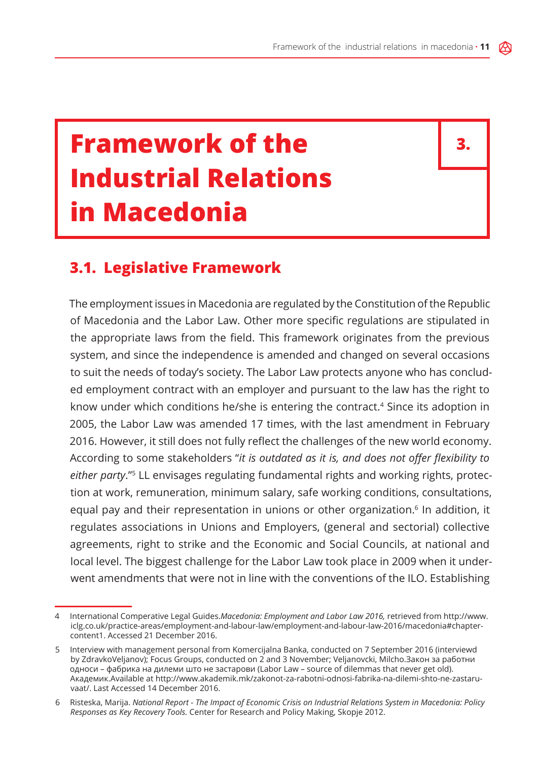# 3. Framework of the Industrial Relations in Macedonia

## 3.1. Legislative Framework

The employment issues in Macedonia are regulated by the Constitution of the Republic of Macedonia and the Labor Law. Other more specific regulations are stipulated in the appropriate laws from the field. This framework originates from the previous system, and since the independence is amended and changed on several occasions to suit the needs of today's society. The Labor Law protects anyone who has concluded employment contract with an employer and pursuant to the law has the right to know under which conditions he/she is entering the contract.[4] Since its adoption in 2005, the Labor Law was amended 17 times, with the last amendment in February 2016. However, it still does not fully reflect the challenges of the new world economy. According to some stakeholders "*it is outdated as it is, and does not offer flexibility to either party*."[5] LL envisages regulating fundamental rights and working rights, protection at work, remuneration, minimum salary, safe working conditions, consultations, equal pay and their representation in unions or other organization.[6] In addition, it regulates associations in Unions and Employers, (general and sectorial) collective agreements, right to strike and the Economic and Social Councils, at national and local level. The biggest challenge for the Labor Law took place in 2009 when it underwent amendments that were not in line with the conventions of the ILO. Establishing

---

4 International Comperative Legal Guides.*Macedonia: Employment and Labor Law 2016,* retrieved from http://www.iclg.co.uk/practice-areas/employment-and-labour-law/employment-and-labour-law-2016/macedonia#chapter-content1. Accessed 21 December 2016.

5 Interview with management personal from Komercijalna Banka, conducted on 7 September 2016 (interviewd by ZdravkoVeljanov); Focus Groups, conducted on 2 and 3 November; Veljanovcki, Milcho.Закон за работни односи – фабрика на дилеми што не застарови (Labor Law – source of dilemmas that never get old). Академик.Available at http://www.akademik.mk/zakonot-za-rabotni-odnosi-fabrika-na-dilemi-shto-ne-zastaruvaat/. Last Accessed 14 December 2016.

6 Risteska, Marija. *National Report - The Impact of Economic Crisis on Industrial Relations System in Macedonia: Policy Responses as Key Recovery Tools.* Center for Research and Policy Making, Skopje 2012.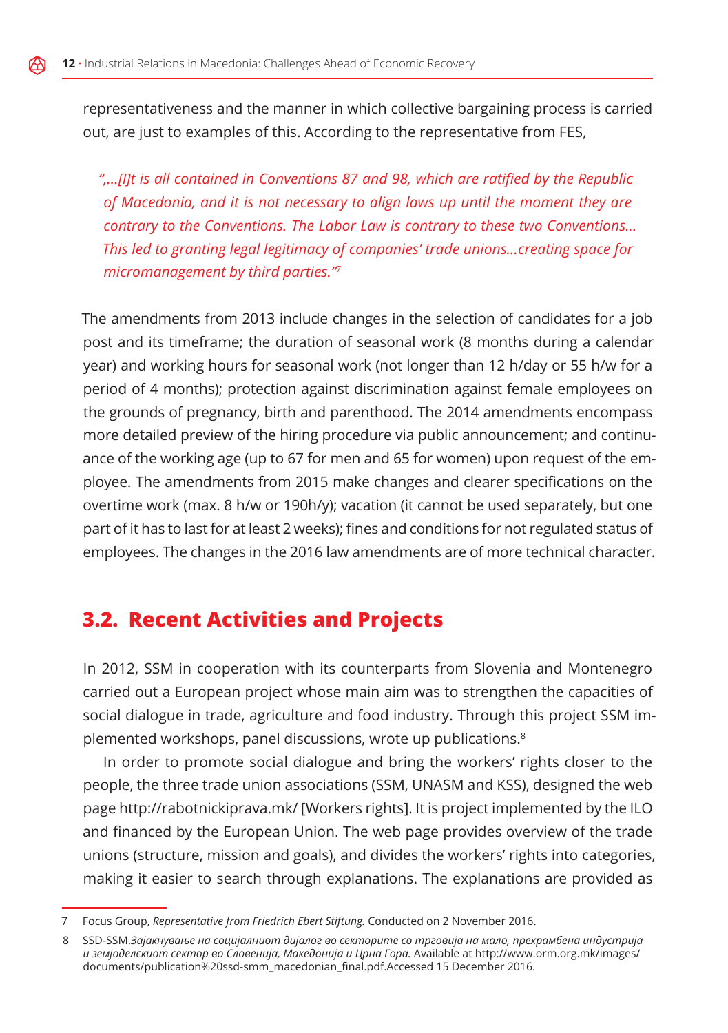representativeness and the manner in which collective bargaining process is carried out, are just to examples of this. According to the representative from FES,

> *"...[I]t is all contained in Conventions 87 and 98, which are ratified by the Republic of Macedonia, and it is not necessary to align laws up until the moment they are contrary to the Conventions. The Labor Law is contrary to these two Conventions... This led to granting legal legitimacy of companies' trade unions...creating space for micromanagement by third parties."*[7]

The amendments from 2013 include changes in the selection of candidates for a job post and its timeframe; the duration of seasonal work (8 months during a calendar year) and working hours for seasonal work (not longer than 12 h/day or 55 h/w for a period of 4 months); protection against discrimination against female employees on the grounds of pregnancy, birth and parenthood. The 2014 amendments encompass more detailed preview of the hiring procedure via public announcement; and continuance of the working age (up to 67 for men and 65 for women) upon request of the employee. The amendments from 2015 make changes and clearer specifications on the overtime work (max. 8 h/w or 190h/y); vacation (it cannot be used separately, but one part of it has to last for at least 2 weeks); fines and conditions for not regulated status of employees. The changes in the 2016 law amendments are of more technical character.

## 3.2. Recent Activities and Projects

In 2012, SSM in cooperation with its counterparts from Slovenia and Montenegro carried out a European project whose main aim was to strengthen the capacities of social dialogue in trade, agriculture and food industry. Through this project SSM implemented workshops, panel discussions, wrote up publications.[8]

In order to promote social dialogue and bring the workers' rights closer to the people, the three trade union associations (SSM, UNASM and KSS), designed the web page http://rabotnickiprava.mk/ [Workers rights]. It is project implemented by the ILO and financed by the European Union. The web page provides overview of the trade unions (structure, mission and goals), and divides the workers' rights into categories, making it easier to search through explanations. The explanations are provided as

---

7 Focus Group, *Representative from Friedrich Ebert Stiftung.* Conducted on 2 November 2016.

8 SSD-SSM.*Зајакнување на социјалниот дијалог во секторите со трговија на мало, прехрамбена индустрија и земјоделскиот сектор во Словенија, Македонија и Црна Гора.* Available at http://www.orm.org.mk/images/documents/publication%20ssd-smm_macedonian_final.pdf.Accessed 15 December 2016.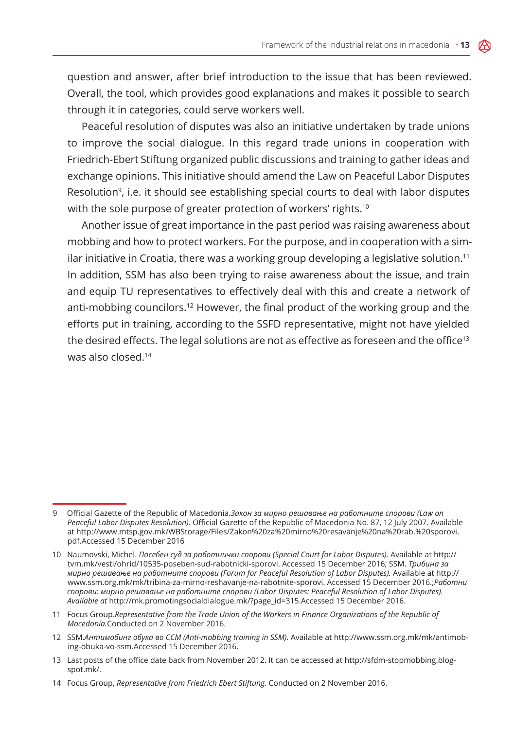question and answer, after brief introduction to the issue that has been reviewed. Overall, the tool, which provides good explanations and makes it possible to search through it in categories, could serve workers well.

Peaceful resolution of disputes was also an initiative undertaken by trade unions to improve the social dialogue. In this regard trade unions in cooperation with Friedrich-Ebert Stiftung organized public discussions and training to gather ideas and exchange opinions. This initiative should amend the Law on Peaceful Labor Disputes Resolution[9], i.e. it should see establishing special courts to deal with labor disputes with the sole purpose of greater protection of workers' rights.[10]

Another issue of great importance in the past period was raising awareness about mobbing and how to protect workers. For the purpose, and in cooperation with a similar initiative in Croatia, there was a working group developing a legislative solution.[11] In addition, SSM has also been trying to raise awareness about the issue, and train and equip TU representatives to effectively deal with this and create a network of anti-mobbing councilors.[12] However, the final product of the working group and the efforts put in training, according to the SSFD representative, might not have yielded the desired effects. The legal solutions are not as effective as foreseen and the office[13] was also closed.[14]

---

9 Official Gazette of the Republic of Macedonia.*Закон за мирно решавање на работните спорови (Law on Peaceful Labor Disputes Resolution).* Official Gazette of the Republic of Macedonia No. 87, 12 July 2007. Available at http://www.mtsp.gov.mk/WBStorage/Files/Zakon%20za%20mirno%20resavanje%20na%20rab.%20sporovi.pdf.Accessed 15 December 2016

10 Naumovski, Michel. *Посебен суд за работнички спорови (Special Court for Labor Disputes).* Available at http://tvm.mk/vesti/ohrid/10535-poseben-sud-rabotnicki-sporovi. Accessed 15 December 2016; SSM. *Трибина за мирно решавање на работните спорови (Forum for Peaceful Resolution of Labor Disputes).* Available at http://www.ssm.org.mk/mk/tribina-za-mirno-reshavanje-na-rabotnite-sporovi. Accessed 15 December 2016.;*Работни спорови: мирно решавање на работните спорови (Labor Disputes: Peaceful Resolution of Labor Disputes). Available at* http://mk.promotingsocialdialogue.mk/?page_id=315.Accessed 15 December 2016.

11 Focus Group.*Representative from the Trade Union of the Workers in Finance Organizations of the Republic of Macedonia.*Conducted on 2 November 2016.

12 SSM.*Антимобинг обука во ССМ (Anti-mobbing training in SSM).* Available at http://www.ssm.org.mk/mk/antimobing-obuka-vo-ssm.Accessed 15 December 2016.

13 Last posts of the office date back from November 2012. It can be accessed at http://sfdm-stopmobbing.blogspot.mk/.

14 Focus Group, *Representative from Friedrich Ebert Stiftung.* Conducted on 2 November 2016.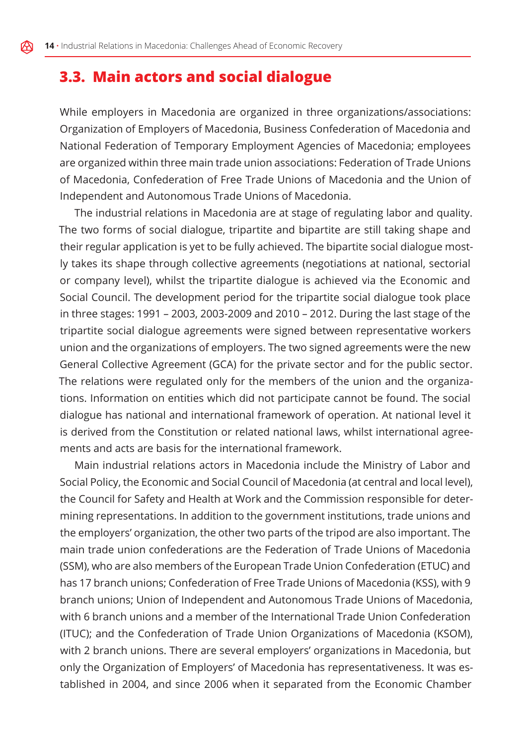## 3.3. Main actors and social dialogue

While employers in Macedonia are organized in three organizations/associations: Organization of Employers of Macedonia, Business Confederation of Macedonia and National Federation of Temporary Employment Agencies of Macedonia; employees are organized within three main trade union associations: Federation of Trade Unions of Macedonia, Confederation of Free Trade Unions of Macedonia and the Union of Independent and Autonomous Trade Unions of Macedonia.

The industrial relations in Macedonia are at stage of regulating labor and quality. The two forms of social dialogue, tripartite and bipartite are still taking shape and their regular application is yet to be fully achieved. The bipartite social dialogue mostly takes its shape through collective agreements (negotiations at national, sectorial or company level), whilst the tripartite dialogue is achieved via the Economic and Social Council. The development period for the tripartite social dialogue took place in three stages: 1991 – 2003, 2003-2009 and 2010 – 2012. During the last stage of the tripartite social dialogue agreements were signed between representative workers union and the organizations of employers. The two signed agreements were the new General Collective Agreement (GCA) for the private sector and for the public sector. The relations were regulated only for the members of the union and the organizations. Information on entities which did not participate cannot be found. The social dialogue has national and international framework of operation. At national level it is derived from the Constitution or related national laws, whilst international agreements and acts are basis for the international framework.

Main industrial relations actors in Macedonia include the Ministry of Labor and Social Policy, the Economic and Social Council of Macedonia (at central and local level), the Council for Safety and Health at Work and the Commission responsible for determining representations. In addition to the government institutions, trade unions and the employers' organization, the other two parts of the tripod are also important. The main trade union confederations are the Federation of Trade Unions of Macedonia (SSM), who are also members of the European Trade Union Confederation (ETUC) and has 17 branch unions; Confederation of Free Trade Unions of Macedonia (KSS), with 9 branch unions; Union of Independent and Autonomous Trade Unions of Macedonia, with 6 branch unions and a member of the International Trade Union Confederation (ITUC); and the Confederation of Trade Union Organizations of Macedonia (KSOM), with 2 branch unions. There are several employers' organizations in Macedonia, but only the Organization of Employers' of Macedonia has representativeness. It was established in 2004, and since 2006 when it separated from the Economic Chamber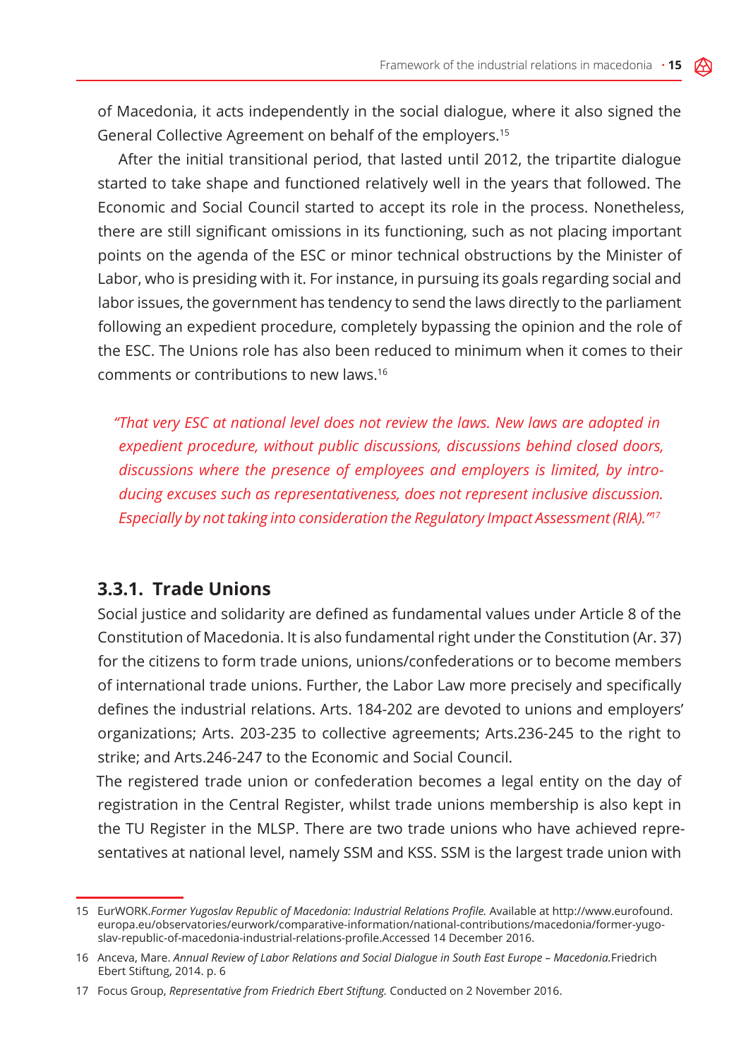of Macedonia, it acts independently in the social dialogue, where it also signed the General Collective Agreement on behalf of the employers.[15]

After the initial transitional period, that lasted until 2012, the tripartite dialogue started to take shape and functioned relatively well in the years that followed. The Economic and Social Council started to accept its role in the process. Nonetheless, there are still significant omissions in its functioning, such as not placing important points on the agenda of the ESC or minor technical obstructions by the Minister of Labor, who is presiding with it. For instance, in pursuing its goals regarding social and labor issues, the government has tendency to send the laws directly to the parliament following an expedient procedure, completely bypassing the opinion and the role of the ESC. The Unions role has also been reduced to minimum when it comes to their comments or contributions to new laws.[16]

> *"That very ESC at national level does not review the laws. New laws are adopted in expedient procedure, without public discussions, discussions behind closed doors, discussions where the presence of employees and employers is limited, by introducing excuses such as representativeness, does not represent inclusive discussion. Especially by not taking into consideration the Regulatory Impact Assessment (RIA)."*[17]

### 3.3.1. Trade Unions

Social justice and solidarity are defined as fundamental values under Article 8 of the Constitution of Macedonia. It is also fundamental right under the Constitution (Ar. 37) for the citizens to form trade unions, unions/confederations or to become members of international trade unions. Further, the Labor Law more precisely and specifically defines the industrial relations. Arts. 184-202 are devoted to unions and employers' organizations; Arts. 203-235 to collective agreements; Arts.236-245 to the right to strike; and Arts.246-247 to the Economic and Social Council.

The registered trade union or confederation becomes a legal entity on the day of registration in the Central Register, whilst trade unions membership is also kept in the TU Register in the MLSP. There are two trade unions who have achieved representatives at national level, namely SSM and KSS. SSM is the largest trade union with

---

15 EurWORK.*Former Yugoslav Republic of Macedonia: Industrial Relations Profile.* Available at http://www.eurofound.europa.eu/observatories/eurwork/comparative-information/national-contributions/macedonia/former-yugoslav-republic-of-macedonia-industrial-relations-profile.Accessed 14 December 2016.

16 Anceva, Mare. *Annual Review of Labor Relations and Social Dialogue in South East Europe – Macedonia.*Friedrich Ebert Stiftung, 2014. p. 6

17 Focus Group, *Representative from Friedrich Ebert Stiftung.* Conducted on 2 November 2016.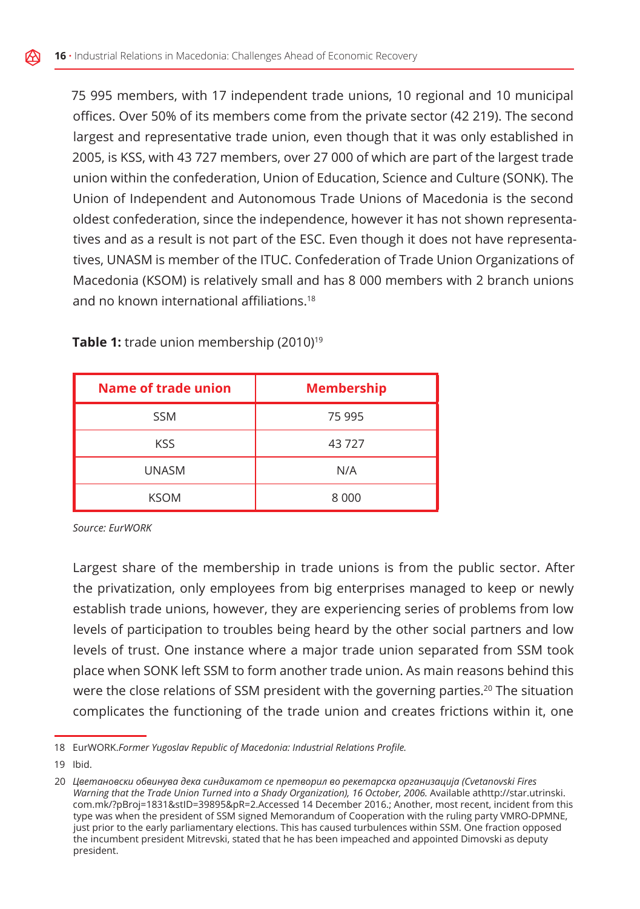75 995 members, with 17 independent trade unions, 10 regional and 10 municipal offices. Over 50% of its members come from the private sector (42 219). The second largest and representative trade union, even though that it was only established in 2005, is KSS, with 43 727 members, over 27 000 of which are part of the largest trade union within the confederation, Union of Education, Science and Culture (SONK). The Union of Independent and Autonomous Trade Unions of Macedonia is the second oldest confederation, since the independence, however it has not shown representatives and as a result is not part of the ESC. Even though it does not have representatives, UNASM is member of the ITUC. Confederation of Trade Union Organizations of Macedonia (KSOM) is relatively small and has 8 000 members with 2 branch unions and no known international affiliations.[18]

**Table 1:** trade union membership (2010)[19]

| Name of trade union | Membership |
|---|---|
| SSM | 75 995 |
| KSS | 43 727 |
| UNASM | N/A |
| KSOM | 8 000 |

*Source: EurWORK*

Largest share of the membership in trade unions is from the public sector. After the privatization, only employees from big enterprises managed to keep or newly establish trade unions, however, they are experiencing series of problems from low levels of participation to troubles being heard by the other social partners and low levels of trust. One instance where a major trade union separated from SSM took place when SONK left SSM to form another trade union. As main reasons behind this were the close relations of SSM president with the governing parties.[20] The situation complicates the functioning of the trade union and creates frictions within it, one

18 EurWORK.*Former Yugoslav Republic of Macedonia: Industrial Relations Profile.*

19 Ibid.

20 *Цветановски обвинува дека синдикатот се претворил во рекетарска организација (Cvetanovski Fires Warning that the Trade Union Turned into a Shady Organization), 16 October, 2006.* Available athttp://star.utrinski.com.mk/?pBroj=1831&stID=39895&pR=2.Accessed 14 December 2016.; Another, most recent, incident from this type was when the president of SSM signed Memorandum of Cooperation with the ruling party VMRO-DPMNE, just prior to the early parliamentary elections. This has caused turbulences within SSM. One fraction opposed the incumbent president Mitrevski, stated that he has been impeached and appointed Dimovski as deputy president.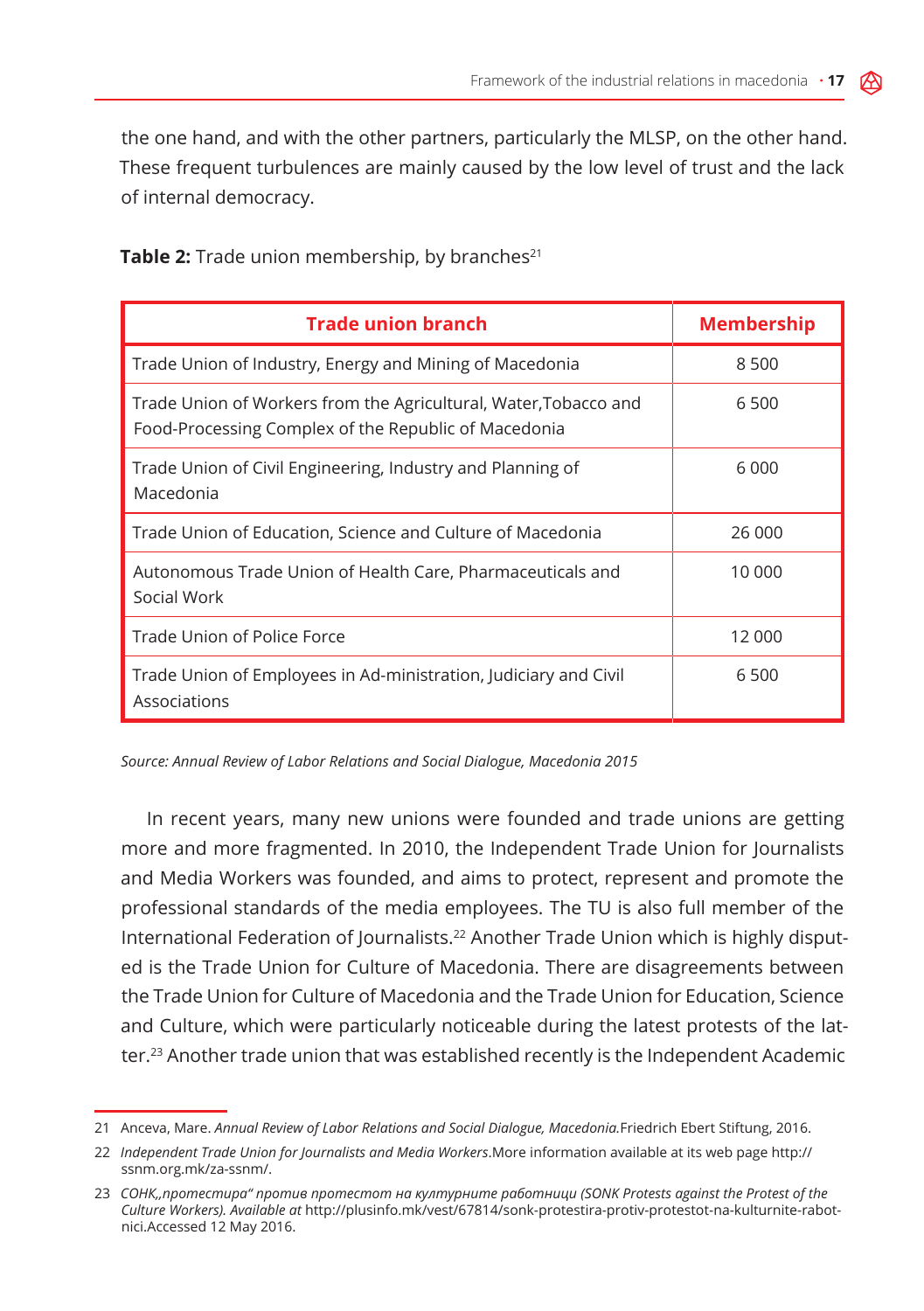the one hand, and with the other partners, particularly the MLSP, on the other hand. These frequent turbulences are mainly caused by the low level of trust and the lack of internal democracy.

**Table 2:** Trade union membership, by branches[21]

| Trade union branch | Membership |
|---|---|
| Trade Union of Industry, Energy and Mining of Macedonia | 8 500 |
| Trade Union of Workers from the Agricultural, Water,Tobacco and Food-Processing Complex of the Republic of Macedonia | 6 500 |
| Trade Union of Civil Engineering, Industry and Planning of Macedonia | 6 000 |
| Trade Union of Education, Science and Culture of Macedonia | 26 000 |
| Autonomous Trade Union of Health Care, Pharmaceuticals and Social Work | 10 000 |
| Trade Union of Police Force | 12 000 |
| Trade Union of Employees in Ad-ministration, Judiciary and Civil Associations | 6 500 |

*Source: Annual Review of Labor Relations and Social Dialogue, Macedonia 2015*

In recent years, many new unions were founded and trade unions are getting more and more fragmented. In 2010, the Independent Trade Union for Journalists and Media Workers was founded, and aims to protect, represent and promote the professional standards of the media employees. The TU is also full member of the International Federation of Journalists.[22] Another Trade Union which is highly disputed is the Trade Union for Culture of Macedonia. There are disagreements between the Trade Union for Culture of Macedonia and the Trade Union for Education, Science and Culture, which were particularly noticeable during the latest protests of the latter.[23] Another trade union that was established recently is the Independent Academic

---

21 Anceva, Mare. *Annual Review of Labor Relations and Social Dialogue, Macedonia.*Friedrich Ebert Stiftung, 2016.

22 *Independent Trade Union for Journalists and Media Workers*.More information available at its web page http://ssnm.org.mk/za-ssnm/.

23 *СОНК„протестира" против протестот на културните работници (SONK Protests against the Protest of the Culture Workers). Available at* http://plusinfo.mk/vest/67814/sonk-protestira-protiv-protestot-na-kulturnite-rabotnici.Accessed 12 May 2016.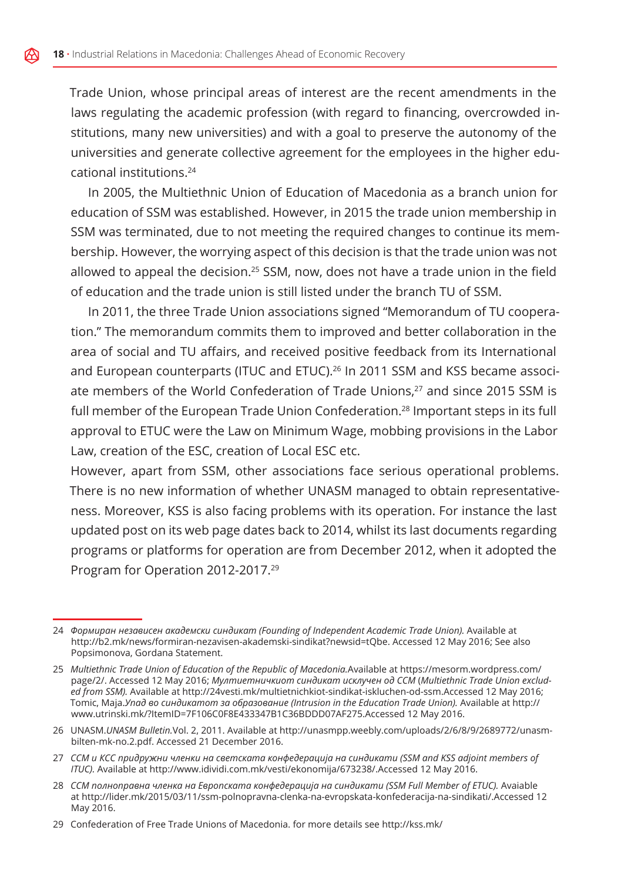Trade Union, whose principal areas of interest are the recent amendments in the laws regulating the academic profession (with regard to financing, overcrowded institutions, many new universities) and with a goal to preserve the autonomy of the universities and generate collective agreement for the employees in the higher educational institutions.[24]

In 2005, the Multiethnic Union of Education of Macedonia as a branch union for education of SSM was established. However, in 2015 the trade union membership in SSM was terminated, due to not meeting the required changes to continue its membership. However, the worrying aspect of this decision is that the trade union was not allowed to appeal the decision.[25] SSM, now, does not have a trade union in the field of education and the trade union is still listed under the branch TU of SSM.

In 2011, the three Trade Union associations signed "Memorandum of TU cooperation." The memorandum commits them to improved and better collaboration in the area of social and TU affairs, and received positive feedback from its International and European counterparts (ITUC and ETUC).[26] In 2011 SSM and KSS became associate members of the World Confederation of Trade Unions,[27] and since 2015 SSM is full member of the European Trade Union Confederation.[28] Important steps in its full approval to ETUC were the Law on Minimum Wage, mobbing provisions in the Labor Law, creation of the ESC, creation of Local ESC etc.

However, apart from SSM, other associations face serious operational problems. There is no new information of whether UNASM managed to obtain representativeness. Moreover, KSS is also facing problems with its operation. For instance the last updated post on its web page dates back to 2014, whilst its last documents regarding programs or platforms for operation are from December 2012, when it adopted the Program for Operation 2012-2017.[29]

---

24 *Формиран независен академски синдикат (Founding of Independent Academic Trade Union).* Available at http://b2.mk/news/formiran-nezavisen-akademski-sindikat?newsid=tQbe. Accessed 12 May 2016; See also Popsimonova, Gordana Statement.

25 *Multiethnic Trade Union of Education of the Republic of Macedonia.*Available at https://mesorm.wordpress.com/page/2/. Accessed 12 May 2016; *Мултиетничкиот синдикат исклучен од ССМ* (*Multiethnic Trade Union excluded from SSM).* Available at http://24vesti.mk/multietnichkiot-sindikat-iskluchen-od-ssm.Accessed 12 May 2016; Tomic, Maja.*Упад во синдикатот за образование (Intrusion in the Education Trade Union).* Available at http://www.utrinski.mk/?ItemID=7F106C0F8E433347B1C36BDDD07AF275.Accessed 12 May 2016.

26 UNASM.*UNASM Bulletin.*Vol. 2, 2011. Available at http://unasmpp.weebly.com/uploads/2/6/8/9/2689772/unasm-bilten-mk-no.2.pdf. Accessed 21 December 2016.

27 *ССМ и КСС придружни членки на светската конфедерација на синдикати (SSM and KSS adjoint members of ITUC).* Available at http://www.idividi.com.mk/vesti/ekonomija/673238/.Accessed 12 May 2016.

28 *ССМ полноправна членка на Европската конфедерација на синдикати (SSM Full Member of ETUC).* Avaiable at http://lider.mk/2015/03/11/ssm-polnopravna-clenka-na-evropskata-konfederacija-na-sindikati/.Accessed 12 May 2016.

29 Confederation of Free Trade Unions of Macedonia. for more details see http://kss.mk/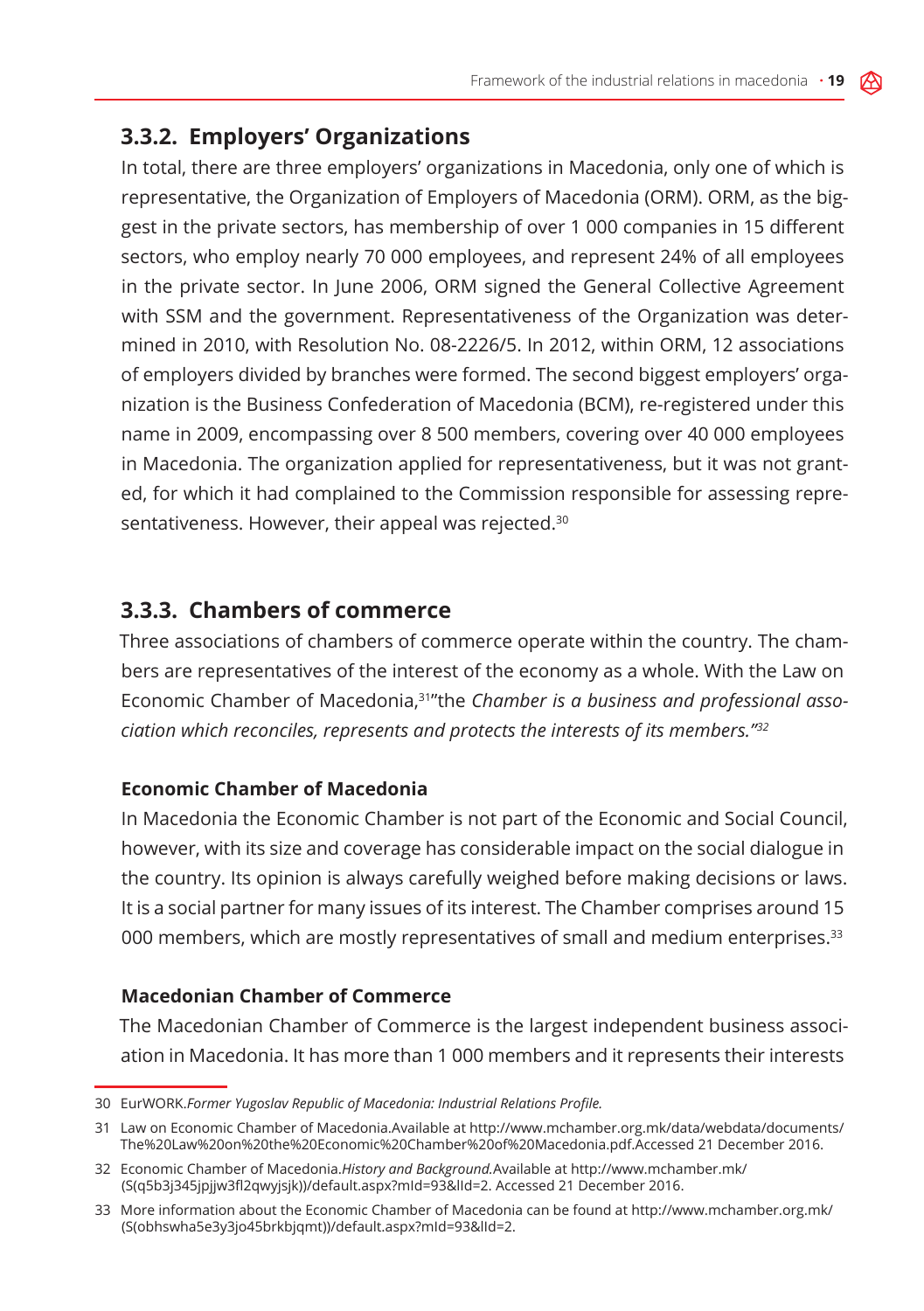### 3.3.2. Employers' Organizations

In total, there are three employers' organizations in Macedonia, only one of which is representative, the Organization of Employers of Macedonia (ORM). ORM, as the biggest in the private sectors, has membership of over 1 000 companies in 15 different sectors, who employ nearly 70 000 employees, and represent 24% of all employees in the private sector. In June 2006, ORM signed the General Collective Agreement with SSM and the government. Representativeness of the Organization was determined in 2010, with Resolution No. 08-2226/5. In 2012, within ORM, 12 associations of employers divided by branches were formed. The second biggest employers' organization is the Business Confederation of Macedonia (BCM), re-registered under this name in 2009, encompassing over 8 500 members, covering over 40 000 employees in Macedonia. The organization applied for representativeness, but it was not granted, for which it had complained to the Commission responsible for assessing representativeness. However, their appeal was rejected.[30]

### 3.3.3. Chambers of commerce

Three associations of chambers of commerce operate within the country. The chambers are representatives of the interest of the economy as a whole. With the Law on Economic Chamber of Macedonia,[31]"the *Chamber is a business and professional association which reconciles, represents and protects the interests of its members."*[32]

**Economic Chamber of Macedonia**

In Macedonia the Economic Chamber is not part of the Economic and Social Council, however, with its size and coverage has considerable impact on the social dialogue in the country. Its opinion is always carefully weighed before making decisions or laws. It is a social partner for many issues of its interest. The Chamber comprises around 15 000 members, which are mostly representatives of small and medium enterprises.[33]

**Macedonian Chamber of Commerce**

The Macedonian Chamber of Commerce is the largest independent business association in Macedonia. It has more than 1 000 members and it represents their interests

---

30 EurWORK.*Former Yugoslav Republic of Macedonia: Industrial Relations Profile.*

31 Law on Economic Chamber of Macedonia.Available at http://www.mchamber.org.mk/data/webdata/documents/The%20Law%20on%20the%20Economic%20Chamber%20of%20Macedonia.pdf.Accessed 21 December 2016.

32 Economic Chamber of Macedonia.*History and Background.*Available at http://www.mchamber.org.mk/(S(q5b3j345jpjjw3fl2qwyjsjk))/default.aspx?mId=93&lId=2. Accessed 21 December 2016.

33 More information about the Economic Chamber of Macedonia can be found at http://www.mchamber.org.mk/(S(obhswha5e3y3jo45brkbjqmt))/default.aspx?mId=93&lId=2.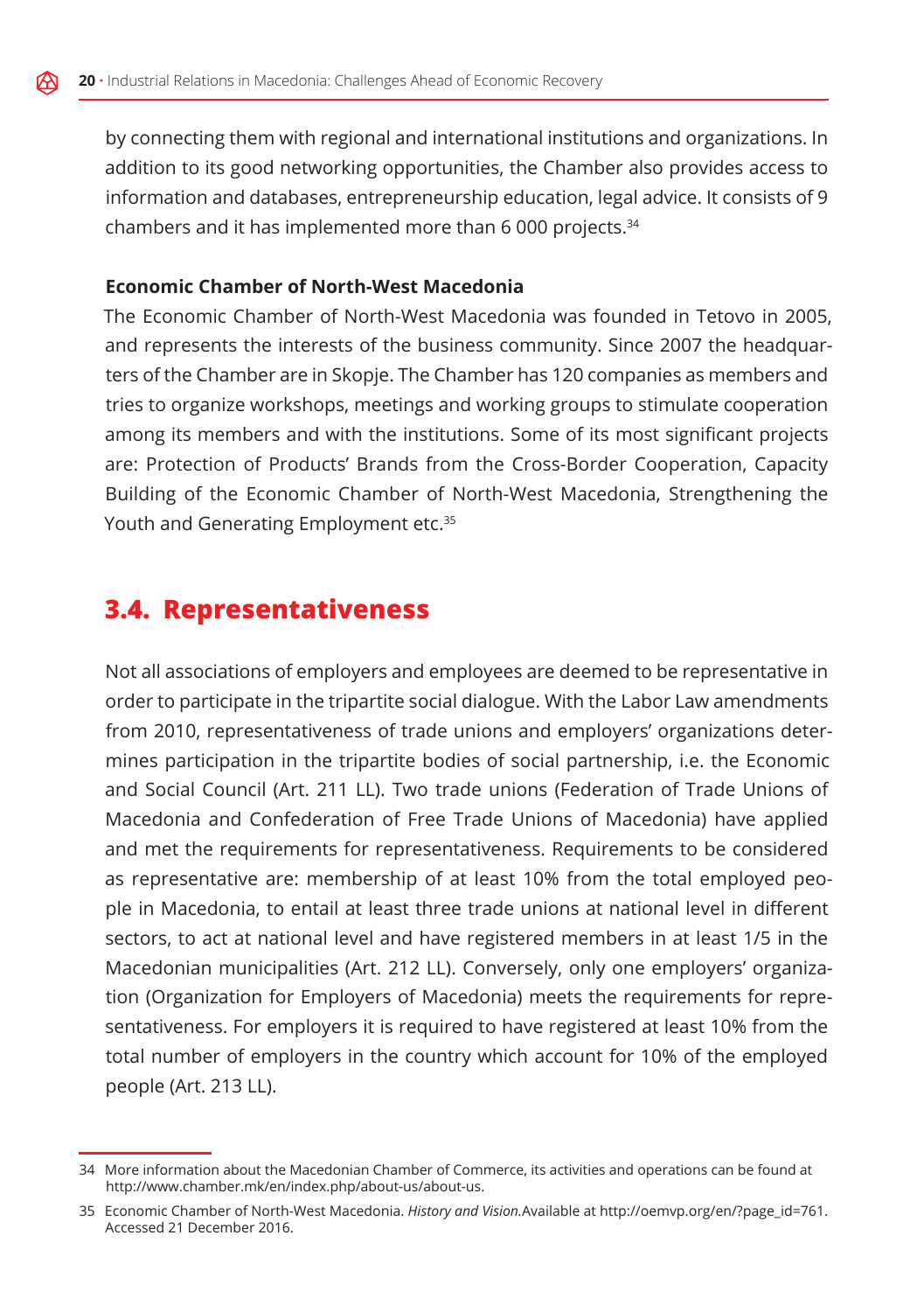by connecting them with regional and international institutions and organizations. In addition to its good networking opportunities, the Chamber also provides access to information and databases, entrepreneurship education, legal advice. It consists of 9 chambers and it has implemented more than 6 000 projects.[34]

**Economic Chamber of North-West Macedonia**

The Economic Chamber of North-West Macedonia was founded in Tetovo in 2005, and represents the interests of the business community. Since 2007 the headquarters of the Chamber are in Skopje. The Chamber has 120 companies as members and tries to organize workshops, meetings and working groups to stimulate cooperation among its members and with the institutions. Some of its most significant projects are: Protection of Products' Brands from the Cross-Border Cooperation, Capacity Building of the Economic Chamber of North-West Macedonia, Strengthening the Youth and Generating Employment etc.[35]

## 3.4. Representativeness

Not all associations of employers and employees are deemed to be representative in order to participate in the tripartite social dialogue. With the Labor Law amendments from 2010, representativeness of trade unions and employers' organizations determines participation in the tripartite bodies of social partnership, i.e. the Economic and Social Council (Art. 211 LL). Two trade unions (Federation of Trade Unions of Macedonia and Confederation of Free Trade Unions of Macedonia) have applied and met the requirements for representativeness. Requirements to be considered as representative are: membership of at least 10% from the total employed people in Macedonia, to entail at least three trade unions at national level in different sectors, to act at national level and have registered members in at least 1/5 in the Macedonian municipalities (Art. 212 LL). Conversely, only one employers' organization (Organization for Employers of Macedonia) meets the requirements for representativeness. For employers it is required to have registered at least 10% from the total number of employers in the country which account for 10% of the employed people (Art. 213 LL).

---

34 More information about the Macedonian Chamber of Commerce, its activities and operations can be found at http://www.chamber.mk/en/index.php/about-us/about-us.

35 Economic Chamber of North-West Macedonia. *History and Vision.*Available at http://oemvp.org/en/?page_id=761. Accessed 21 December 2016.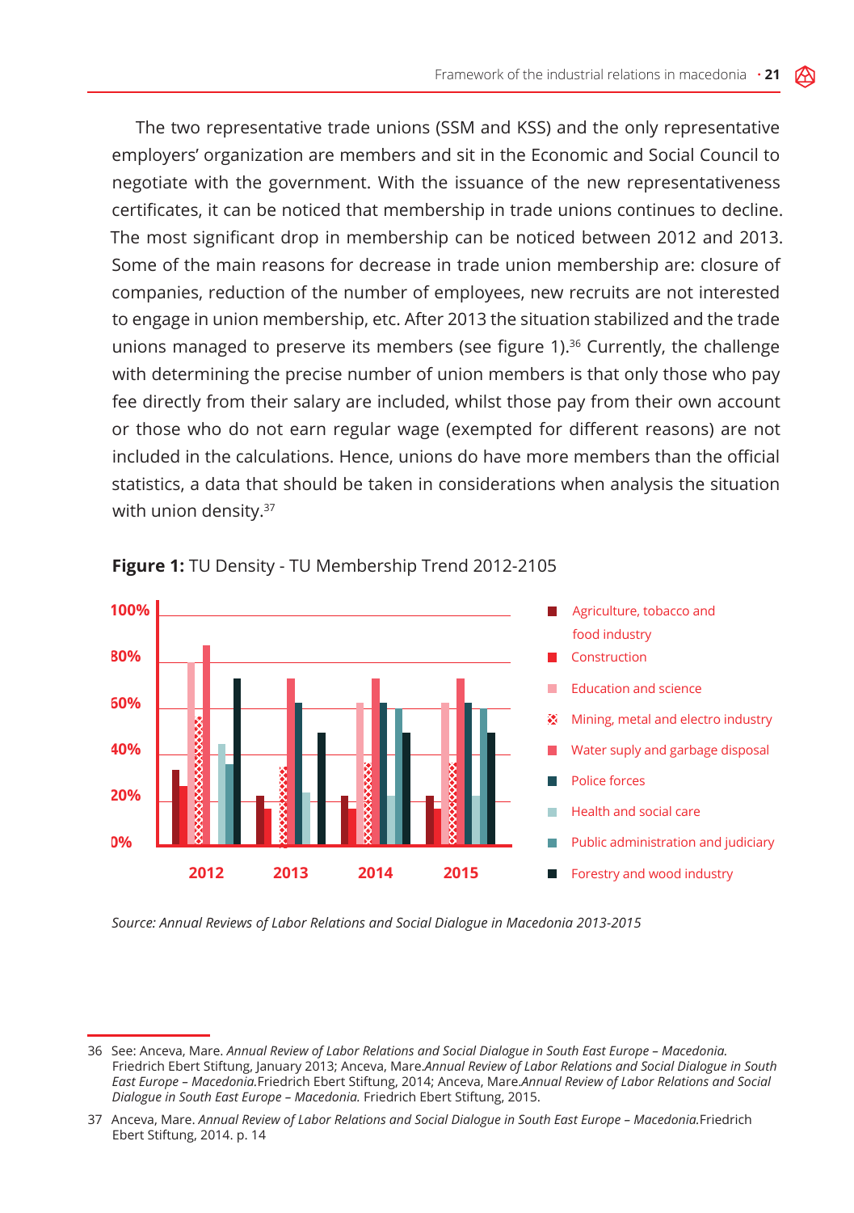The two representative trade unions (SSM and KSS) and the only representative employers' organization are members and sit in the Economic and Social Council to negotiate with the government. With the issuance of the new representativeness certificates, it can be noticed that membership in trade unions continues to decline. The most significant drop in membership can be noticed between 2012 and 2013. Some of the main reasons for decrease in trade union membership are: closure of companies, reduction of the number of employees, new recruits are not interested to engage in union membership, etc. After 2013 the situation stabilized and the trade unions managed to preserve its members (see figure 1).[36] Currently, the challenge with determining the precise number of union members is that only those who pay fee directly from their salary are included, whilst those pay from their own account or those who do not earn regular wage (exempted for different reasons) are not included in the calculations. Hence, unions do have more members than the official statistics, a data that should be taken in considerations when analysis the situation with union density.[37]

**Figure 1:** TU Density - TU Membership Trend 2012-2105

Legend: Agriculture, tobacco and food industry; Construction; Education and science; Mining, metal and electro industry; Water suply and garbage disposal; Police forces; Health and social care; Public administration and judiciary; Forestry and wood industry

*Source: Annual Reviews of Labor Relations and Social Dialogue in Macedonia 2013-2015*

---

36 See: Anceva, Mare. *Annual Review of Labor Relations and Social Dialogue in South East Europe – Macedonia.* Friedrich Ebert Stiftung, January 2013; Anceva, Mare.*Annual Review of Labor Relations and Social Dialogue in South East Europe – Macedonia.*Friedrich Ebert Stiftung, 2014; Anceva, Mare.*Annual Review of Labor Relations and Social Dialogue in South East Europe – Macedonia.* Friedrich Ebert Stiftung, 2015.

37 Anceva, Mare. *Annual Review of Labor Relations and Social Dialogue in South East Europe – Macedonia.*Friedrich Ebert Stiftung, 2014. p. 14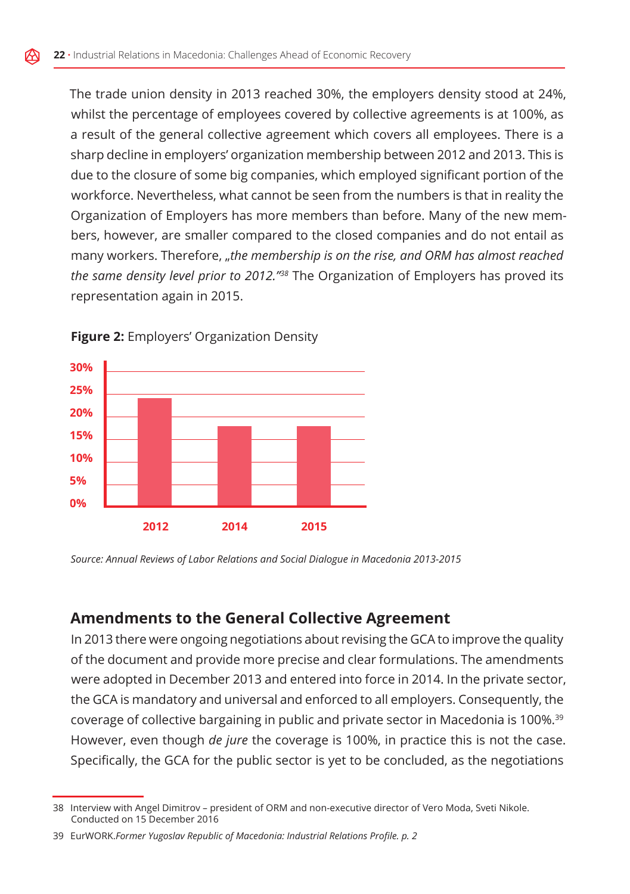The trade union density in 2013 reached 30%, the employers density stood at 24%, whilst the percentage of employees covered by collective agreements is at 100%, as a result of the general collective agreement which covers all employees. There is a sharp decline in employers' organization membership between 2012 and 2013. This is due to the closure of some big companies, which employed significant portion of the workforce. Nevertheless, what cannot be seen from the numbers is that in reality the Organization of Employers has more members than before. Many of the new members, however, are smaller compared to the closed companies and do not entail as many workers. Therefore, *„the membership is on the rise, and ORM has almost reached the same density level prior to 2012."*[38] The Organization of Employers has proved its representation again in 2015.

**Figure 2:** Employers' Organization Density

| Year | Density |
|---|---|
| 2012 | ~24% |
| 2014 | ~18% |
| 2015 | ~18% |

*Source: Annual Reviews of Labor Relations and Social Dialogue in Macedonia 2013-2015*

## Amendments to the General Collective Agreement

In 2013 there were ongoing negotiations about revising the GCA to improve the quality of the document and provide more precise and clear formulations. The amendments were adopted in December 2013 and entered into force in 2014. In the private sector, the GCA is mandatory and universal and enforced to all employers. Consequently, the coverage of collective bargaining in public and private sector in Macedonia is 100%.[39] However, even though *de jure* the coverage is 100%, in practice this is not the case. Specifically, the GCA for the public sector is yet to be concluded, as the negotiations

---

38 Interview with Angel Dimitrov – president of ORM and non-executive director of Vero Moda, Sveti Nikole. Conducted on 15 December 2016

39 EurWORK.*Former Yugoslav Republic of Macedonia: Industrial Relations Profile. p. 2*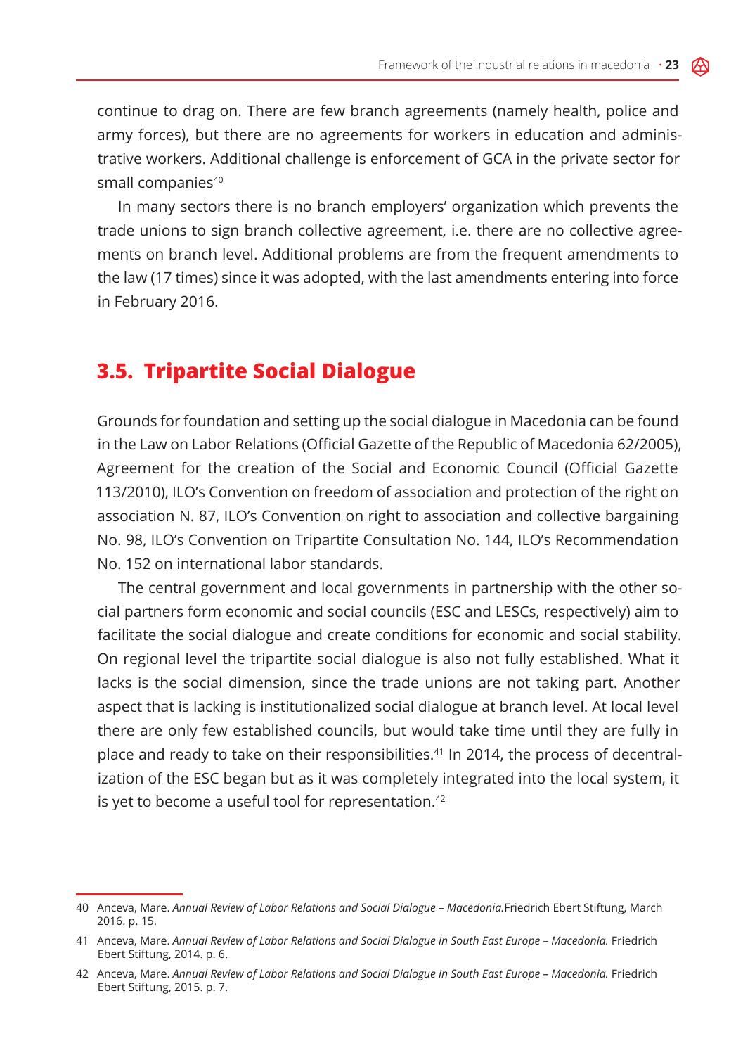continue to drag on. There are few branch agreements (namely health, police and army forces), but there are no agreements for workers in education and administrative workers. Additional challenge is enforcement of GCA in the private sector for small companies[40]

In many sectors there is no branch employers' organization which prevents the trade unions to sign branch collective agreement, i.e. there are no collective agreements on branch level. Additional problems are from the frequent amendments to the law (17 times) since it was adopted, with the last amendments entering into force in February 2016.

## 3.5. Tripartite Social Dialogue

Grounds for foundation and setting up the social dialogue in Macedonia can be found in the Law on Labor Relations (Official Gazette of the Republic of Macedonia 62/2005), Agreement for the creation of the Social and Economic Council (Official Gazette 113/2010), ILO's Convention on freedom of association and protection of the right on association N. 87, ILO's Convention on right to association and collective bargaining No. 98, ILO's Convention on Tripartite Consultation No. 144, ILO's Recommendation No. 152 on international labor standards.

The central government and local governments in partnership with the other social partners form economic and social councils (ESC and LESCs, respectively) aim to facilitate the social dialogue and create conditions for economic and social stability. On regional level the tripartite social dialogue is also not fully established. What it lacks is the social dimension, since the trade unions are not taking part. Another aspect that is lacking is institutionalized social dialogue at branch level. At local level there are only few established councils, but would take time until they are fully in place and ready to take on their responsibilities.[41] In 2014, the process of decentralization of the ESC began but as it was completely integrated into the local system, it is yet to become a useful tool for representation.[42]

---

40 Anceva, Mare. *Annual Review of Labor Relations and Social Dialogue – Macedonia.*Friedrich Ebert Stiftung, March 2016. p. 15.

41 Anceva, Mare. *Annual Review of Labor Relations and Social Dialogue in South East Europe – Macedonia.* Friedrich Ebert Stiftung, 2014. p. 6.

42 Anceva, Mare. *Annual Review of Labor Relations and Social Dialogue in South East Europe – Macedonia.* Friedrich Ebert Stiftung, 2015. p. 7.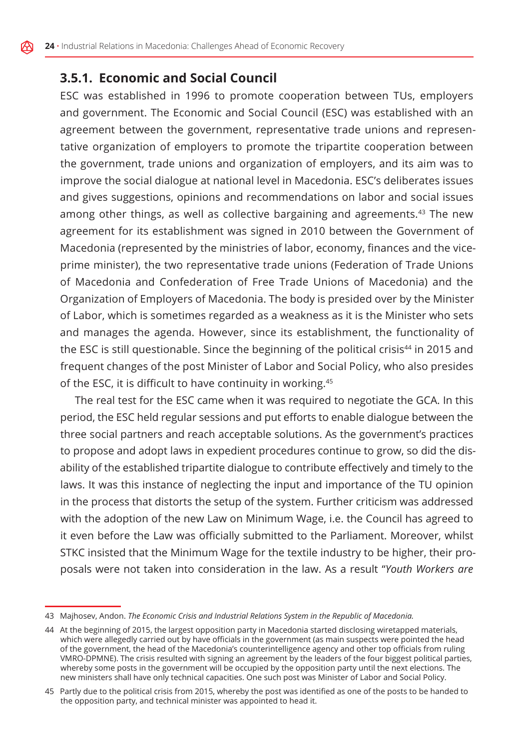### 3.5.1. Economic and Social Council

ESC was established in 1996 to promote cooperation between TUs, employers and government. The Economic and Social Council (ESC) was established with an agreement between the government, representative trade unions and representative organization of employers to promote the tripartite cooperation between the government, trade unions and organization of employers, and its aim was to improve the social dialogue at national level in Macedonia. ESC's deliberates issues and gives suggestions, opinions and recommendations on labor and social issues among other things, as well as collective bargaining and agreements.[43] The new agreement for its establishment was signed in 2010 between the Government of Macedonia (represented by the ministries of labor, economy, finances and the vice-prime minister), the two representative trade unions (Federation of Trade Unions of Macedonia and Confederation of Free Trade Unions of Macedonia) and the Organization of Employers of Macedonia. The body is presided over by the Minister of Labor, which is sometimes regarded as a weakness as it is the Minister who sets and manages the agenda. However, since its establishment, the functionality of the ESC is still questionable. Since the beginning of the political crisis[44] in 2015 and frequent changes of the post Minister of Labor and Social Policy, who also presides of the ESC, it is difficult to have continuity in working.[45]

The real test for the ESC came when it was required to negotiate the GCA. In this period, the ESC held regular sessions and put efforts to enable dialogue between the three social partners and reach acceptable solutions. As the government's practices to propose and adopt laws in expedient procedures continue to grow, so did the disability of the established tripartite dialogue to contribute effectively and timely to the laws. It was this instance of neglecting the input and importance of the TU opinion in the process that distorts the setup of the system. Further criticism was addressed with the adoption of the new Law on Minimum Wage, i.e. the Council has agreed to it even before the Law was officially submitted to the Parliament. Moreover, whilst STKC insisted that the Minimum Wage for the textile industry to be higher, their proposals were not taken into consideration in the law. As a result "*Youth Workers are*

---

43 Majhosev, Andon. *The Economic Crisis and Industrial Relations System in the Republic of Macedonia.*

44 At the beginning of 2015, the largest opposition party in Macedonia started disclosing wiretapped materials, which were allegedly carried out by have officials in the government (as main suspects were pointed the head of the government, the head of the Macedonia's counterintelligence agency and other top officials from ruling VMRO-DPMNE). The crisis resulted with signing an agreement by the leaders of the four biggest political parties, whereby some posts in the government will be occupied by the opposition party until the next elections. The new ministers shall have only technical capacities. One such post was Minister of Labor and Social Policy.

45 Partly due to the political crisis from 2015, whereby the post was identified as one of the posts to be handed to the opposition party, and technical minister was appointed to head it.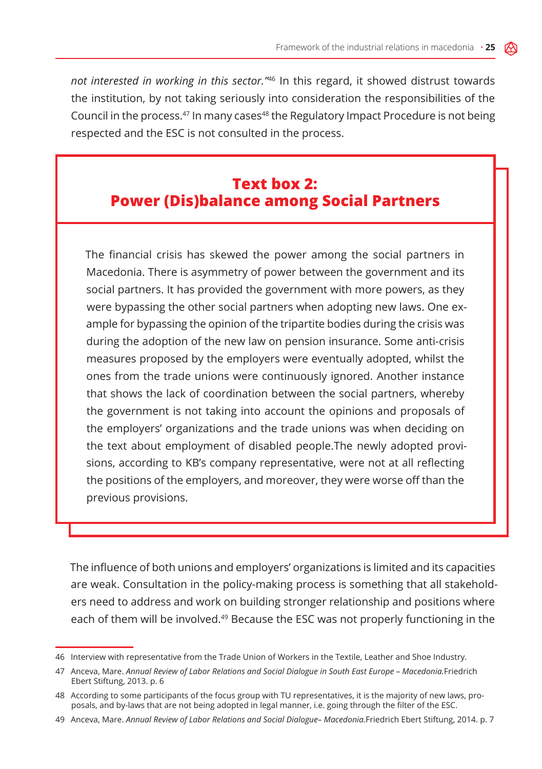*not interested in working in this sector."*[46] In this regard, it showed distrust towards the institution, by not taking seriously into consideration the responsibilities of the Council in the process.[47] In many cases[48] the Regulatory Impact Procedure is not being respected and the ESC is not consulted in the process.

## Text box 2: Power (Dis)balance among Social Partners

The financial crisis has skewed the power among the social partners in Macedonia. There is asymmetry of power between the government and its social partners. It has provided the government with more powers, as they were bypassing the other social partners when adopting new laws. One example for bypassing the opinion of the tripartite bodies during the crisis was during the adoption of the new law on pension insurance. Some anti-crisis measures proposed by the employers were eventually adopted, whilst the ones from the trade unions were continuously ignored. Another instance that shows the lack of coordination between the social partners, whereby the government is not taking into account the opinions and proposals of the employers' organizations and the trade unions was when deciding on the text about employment of disabled people.The newly adopted provisions, according to KB's company representative, were not at all reflecting the positions of the employers, and moreover, they were worse off than the previous provisions.

The influence of both unions and employers' organizations is limited and its capacities are weak. Consultation in the policy-making process is something that all stakeholders need to address and work on building stronger relationship and positions where each of them will be involved.[49] Because the ESC was not properly functioning in the

---

46 Interview with representative from the Trade Union of Workers in the Textile, Leather and Shoe Industry.

47 Anceva, Mare. *Annual Review of Labor Relations and Social Dialogue in South East Europe – Macedonia.*Friedrich Ebert Stiftung, 2013. p. 6

48 According to some participants of the focus group with TU representatives, it is the majority of new laws, proposals, and by-laws that are not being adopted in legal manner, i.e. going through the filter of the ESC.

49 Anceva, Mare. *Annual Review of Labor Relations and Social Dialogue– Macedonia.*Friedrich Ebert Stiftung, 2014. p. 7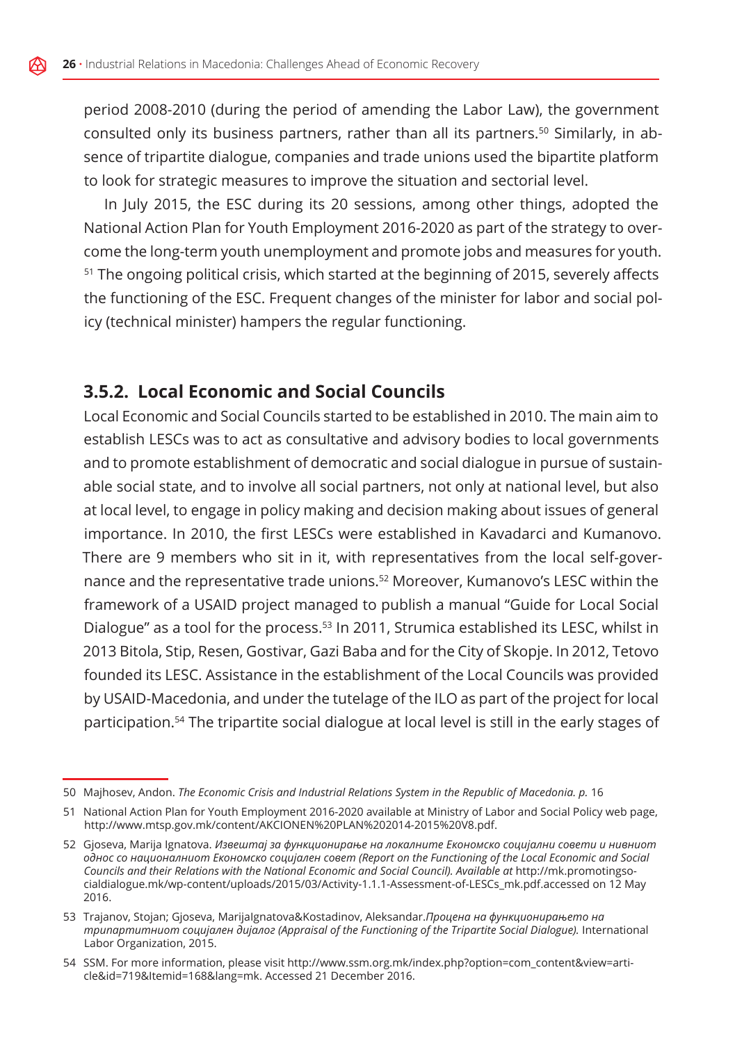period 2008-2010 (during the period of amending the Labor Law), the government consulted only its business partners, rather than all its partners.[50] Similarly, in absence of tripartite dialogue, companies and trade unions used the bipartite platform to look for strategic measures to improve the situation and sectorial level.

In July 2015, the ESC during its 20 sessions, among other things, adopted the National Action Plan for Youth Employment 2016-2020 as part of the strategy to overcome the long-term youth unemployment and promote jobs and measures for youth.[51] The ongoing political crisis, which started at the beginning of 2015, severely affects the functioning of the ESC. Frequent changes of the minister for labor and social policy (technical minister) hampers the regular functioning.

### 3.5.2. Local Economic and Social Councils

Local Economic and Social Councils started to be established in 2010. The main aim to establish LESCs was to act as consultative and advisory bodies to local governments and to promote establishment of democratic and social dialogue in pursue of sustainable social state, and to involve all social partners, not only at national level, but also at local level, to engage in policy making and decision making about issues of general importance. In 2010, the first LESCs were established in Kavadarci and Kumanovo. There are 9 members who sit in it, with representatives from the local self-governance and the representative trade unions.[52] Moreover, Kumanovo's LESC within the framework of a USAID project managed to publish a manual "Guide for Local Social Dialogue" as a tool for the process.[53] In 2011, Strumica established its LESC, whilst in 2013 Bitola, Stip, Resen, Gostivar, Gazi Baba and for the City of Skopje. In 2012, Tetovo founded its LESC. Assistance in the establishment of the Local Councils was provided by USAID-Macedonia, and under the tutelage of the ILO as part of the project for local participation.[54] The tripartite social dialogue at local level is still in the early stages of

---

50 Majhosev, Andon. *The Economic Crisis and Industrial Relations System in the Republic of Macedonia. p.* 16

51 National Action Plan for Youth Employment 2016-2020 available at Ministry of Labor and Social Policy web page, http://www.mtsp.gov.mk/content/AKCIONEN%20PLAN%202014-2015%20V8.pdf.

52 Gjoseva, Marija Ignatova. *Извештај за функционирање на локалните Економско социјални совети и нивниот однос со националниот Економско социјален совет (Report on the Functioning of the Local Economic and Social Councils and their Relations with the National Economic and Social Council). Available at* http://mk.promotingsocialdialogue.mk/wp-content/uploads/2015/03/Activity-1.1.1-Assessment-of-LESCs_mk.pdf.accessed on 12 May 2016.

53 Trajanov, Stojan; Gjoseva, MarijaIgnatova&Kostadinov, Aleksandar.*Процена на функционирањето на трипартитниот социјален дијалог (Appraisal of the Functioning of the Tripartite Social Dialogue).* International Labor Organization, 2015.

54 SSM. For more information, please visit http://www.ssm.org.mk/index.php?option=com_content&view=article&id=719&Itemid=168&lang=mk. Accessed 21 December 2016.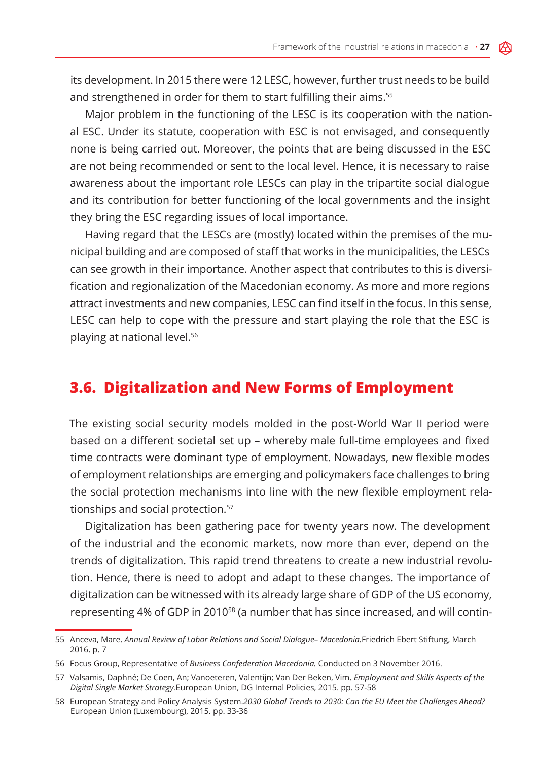its development. In 2015 there were 12 LESC, however, further trust needs to be build and strengthened in order for them to start fulfilling their aims.[55]

Major problem in the functioning of the LESC is its cooperation with the national ESC. Under its statute, cooperation with ESC is not envisaged, and consequently none is being carried out. Moreover, the points that are being discussed in the ESC are not being recommended or sent to the local level. Hence, it is necessary to raise awareness about the important role LESCs can play in the tripartite social dialogue and its contribution for better functioning of the local governments and the insight they bring the ESC regarding issues of local importance.

Having regard that the LESCs are (mostly) located within the premises of the municipal building and are composed of staff that works in the municipalities, the LESCs can see growth in their importance. Another aspect that contributes to this is diversification and regionalization of the Macedonian economy. As more and more regions attract investments and new companies, LESC can find itself in the focus. In this sense, LESC can help to cope with the pressure and start playing the role that the ESC is playing at national level.[56]

## 3.6. Digitalization and New Forms of Employment

The existing social security models molded in the post-World War II period were based on a different societal set up – whereby male full-time employees and fixed time contracts were dominant type of employment. Nowadays, new flexible modes of employment relationships are emerging and policymakers face challenges to bring the social protection mechanisms into line with the new flexible employment relationships and social protection.[57]

Digitalization has been gathering pace for twenty years now. The development of the industrial and the economic markets, now more than ever, depend on the trends of digitalization. This rapid trend threatens to create a new industrial revolution. Hence, there is need to adopt and adapt to these changes. The importance of digitalization can be witnessed with its already large share of GDP of the US economy, representing 4% of GDP in 2010[58] (a number that has since increased, and will contin-

---

55 Anceva, Mare. *Annual Review of Labor Relations and Social Dialogue– Macedonia.*Friedrich Ebert Stiftung, March 2016. p. 7

56 Focus Group, Representative of *Business Confederation Macedonia.* Conducted on 3 November 2016.

57 Valsamis, Daphné; De Coen, An; Vanoeteren, Valentijn; Van Der Beken, Vim. *Employment and Skills Aspects of the Digital Single Market Strategy.*European Union, DG Internal Policies, 2015. pp. 57-58

58 European Strategy and Policy Analysis System.*2030 Global Trends to 2030: Can the EU Meet the Challenges Ahead?* European Union (Luxembourg), 2015. pp. 33-36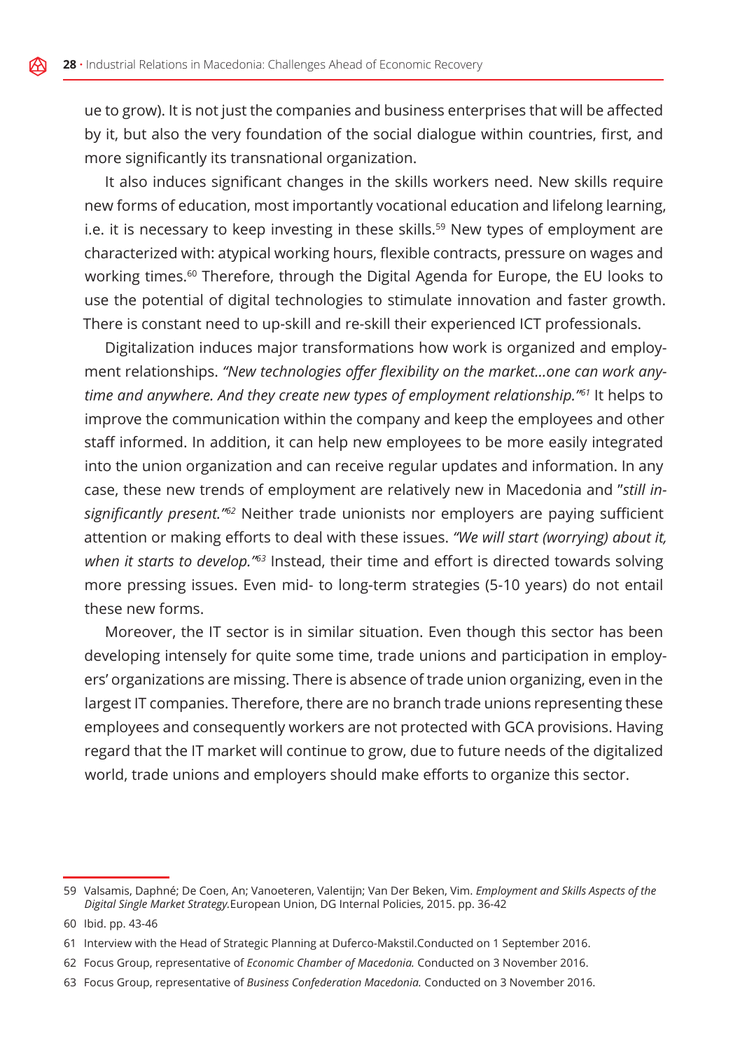ue to grow). It is not just the companies and business enterprises that will be affected by it, but also the very foundation of the social dialogue within countries, first, and more significantly its transnational organization.

It also induces significant changes in the skills workers need. New skills require new forms of education, most importantly vocational education and lifelong learning, i.e. it is necessary to keep investing in these skills.[59] New types of employment are characterized with: atypical working hours, flexible contracts, pressure on wages and working times.[60] Therefore, through the Digital Agenda for Europe, the EU looks to use the potential of digital technologies to stimulate innovation and faster growth. There is constant need to up-skill and re-skill their experienced ICT professionals.

Digitalization induces major transformations how work is organized and employment relationships. *"New technologies offer flexibility on the market...one can work anytime and anywhere. And they create new types of employment relationship."*[61] It helps to improve the communication within the company and keep the employees and other staff informed. In addition, it can help new employees to be more easily integrated into the union organization and can receive regular updates and information. In any case, these new trends of employment are relatively new in Macedonia and "*still insignificantly present."*[62] Neither trade unionists nor employers are paying sufficient attention or making efforts to deal with these issues. *"We will start (worrying) about it, when it starts to develop."*[63] Instead, their time and effort is directed towards solving more pressing issues. Even mid- to long-term strategies (5-10 years) do not entail these new forms.

Moreover, the IT sector is in similar situation. Even though this sector has been developing intensely for quite some time, trade unions and participation in employers' organizations are missing. There is absence of trade union organizing, even in the largest IT companies. Therefore, there are no branch trade unions representing these employees and consequently workers are not protected with GCA provisions. Having regard that the IT market will continue to grow, due to future needs of the digitalized world, trade unions and employers should make efforts to organize this sector.

---

59 Valsamis, Daphné; De Coen, An; Vanoeteren, Valentijn; Van Der Beken, Vim. *Employment and Skills Aspects of the Digital Single Market Strategy.*European Union, DG Internal Policies, 2015. pp. 36-42

60 Ibid. pp. 43-46

61 Interview with the Head of Strategic Planning at Duferco-Makstil.Conducted on 1 September 2016.

62 Focus Group, representative of *Economic Chamber of Macedonia.* Conducted on 3 November 2016.

63 Focus Group, representative of *Business Confederation Macedonia.* Conducted on 3 November 2016.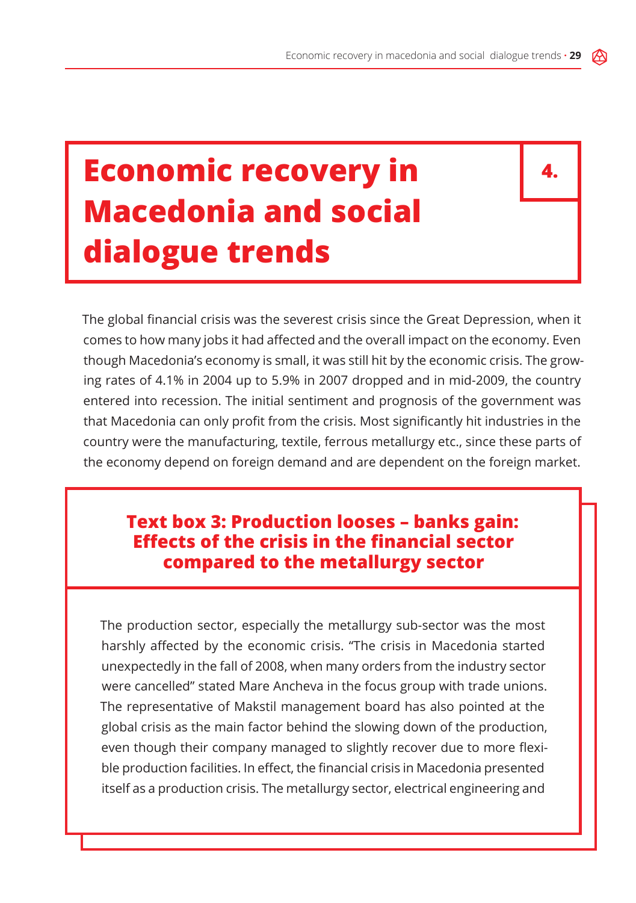# 4. Economic recovery in Macedonia and social dialogue trends

The global financial crisis was the severest crisis since the Great Depression, when it comes to how many jobs it had affected and the overall impact on the economy. Even though Macedonia's economy is small, it was still hit by the economic crisis. The growing rates of 4.1% in 2004 up to 5.9% in 2007 dropped and in mid-2009, the country entered into recession. The initial sentiment and prognosis of the government was that Macedonia can only profit from the crisis. Most significantly hit industries in the country were the manufacturing, textile, ferrous metallurgy etc., since these parts of the economy depend on foreign demand and are dependent on the foreign market.

### Text box 3: Production looses – banks gain: Effects of the crisis in the financial sector compared to the metallurgy sector

The production sector, especially the metallurgy sub-sector was the most harshly affected by the economic crisis. "The crisis in Macedonia started unexpectedly in the fall of 2008, when many orders from the industry sector were cancelled" stated Mare Ancheva in the focus group with trade unions. The representative of Makstil management board has also pointed at the global crisis as the main factor behind the slowing down of the production, even though their company managed to slightly recover due to more flexible production facilities. In effect, the financial crisis in Macedonia presented itself as a production crisis. The metallurgy sector, electrical engineering and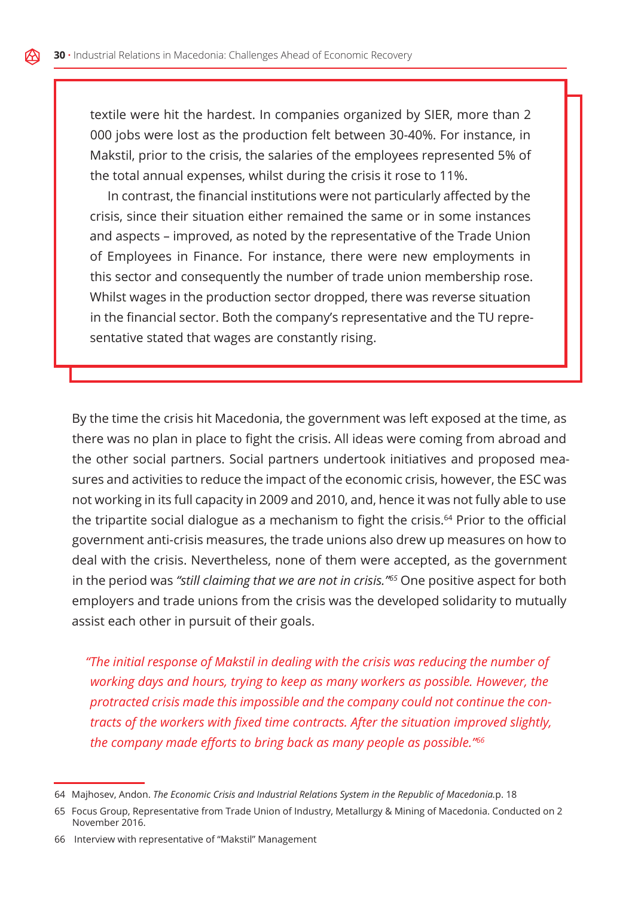textile were hit the hardest. In companies organized by SIER, more than 2 000 jobs were lost as the production felt between 30-40%. For instance, in Makstil, prior to the crisis, the salaries of the employees represented 5% of the total annual expenses, whilst during the crisis it rose to 11%.

In contrast, the financial institutions were not particularly affected by the crisis, since their situation either remained the same or in some instances and aspects – improved, as noted by the representative of the Trade Union of Employees in Finance. For instance, there were new employments in this sector and consequently the number of trade union membership rose. Whilst wages in the production sector dropped, there was reverse situation in the financial sector. Both the company's representative and the TU representative stated that wages are constantly rising.

By the time the crisis hit Macedonia, the government was left exposed at the time, as there was no plan in place to fight the crisis. All ideas were coming from abroad and the other social partners. Social partners undertook initiatives and proposed measures and activities to reduce the impact of the economic crisis, however, the ESC was not working in its full capacity in 2009 and 2010, and, hence it was not fully able to use the tripartite social dialogue as a mechanism to fight the crisis.[64] Prior to the official government anti-crisis measures, the trade unions also drew up measures on how to deal with the crisis. Nevertheless, none of them were accepted, as the government in the period was *"still claiming that we are not in crisis."*[65] One positive aspect for both employers and trade unions from the crisis was the developed solidarity to mutually assist each other in pursuit of their goals.

*"The initial response of Makstil in dealing with the crisis was reducing the number of working days and hours, trying to keep as many workers as possible. However, the protracted crisis made this impossible and the company could not continue the contracts of the workers with fixed time contracts. After the situation improved slightly, the company made efforts to bring back as many people as possible."*[66]

64 Majhosev, Andon. *The Economic Crisis and Industrial Relations System in the Republic of Macedonia.*p. 18

65 Focus Group, Representative from Trade Union of Industry, Metallurgy & Mining of Macedonia. Conducted on 2 November 2016.

66 Interview with representative of "Makstil" Management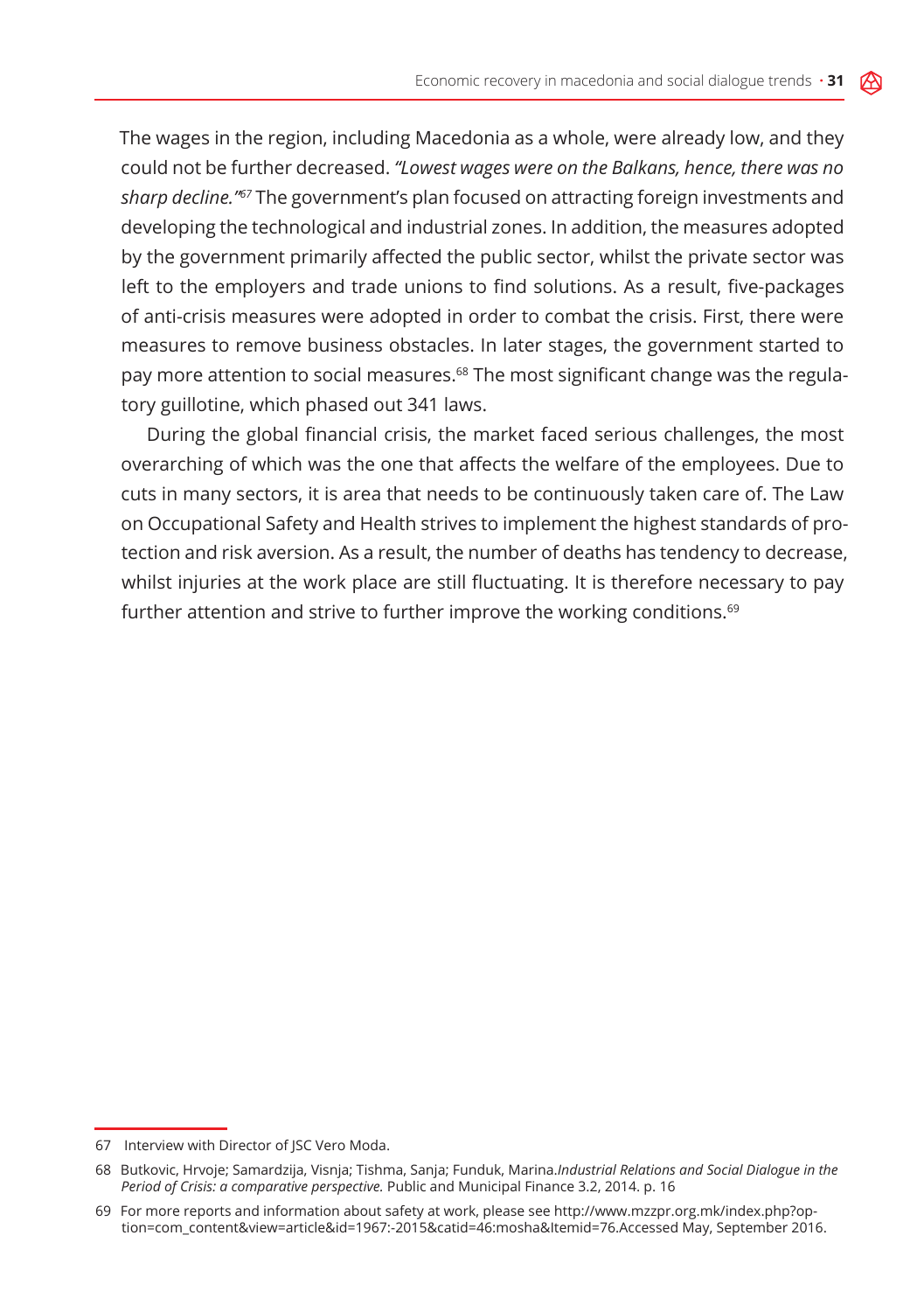The wages in the region, including Macedonia as a whole, were already low, and they could not be further decreased. *"Lowest wages were on the Balkans, hence, there was no sharp decline."*[67] The government's plan focused on attracting foreign investments and developing the technological and industrial zones. In addition, the measures adopted by the government primarily affected the public sector, whilst the private sector was left to the employers and trade unions to find solutions. As a result, five-packages of anti-crisis measures were adopted in order to combat the crisis. First, there were measures to remove business obstacles. In later stages, the government started to pay more attention to social measures.[68] The most significant change was the regulatory guillotine, which phased out 341 laws.

During the global financial crisis, the market faced serious challenges, the most overarching of which was the one that affects the welfare of the employees. Due to cuts in many sectors, it is area that needs to be continuously taken care of. The Law on Occupational Safety and Health strives to implement the highest standards of protection and risk aversion. As a result, the number of deaths has tendency to decrease, whilst injuries at the work place are still fluctuating. It is therefore necessary to pay further attention and strive to further improve the working conditions.[69]

---

67 Interview with Director of JSC Vero Moda.

68 Butkovic, Hrvoje; Samardzija, Visnja; Tishma, Sanja; Funduk, Marina.*Industrial Relations and Social Dialogue in the Period of Crisis: a comparative perspective.* Public and Municipal Finance 3.2, 2014. p. 16

69 For more reports and information about safety at work, please see http://www.mzzpr.org.mk/index.php?option=com_content&view=article&id=1967:-2015&catid=46:mosha&Itemid=76.Accessed May, September 2016.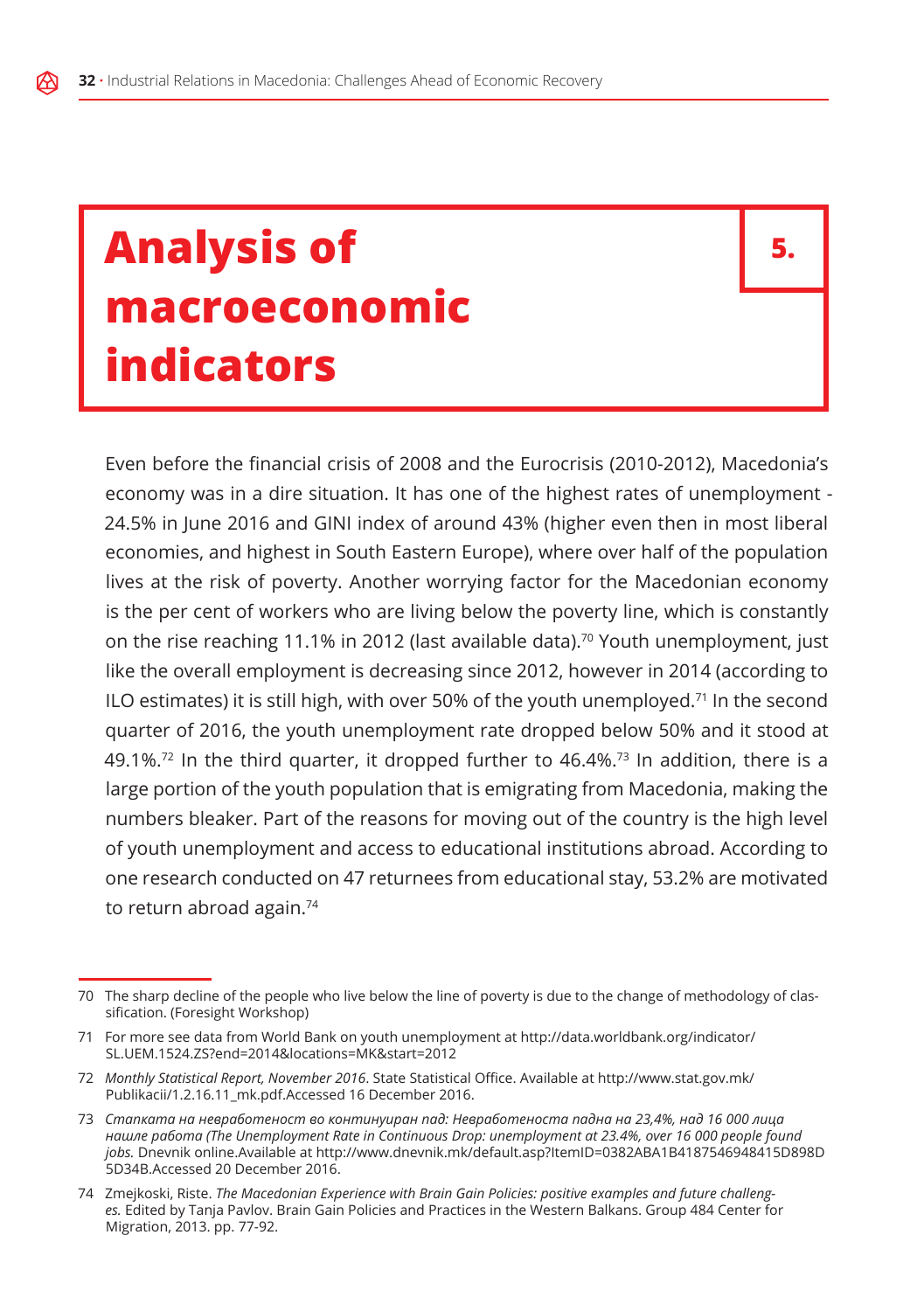# 5. Analysis of macroeconomic indicators

Even before the financial crisis of 2008 and the Eurocrisis (2010-2012), Macedonia's economy was in a dire situation. It has one of the highest rates of unemployment - 24.5% in June 2016 and GINI index of around 43% (higher even then in most liberal economies, and highest in South Eastern Europe), where over half of the population lives at the risk of poverty. Another worrying factor for the Macedonian economy is the per cent of workers who are living below the poverty line, which is constantly on the rise reaching 11.1% in 2012 (last available data).[70] Youth unemployment, just like the overall employment is decreasing since 2012, however in 2014 (according to ILO estimates) it is still high, with over 50% of the youth unemployed.[71] In the second quarter of 2016, the youth unemployment rate dropped below 50% and it stood at 49.1%.[72] In the third quarter, it dropped further to 46.4%.[73] In addition, there is a large portion of the youth population that is emigrating from Macedonia, making the numbers bleaker. Part of the reasons for moving out of the country is the high level of youth unemployment and access to educational institutions abroad. According to one research conducted on 47 returnees from educational stay, 53.2% are motivated to return abroad again.[74]

---

70 The sharp decline of the people who live below the line of poverty is due to the change of methodology of classification. (Foresight Workshop)

71 For more see data from World Bank on youth unemployment at http://data.worldbank.org/indicator/SL.UEM.1524.ZS?end=2014&locations=MK&start=2012

72 *Monthly Statistical Report, November 2016*. State Statistical Office. Available at http://www.stat.gov.mk/Publikacii/1.2.16.11_mk.pdf.Accessed 16 December 2016.

73 *Стапката на невработеност во континуиран пад: Невработеноста падна на 23,4%, над 16 000 лица нашле работа (The Unemployment Rate in Continuous Drop: unemployment at 23.4%, over 16 000 people found jobs.* Dnevnik online.Available at http://www.dnevnik.mk/default.asp?ItemID=0382ABA1B4187546948415D898D5D34B.Accessed 20 December 2016.

74 Zmejkoski, Riste. *The Macedonian Experience with Brain Gain Policies: positive examples and future challenges.* Edited by Tanja Pavlov. Brain Gain Policies and Practices in the Western Balkans. Group 484 Center for Migration, 2013. pp. 77-92.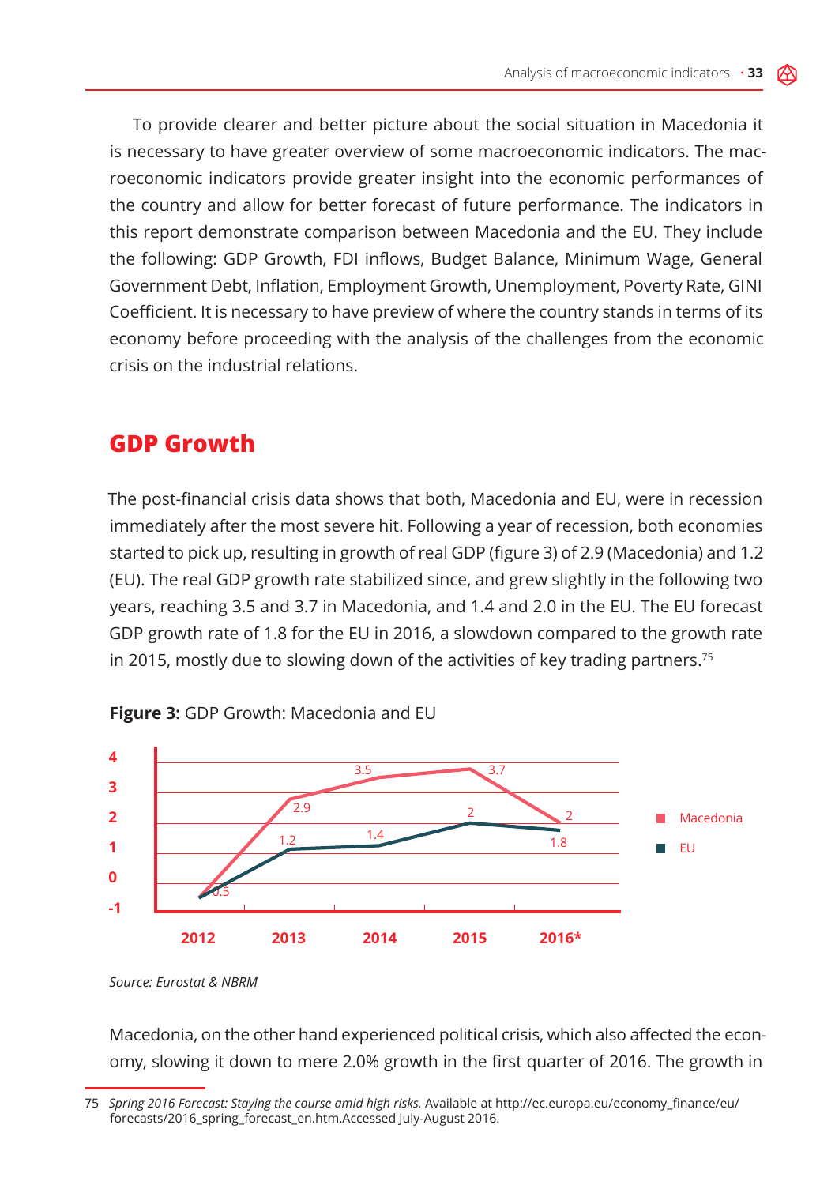To provide clearer and better picture about the social situation in Macedonia it is necessary to have greater overview of some macroeconomic indicators. The macroeconomic indicators provide greater insight into the economic performances of the country and allow for better forecast of future performance. The indicators in this report demonstrate comparison between Macedonia and the EU. They include the following: GDP Growth, FDI inflows, Budget Balance, Minimum Wage, General Government Debt, Inflation, Employment Growth, Unemployment, Poverty Rate, GINI Coefficient. It is necessary to have preview of where the country stands in terms of its economy before proceeding with the analysis of the challenges from the economic crisis on the industrial relations.

## GDP Growth

The post-financial crisis data shows that both, Macedonia and EU, were in recession immediately after the most severe hit. Following a year of recession, both economies started to pick up, resulting in growth of real GDP (figure 3) of 2.9 (Macedonia) and 1.2 (EU). The real GDP growth rate stabilized since, and grew slightly in the following two years, reaching 3.5 and 3.7 in Macedonia, and 1.4 and 2.0 in the EU. The EU forecast GDP growth rate of 1.8 for the EU in 2016, a slowdown compared to the growth rate in 2015, mostly due to slowing down of the activities of key trading partners.[75]

**Figure 3:** GDP Growth: Macedonia and EU

| | 2012 | 2013 | 2014 | 2015 | 2016* |
|---|---|---|---|---|---|
| Macedonia | -0.5 | 2.9 | 3.5 | 3.7 | 2 |
| EU | -0.5 | 1.2 | 1.4 | 2 | 1.8 |

*Source: Eurostat & NBRM*

Macedonia, on the other hand experienced political crisis, which also affected the economy, slowing it down to mere 2.0% growth in the first quarter of 2016. The growth in

75 *Spring 2016 Forecast: Staying the course amid high risks.* Available at http://ec.europa.eu/economy_finance/eu/forecasts/2016_spring_forecast_en.htm.Accessed July-August 2016.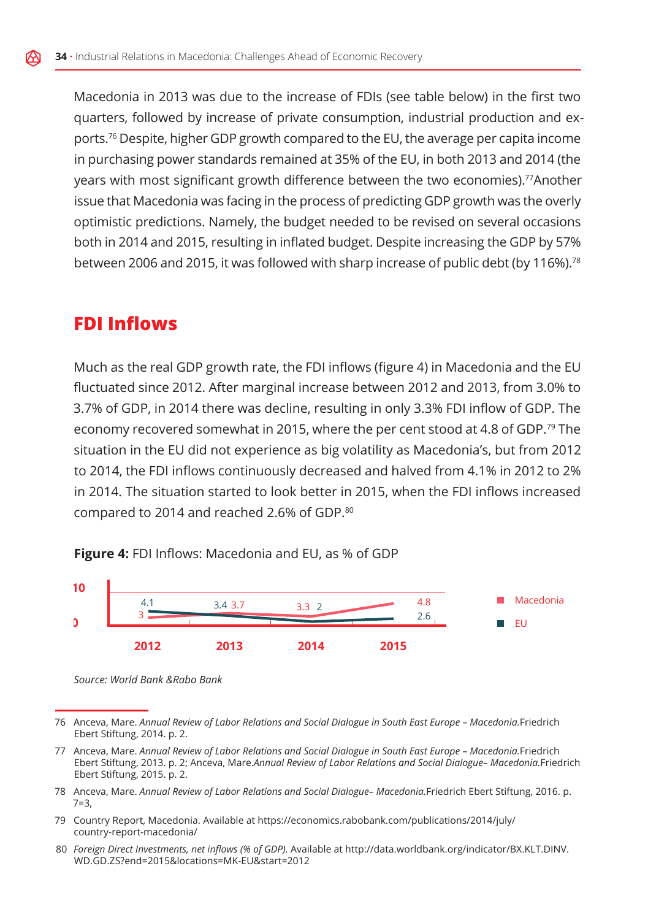Macedonia in 2013 was due to the increase of FDIs (see table below) in the first two quarters, followed by increase of private consumption, industrial production and exports.[76] Despite, higher GDP growth compared to the EU, the average per capita income in purchasing power standards remained at 35% of the EU, in both 2013 and 2014 (the years with most significant growth difference between the two economies).[77]Another issue that Macedonia was facing in the process of predicting GDP growth was the overly optimistic predictions. Namely, the budget needed to be revised on several occasions both in 2014 and 2015, resulting in inflated budget. Despite increasing the GDP by 57% between 2006 and 2015, it was followed with sharp increase of public debt (by 116%).[78]

## FDI Inflows

Much as the real GDP growth rate, the FDI inflows (figure 4) in Macedonia and the EU fluctuated since 2012. After marginal increase between 2012 and 2013, from 3.0% to 3.7% of GDP, in 2014 there was decline, resulting in only 3.3% FDI inflow of GDP. The economy recovered somewhat in 2015, where the per cent stood at 4.8 of GDP.[79] The situation in the EU did not experience as big volatility as Macedonia's, but from 2012 to 2014, the FDI inflows continuously decreased and halved from 4.1% in 2012 to 2% in 2014. The situation started to look better in 2015, when the FDI inflows increased compared to 2014 and reached 2.6% of GDP.[80]

**Figure 4:** FDI Inflows: Macedonia and EU, as % of GDP

| | 2012 | 2013 | 2014 | 2015 |
|---|---|---|---|---|
| Macedonia | 3 | 3.7 | 3.3 | 4.8 |
| EU | 4.1 | 3.4 | 2 | 2.6 |

*Source: World Bank &Rabo Bank*

---

76 Anceva, Mare. *Annual Review of Labor Relations and Social Dialogue in South East Europe – Macedonia.*Friedrich Ebert Stiftung, 2014. p. 2.

77 Anceva, Mare. *Annual Review of Labor Relations and Social Dialogue in South East Europe – Macedonia.*Friedrich Ebert Stiftung, 2013. p. 2; Anceva, Mare.*Annual Review of Labor Relations and Social Dialogue– Macedonia.*Friedrich Ebert Stiftung, 2015. p. 2.

78 Anceva, Mare. *Annual Review of Labor Relations and Social Dialogue– Macedonia.*Friedrich Ebert Stiftung, 2016. p. 7=3,

79 Country Report, Macedonia. Available at https://economics.rabobank.com/publications/2014/july/country-report-macedonia/

80 *Foreign Direct Investments, net inflows (% of GDP).* Available at http://data.worldbank.org/indicator/BX.KLT.DINV.WD.GD.ZS?end=2015&locations=MK-EU&start=2012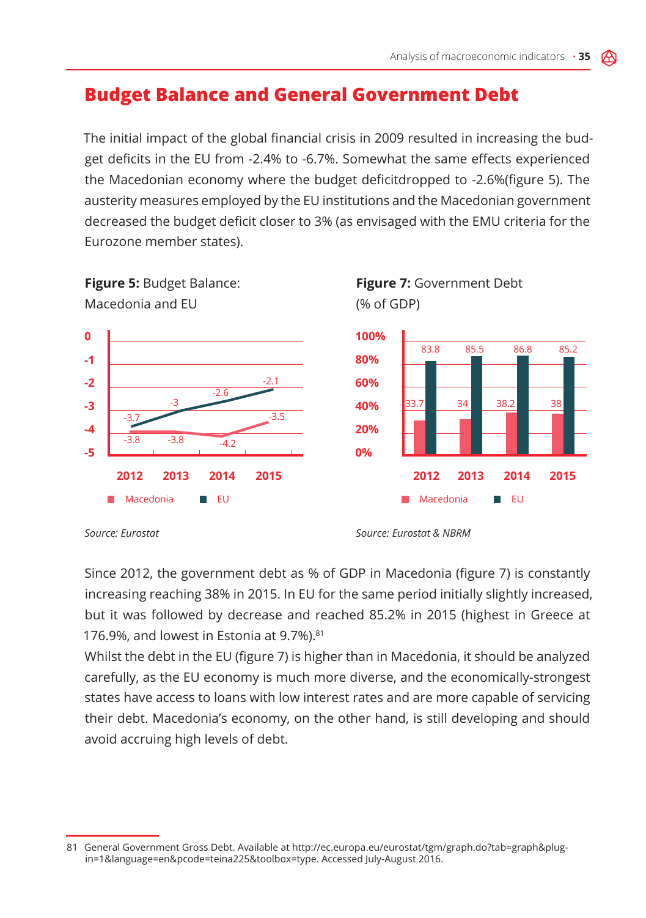## Budget Balance and General Government Debt

The initial impact of the global financial crisis in 2009 resulted in increasing the budget deficits in the EU from -2.4% to -6.7%. Somewhat the same effects experienced the Macedonian economy where the budget deficitdropped to -2.6%(figure 5). The austerity measures employed by the EU institutions and the Macedonian government decreased the budget deficit closer to 3% (as envisaged with the EMU criteria for the Eurozone member states).

**Figure 5:** Budget Balance: Macedonia and EU

| | 2012 | 2013 | 2014 | 2015 |
|---|---|---|---|---|
| Macedonia | -3.8 | -3.8 | -4.2 | -3.5 |
| EU | -3.7 | -3 | -2.6 | -2.1 |

*Source: Eurostat*

**Figure 7:** Government Debt (% of GDP)

| | 2012 | 2013 | 2014 | 2015 |
|---|---|---|---|---|
| Macedonia | 33.7 | 34 | 38.2 | 38 |
| EU | 83.8 | 85.5 | 86.8 | 85.2 |

*Source: Eurostat & NBRM*

Since 2012, the government debt as % of GDP in Macedonia (figure 7) is constantly increasing reaching 38% in 2015. In EU for the same period initially slightly increased, but it was followed by decrease and reached 85.2% in 2015 (highest in Greece at 176.9%, and lowest in Estonia at 9.7%).[81]

Whilst the debt in the EU (figure 7) is higher than in Macedonia, it should be analyzed carefully, as the EU economy is much more diverse, and the economically-strongest states have access to loans with low interest rates and are more capable of servicing their debt. Macedonia's economy, on the other hand, is still developing and should avoid accruing high levels of debt.

81 General Government Gross Debt. Available at http://ec.europa.eu/eurostat/tgm/graph.do?tab=graph&plugin=1&language=en&pcode=teina225&toolbox=type. Accessed July-August 2016.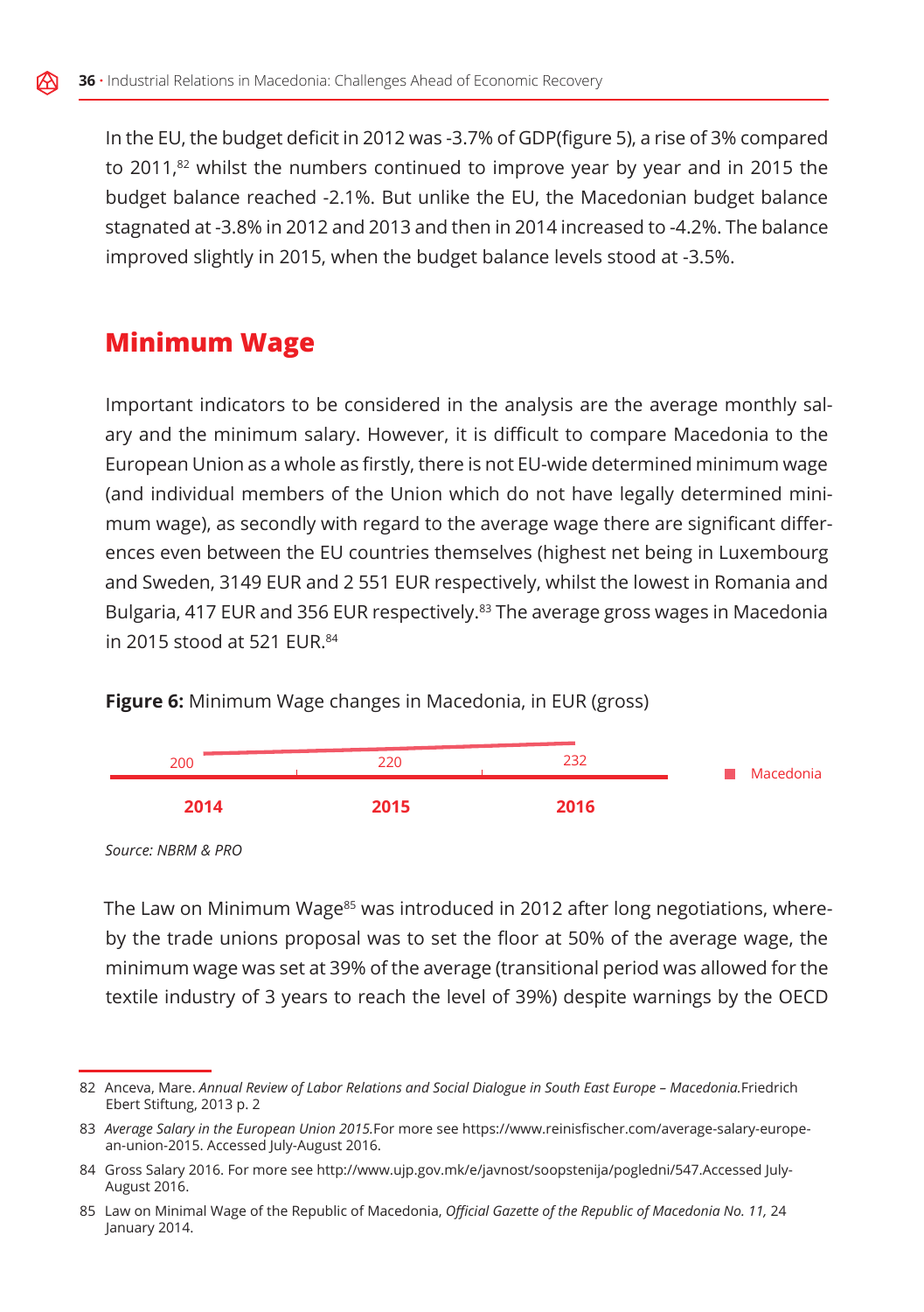In the EU, the budget deficit in 2012 was -3.7% of GDP(figure 5), a rise of 3% compared to 2011,[82] whilst the numbers continued to improve year by year and in 2015 the budget balance reached -2.1%. But unlike the EU, the Macedonian budget balance stagnated at -3.8% in 2012 and 2013 and then in 2014 increased to -4.2%. The balance improved slightly in 2015, when the budget balance levels stood at -3.5%.

## Minimum Wage

Important indicators to be considered in the analysis are the average monthly salary and the minimum salary. However, it is difficult to compare Macedonia to the European Union as a whole as firstly, there is not EU-wide determined minimum wage (and individual members of the Union which do not have legally determined minimum wage), as secondly with regard to the average wage there are significant differences even between the EU countries themselves (highest net being in Luxembourg and Sweden, 3149 EUR and 2 551 EUR respectively, whilst the lowest in Romania and Bulgaria, 417 EUR and 356 EUR respectively.[83] The average gross wages in Macedonia in 2015 stood at 521 EUR.[84]

**Figure 6:** Minimum Wage changes in Macedonia, in EUR (gross)

| | 2014 | 2015 | 2016 |
|---|---|---|---|
| Macedonia | 200 | 220 | 232 |

*Source: NBRM & PRO*

The Law on Minimum Wage[85] was introduced in 2012 after long negotiations, whereby the trade unions proposal was to set the floor at 50% of the average wage, the minimum wage was set at 39% of the average (transitional period was allowed for the textile industry of 3 years to reach the level of 39%) despite warnings by the OECD

---

82 Anceva, Mare. *Annual Review of Labor Relations and Social Dialogue in South East Europe – Macedonia.* Friedrich Ebert Stiftung, 2013 p. 2

83 *Average Salary in the European Union 2015.* For more see https://www.reinisfischer.com/average-salary-europe-an-union-2015. Accessed July-August 2016.

84 Gross Salary 2016. For more see http://www.ujp.gov.mk/e/javnost/soopstenija/pogledni/547.Accessed July-August 2016.

85 Law on Minimal Wage of the Republic of Macedonia, *Official Gazette of the Republic of Macedonia No. 11,* 24 January 2014.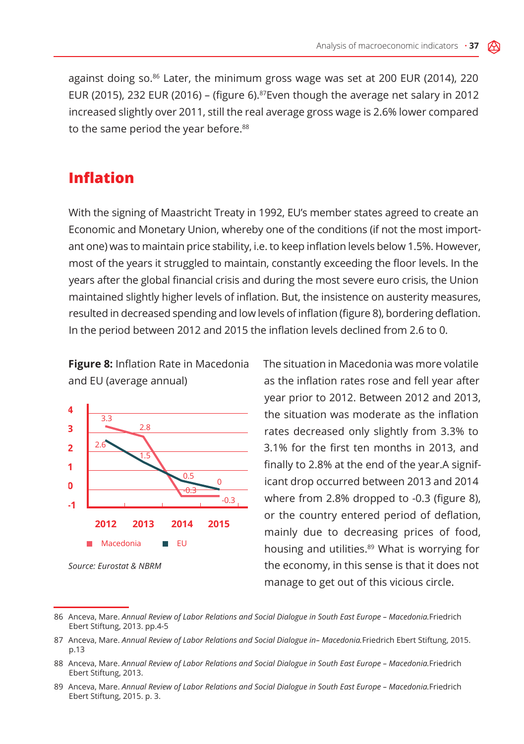against doing so.[86] Later, the minimum gross wage was set at 200 EUR (2014), 220 EUR (2015), 232 EUR (2016) – (figure 6).[87]Even though the average net salary in 2012 increased slightly over 2011, still the real average gross wage is 2.6% lower compared to the same period the year before.[88]

## Inflation

With the signing of Maastricht Treaty in 1992, EU's member states agreed to create an Economic and Monetary Union, whereby one of the conditions (if not the most important one) was to maintain price stability, i.e. to keep inflation levels below 1.5%. However, most of the years it struggled to maintain, constantly exceeding the floor levels. In the years after the global financial crisis and during the most severe euro crisis, the Union maintained slightly higher levels of inflation. But, the insistence on austerity measures, resulted in decreased spending and low levels of inflation (figure 8), bordering deflation. In the period between 2012 and 2015 the inflation levels declined from 2.6 to 0.

**Figure 8:** Inflation Rate in Macedonia and EU (average annual)

| | 2012 | 2013 | 2014 | 2015 |
|---|---|---|---|---|
| Macedonia | 3.3 | 2.8 | -0.3 | -0.3 |
| EU | 2.6 | 1.5 | 0.5 | 0 |

*Source: Eurostat & NBRM*

The situation in Macedonia was more volatile as the inflation rates rose and fell year after year prior to 2012. Between 2012 and 2013, the situation was moderate as the inflation rates decreased only slightly from 3.3% to 3.1% for the first ten months in 2013, and finally to 2.8% at the end of the year.A significant drop occurred between 2013 and 2014 where from 2.8% dropped to -0.3 (figure 8), or the country entered period of deflation, mainly due to decreasing prices of food, housing and utilities.[89] What is worrying for the economy, in this sense is that it does not manage to get out of this vicious circle.

86 Anceva, Mare. *Annual Review of Labor Relations and Social Dialogue in South East Europe – Macedonia.*Friedrich Ebert Stiftung, 2013. pp.4-5

87 Anceva, Mare. *Annual Review of Labor Relations and Social Dialogue in– Macedonia.*Friedrich Ebert Stiftung, 2015. p.13

88 Anceva, Mare. *Annual Review of Labor Relations and Social Dialogue in South East Europe – Macedonia.*Friedrich Ebert Stiftung, 2013.

89 Anceva, Mare. *Annual Review of Labor Relations and Social Dialogue in South East Europe – Macedonia.*Friedrich Ebert Stiftung, 2015. p. 3.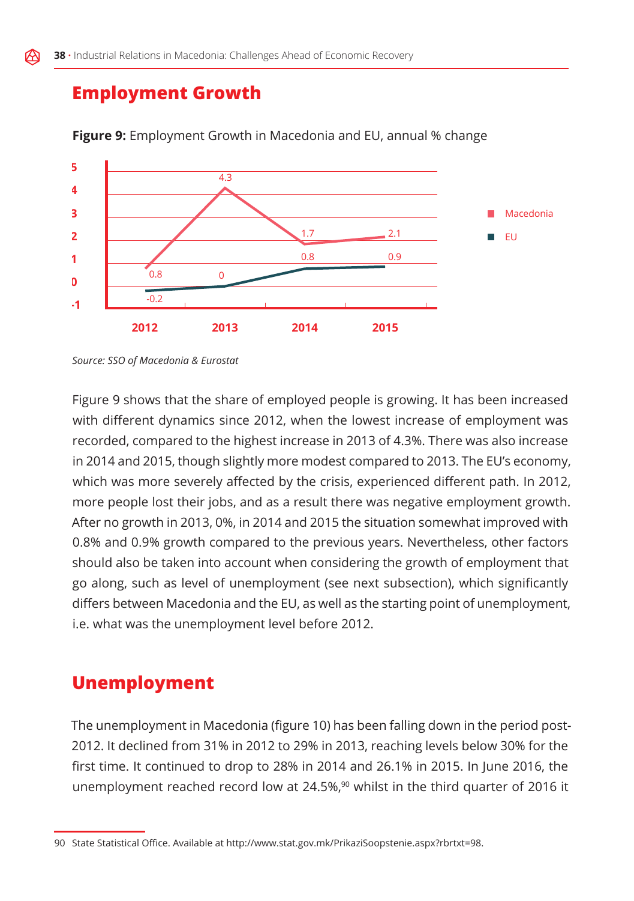## Employment Growth

**Figure 9:** Employment Growth in Macedonia and EU, annual % change

| | 2012 | 2013 | 2014 | 2015 |
|---|---|---|---|---|
| Macedonia | 0.8 | 4.3 | 1.7 | 2.1 |
| EU | -0.2 | 0 | 0.8 | 0.9 |

*Source: SSO of Macedonia & Eurostat*

Figure 9 shows that the share of employed people is growing. It has been increased with different dynamics since 2012, when the lowest increase of employment was recorded, compared to the highest increase in 2013 of 4.3%. There was also increase in 2014 and 2015, though slightly more modest compared to 2013. The EU's economy, which was more severely affected by the crisis, experienced different path. In 2012, more people lost their jobs, and as a result there was negative employment growth. After no growth in 2013, 0%, in 2014 and 2015 the situation somewhat improved with 0.8% and 0.9% growth compared to the previous years. Nevertheless, other factors should also be taken into account when considering the growth of employment that go along, such as level of unemployment (see next subsection), which significantly differs between Macedonia and the EU, as well as the starting point of unemployment, i.e. what was the unemployment level before 2012.

## Unemployment

The unemployment in Macedonia (figure 10) has been falling down in the period post-2012. It declined from 31% in 2012 to 29% in 2013, reaching levels below 30% for the first time. It continued to drop to 28% in 2014 and 26.1% in 2015. In June 2016, the unemployment reached record low at 24.5%,[90] whilst in the third quarter of 2016 it

90 State Statistical Office. Available at http://www.stat.gov.mk/PrikaziSoopstenie.aspx?rbrtxt=98.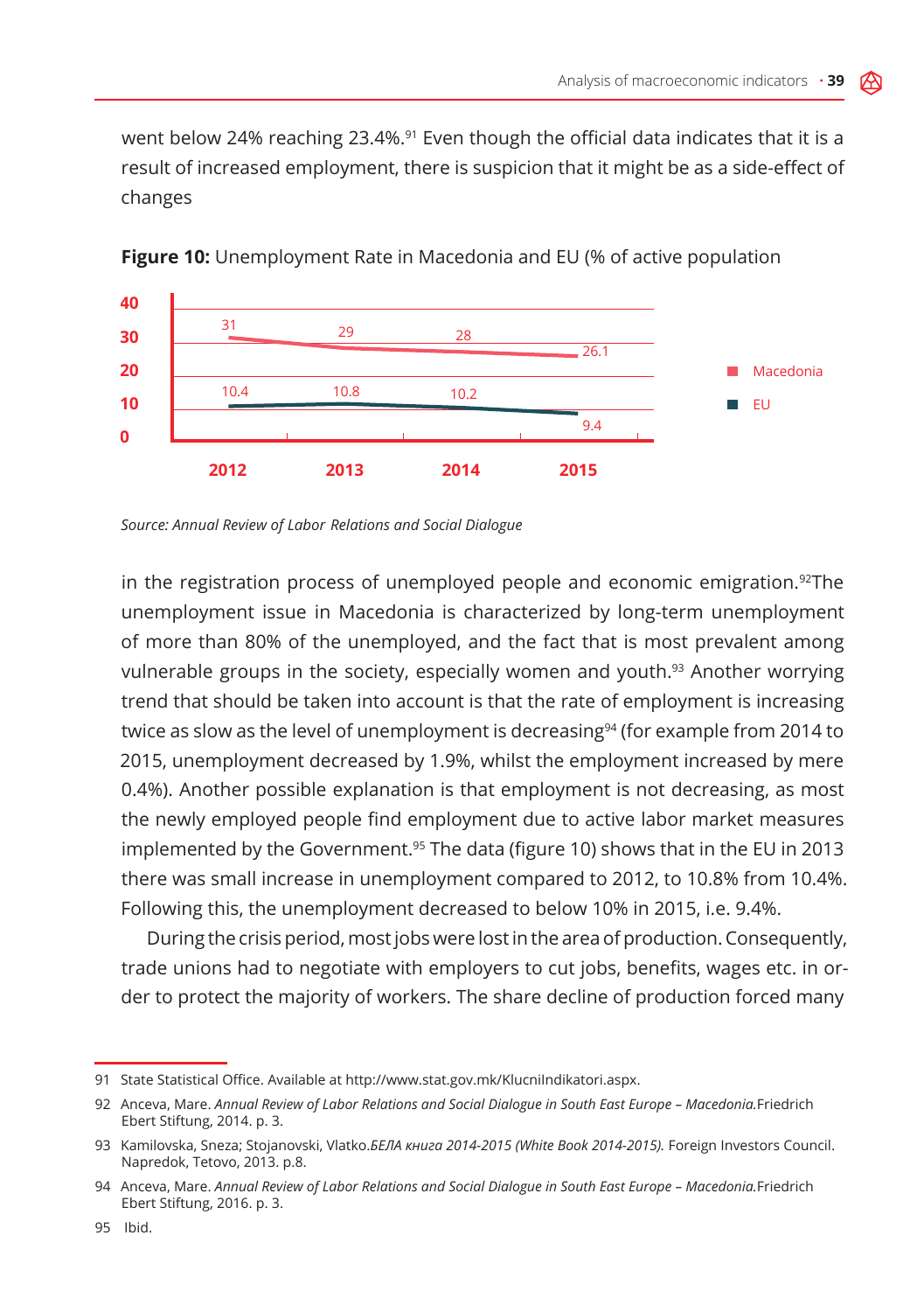went below 24% reaching 23.4%.[91] Even though the official data indicates that it is a result of increased employment, there is suspicion that it might be as a side-effect of changes

**Figure 10:** Unemployment Rate in Macedonia and EU (% of active population

| | 2012 | 2013 | 2014 | 2015 |
|---|---|---|---|---|
| Macedonia | 31 | 29 | 28 | 26.1 |
| EU | 10.4 | 10.8 | 10.2 | 9.4 |

*Source: Annual Review of Labor Relations and Social Dialogue*

in the registration process of unemployed people and economic emigration.[92]The unemployment issue in Macedonia is characterized by long-term unemployment of more than 80% of the unemployed, and the fact that is most prevalent among vulnerable groups in the society, especially women and youth.[93] Another worrying trend that should be taken into account is that the rate of employment is increasing twice as slow as the level of unemployment is decreasing[94] (for example from 2014 to 2015, unemployment decreased by 1.9%, whilst the employment increased by mere 0.4%). Another possible explanation is that employment is not decreasing, as most the newly employed people find employment due to active labor market measures implemented by the Government.[95] The data (figure 10) shows that in the EU in 2013 there was small increase in unemployment compared to 2012, to 10.8% from 10.4%. Following this, the unemployment decreased to below 10% in 2015, i.e. 9.4%.

During the crisis period, most jobs were lost in the area of production. Consequently, trade unions had to negotiate with employers to cut jobs, benefits, wages etc. in order to protect the majority of workers. The share decline of production forced many

---

91 State Statistical Office. Available at http://www.stat.gov.mk/KlucniIndikatori.aspx.

92 Anceva, Mare. *Annual Review of Labor Relations and Social Dialogue in South East Europe – Macedonia.*Friedrich Ebert Stiftung, 2014. p. 3.

93 Kamilovska, Sneza; Stojanovski, Vlatko.*БЕЛА книга 2014-2015 (White Book 2014-2015).* Foreign Investors Council. Napredok, Tetovo, 2013. p.8.

94 Anceva, Mare. *Annual Review of Labor Relations and Social Dialogue in South East Europe – Macedonia.*Friedrich Ebert Stiftung, 2016. p. 3.

95 Ibid.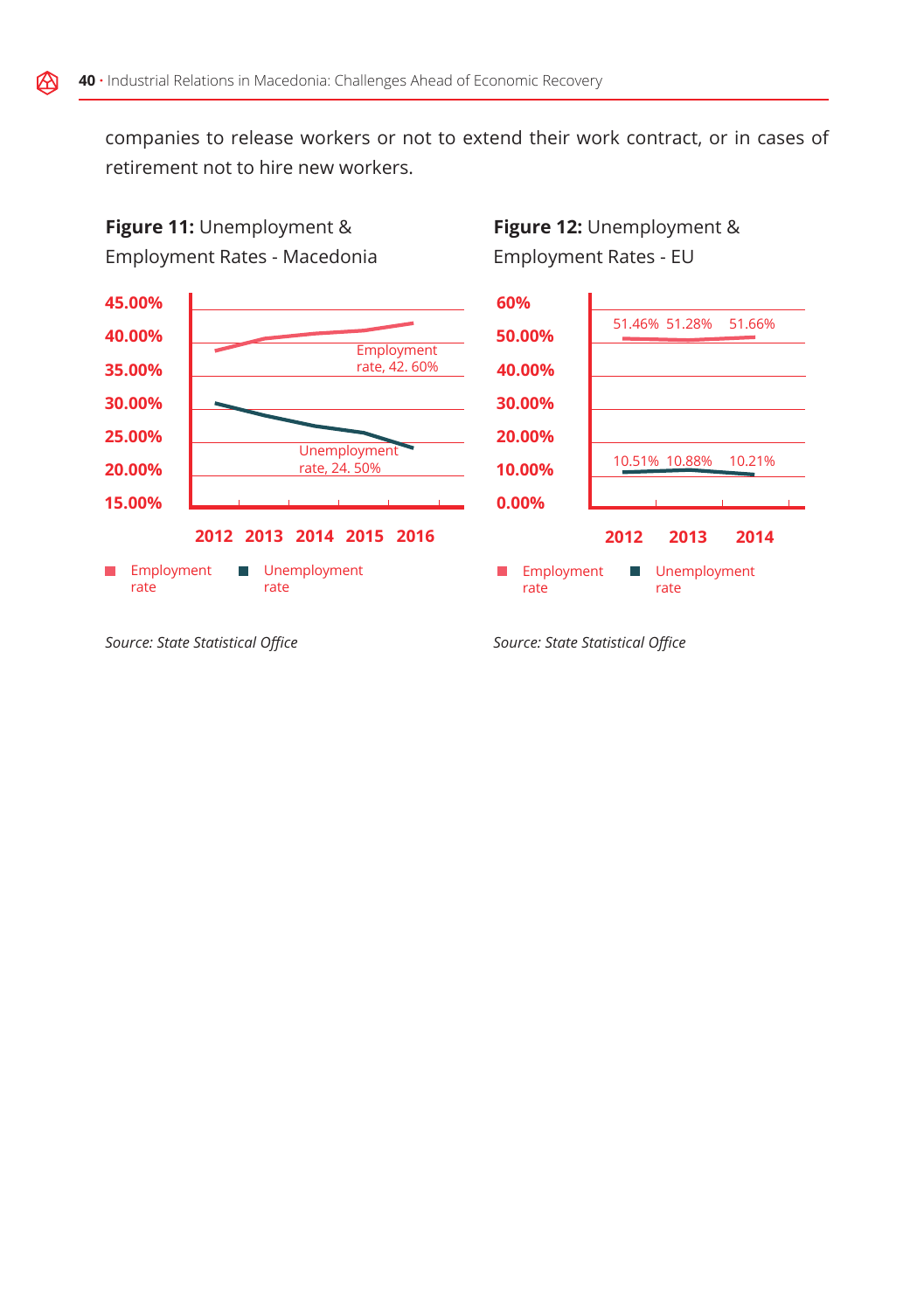companies to release workers or not to extend their work contract, or in cases of retirement not to hire new workers.

**Figure 11:** Unemployment & Employment Rates - Macedonia

45.00%
40.00%
35.00%
30.00%
25.00%
20.00%
15.00%

Employment rate, 42. 60%

Unemployment rate, 24. 50%

2012 2013 2014 2015 2016

Employment rate  Unemployment rate

*Source: State Statistical Office*

**Figure 12:** Unemployment & Employment Rates - EU

60%
50.00%
40.00%
30.00%
20.00%
10.00%
0.00%

51.46% 51.28% 51.66%

10.51% 10.88% 10.21%

2012 2013 2014

Employment rate  Unemployment rate

*Source: State Statistical Office*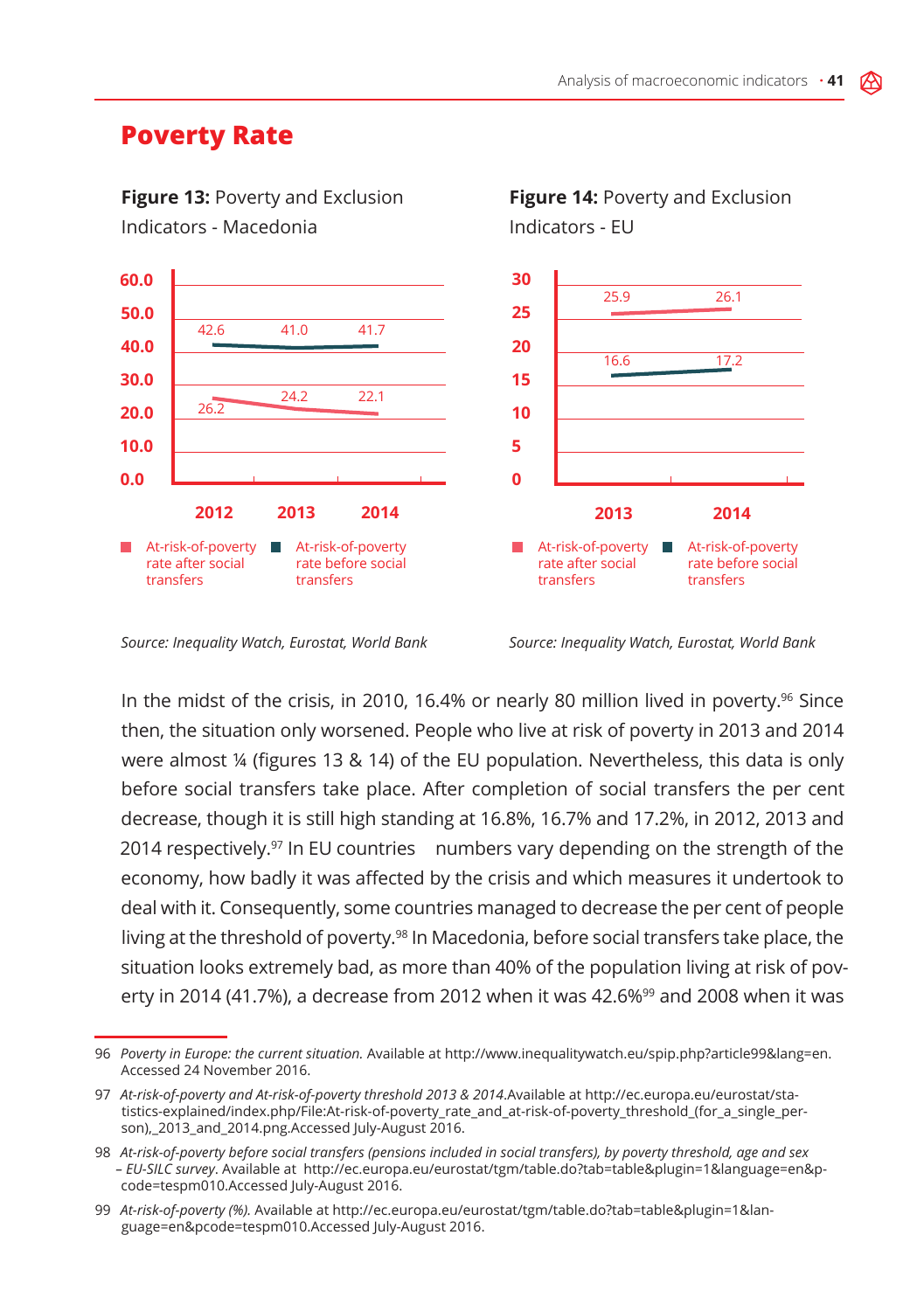## Poverty Rate

**Figure 13:** Poverty and Exclusion Indicators - Macedonia

| | 2012 | 2013 | 2014 |
|---|---|---|---|
| At-risk-of-poverty rate after social transfers | 26.2 | 24.2 | 22.1 |
| At-risk-of-poverty rate before social transfers | 42.6 | 41.0 | 41.7 |

*Source: Inequality Watch, Eurostat, World Bank*

**Figure 14:** Poverty and Exclusion Indicators - EU

| | 2013 | 2014 |
|---|---|---|
| At-risk-of-poverty rate after social transfers | 25.9 | 26.1 |
| At-risk-of-poverty rate before social transfers | 16.6 | 17.2 |

*Source: Inequality Watch, Eurostat, World Bank*

In the midst of the crisis, in 2010, 16.4% or nearly 80 million lived in poverty.[96] Since then, the situation only worsened. People who live at risk of poverty in 2013 and 2014 were almost ¼ (figures 13 & 14) of the EU population. Nevertheless, this data is only before social transfers take place. After completion of social transfers the per cent decrease, though it is still high standing at 16.8%, 16.7% and 17.2%, in 2012, 2013 and 2014 respectively.[97] In EU countries numbers vary depending on the strength of the economy, how badly it was affected by the crisis and which measures it undertook to deal with it. Consequently, some countries managed to decrease the per cent of people living at the threshold of poverty.[98] In Macedonia, before social transfers take place, the situation looks extremely bad, as more than 40% of the population living at risk of poverty in 2014 (41.7%), a decrease from 2012 when it was 42.6%[99] and 2008 when it was

---

96 *Poverty in Europe: the current situation.* Available at http://www.inequalitywatch.eu/spip.php?article99&lang=en. Accessed 24 November 2016.

97 *At-risk-of-poverty and At-risk-of-poverty threshold 2013 & 2014.*Available at http://ec.europa.eu/eurostat/statistics-explained/index.php/File:At-risk-of-poverty_rate_and_at-risk-of-poverty_threshold_(for_a_single_person),_2013_and_2014.png.Accessed July-August 2016.

98 *At-risk-of-poverty before social transfers (pensions included in social transfers), by poverty threshold, age and sex – EU-SILC survey*. Available at http://ec.europa.eu/eurostat/tgm/table.do?tab=table&plugin=1&language=en&pcode=tespm010.Accessed July-August 2016.

99 *At-risk-of-poverty (%).* Available at http://ec.europa.eu/eurostat/tgm/table.do?tab=table&plugin=1&language=en&pcode=tespm010.Accessed July-August 2016.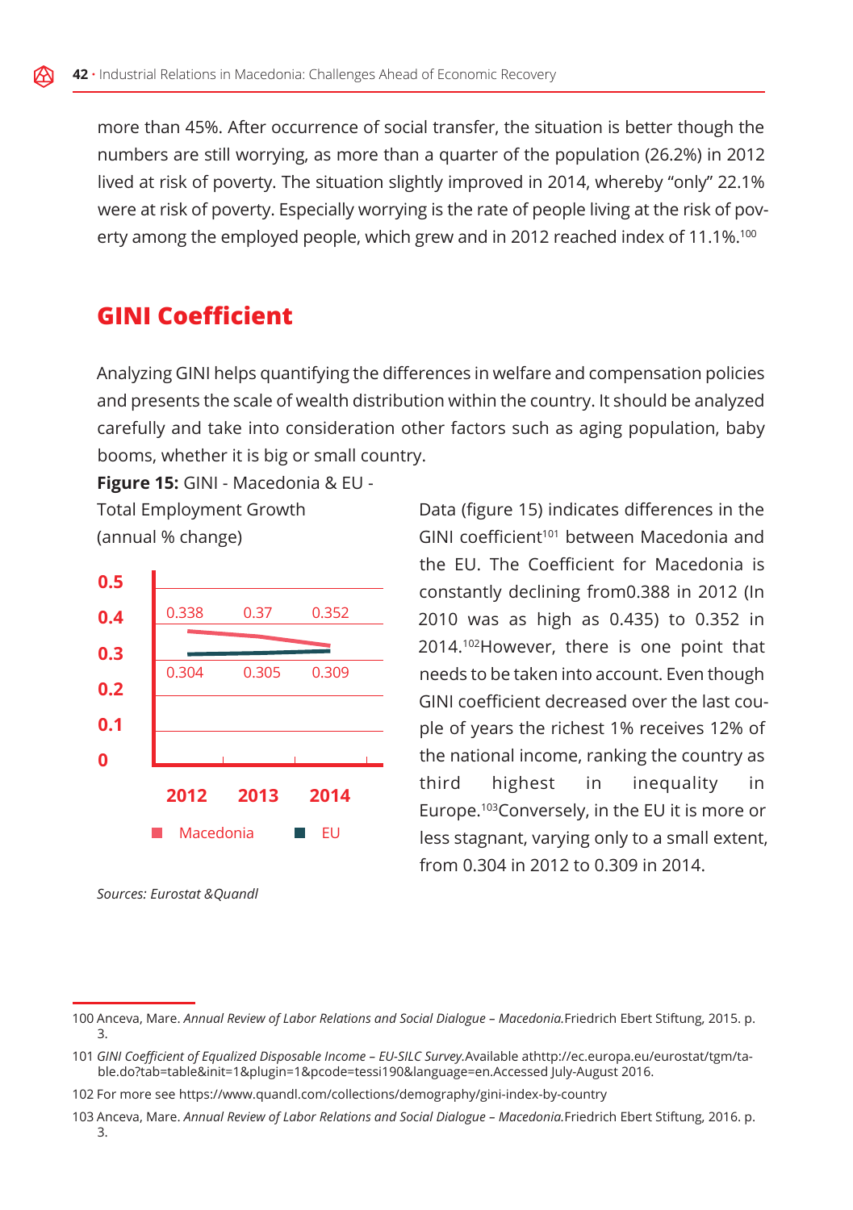more than 45%. After occurrence of social transfer, the situation is better though the numbers are still worrying, as more than a quarter of the population (26.2%) in 2012 lived at risk of poverty. The situation slightly improved in 2014, whereby "only" 22.1% were at risk of poverty. Especially worrying is the rate of people living at the risk of poverty among the employed people, which grew and in 2012 reached index of 11.1%.[100]

## GINI Coefficient

Analyzing GINI helps quantifying the differences in welfare and compensation policies and presents the scale of wealth distribution within the country. It should be analyzed carefully and take into consideration other factors such as aging population, baby booms, whether it is big or small country.

**Figure 15:** GINI - Macedonia & EU - Total Employment Growth (annual % change)

| | 2012 | 2013 | 2014 |
|---|---|---|---|
| Macedonia | 0.338 | 0.37 | 0.352 |
| EU | 0.304 | 0.305 | 0.309 |

*Sources: Eurostat &Quandl*

Data (figure 15) indicates differences in the GINI coefficient[101] between Macedonia and the EU. The Coefficient for Macedonia is constantly declining from0.388 in 2012 (In 2010 was as high as 0.435) to 0.352 in 2014.[102]However, there is one point that needs to be taken into account. Even though GINI coefficient decreased over the last couple of years the richest 1% receives 12% of the national income, ranking the country as third highest in inequality in Europe.[103]Conversely, in the EU it is more or less stagnant, varying only to a small extent, from 0.304 in 2012 to 0.309 in 2014.

---

100 Anceva, Mare. *Annual Review of Labor Relations and Social Dialogue – Macedonia.*Friedrich Ebert Stiftung, 2015. p. 3.

101 *GINI Coefficient of Equalized Disposable Income – EU-SILC Survey.*Available athttp://ec.europa.eu/eurostat/tgm/table.do?tab=table&init=1&plugin=1&pcode=tessi190&language=en.Accessed July-August 2016.

102 For more see https://www.quandl.com/collections/demography/gini-index-by-country

103 Anceva, Mare. *Annual Review of Labor Relations and Social Dialogue – Macedonia.*Friedrich Ebert Stiftung, 2016. p. 3.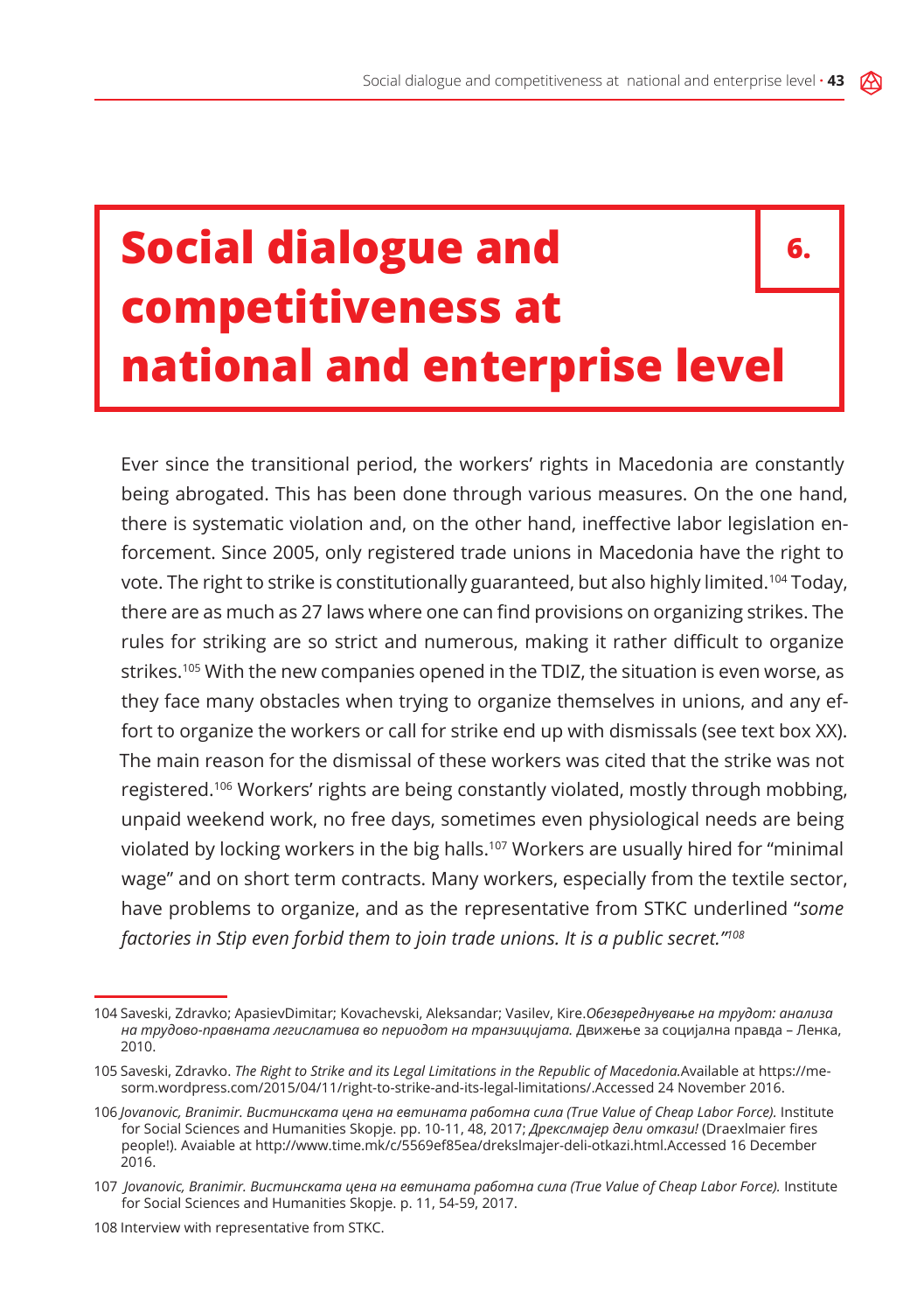# 6. Social dialogue and competitiveness at national and enterprise level

Ever since the transitional period, the workers' rights in Macedonia are constantly being abrogated. This has been done through various measures. On the one hand, there is systematic violation and, on the other hand, ineffective labor legislation enforcement. Since 2005, only registered trade unions in Macedonia have the right to vote. The right to strike is constitutionally guaranteed, but also highly limited.[104] Today, there are as much as 27 laws where one can find provisions on organizing strikes. The rules for striking are so strict and numerous, making it rather difficult to organize strikes.[105] With the new companies opened in the TDIZ, the situation is even worse, as they face many obstacles when trying to organize themselves in unions, and any effort to organize the workers or call for strike end up with dismissals (see text box XX). The main reason for the dismissal of these workers was cited that the strike was not registered.[106] Workers' rights are being constantly violated, mostly through mobbing, unpaid weekend work, no free days, sometimes even physiological needs are being violated by locking workers in the big halls.[107] Workers are usually hired for "minimal wage" and on short term contracts. Many workers, especially from the textile sector, have problems to organize, and as the representative from STKC underlined "*some factories in Stip even forbid them to join trade unions. It is a public secret.*"[108]

---

104 Saveski, Zdravko; ApasievDimitar; Kovachevski, Aleksandar; Vasilev, Kire.*Обезвреднување на трудот: анализа на трудово-правната легислатива во периодот на транзицијата.* Движење за социјална правда – Ленка, 2010.

105 Saveski, Zdravko. *The Right to Strike and its Legal Limitations in the Republic of Macedonia.*Available at https://mesorm.wordpress.com/2015/04/11/right-to-strike-and-its-legal-limitations/.Accessed 24 November 2016.

106 *Jovanovic, Branimir. Вистинската цена на евтината работна сила (True Value of Cheap Labor Force).* Institute for Social Sciences and Humanities Skopje. pp. 10-11, 48, 2017; *Дрекслмајер дели откази!* (Draexlmaier fires people!). Avaiable at http://www.time.mk/c/5569ef85ea/drekslmajer-deli-otkazi.html.Accessed 16 December 2016.

107 *Jovanovic, Branimir. Вистинската цена на евтината работна сила (True Value of Cheap Labor Force).* Institute for Social Sciences and Humanities Skopje. p. 11, 54-59, 2017.

108 Interview with representative from STKC.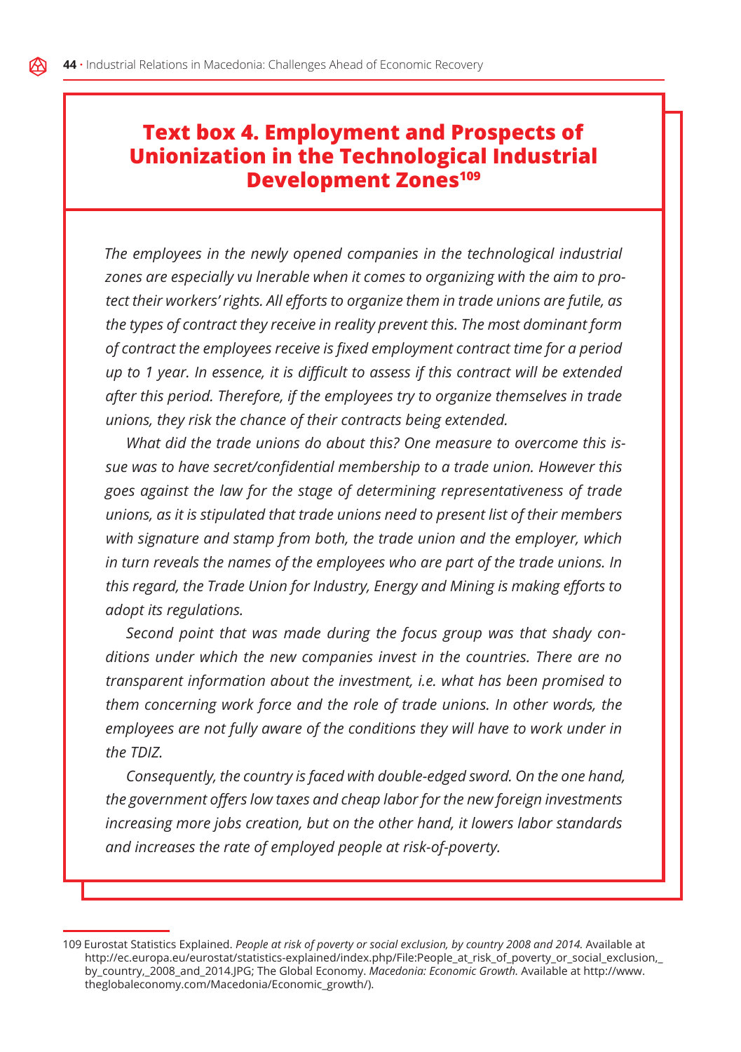## Text box 4. Employment and Prospects of Unionization in the Technological Industrial Development Zones[109]

*The employees in the newly opened companies in the technological industrial zones are especially vu lnerable when it comes to organizing with the aim to protect their workers' rights. All efforts to organize them in trade unions are futile, as the types of contract they receive in reality prevent this. The most dominant form of contract the employees receive is fixed employment contract time for a period up to 1 year. In essence, it is difficult to assess if this contract will be extended after this period. Therefore, if the employees try to organize themselves in trade unions, they risk the chance of their contracts being extended.*

*What did the trade unions do about this? One measure to overcome this issue was to have secret/confidential membership to a trade union. However this goes against the law for the stage of determining representativeness of trade unions, as it is stipulated that trade unions need to present list of their members with signature and stamp from both, the trade union and the employer, which in turn reveals the names of the employees who are part of the trade unions. In this regard, the Trade Union for Industry, Energy and Mining is making efforts to adopt its regulations.*

*Second point that was made during the focus group was that shady conditions under which the new companies invest in the countries. There are no transparent information about the investment, i.e. what has been promised to them concerning work force and the role of trade unions. In other words, the employees are not fully aware of the conditions they will have to work under in the TDIZ.*

*Consequently, the country is faced with double-edged sword. On the one hand, the government offers low taxes and cheap labor for the new foreign investments increasing more jobs creation, but on the other hand, it lowers labor standards and increases the rate of employed people at risk-of-poverty.*

---

109 Eurostat Statistics Explained. *People at risk of poverty or social exclusion, by country 2008 and 2014.* Available at http://ec.europa.eu/eurostat/statistics-explained/index.php/File:People_at_risk_of_poverty_or_social_exclusion,_by_country,_2008_and_2014.JPG; The Global Economy. *Macedonia: Economic Growth.* Available at http://www.theglobaleconomy.com/Macedonia/Economic_growth/).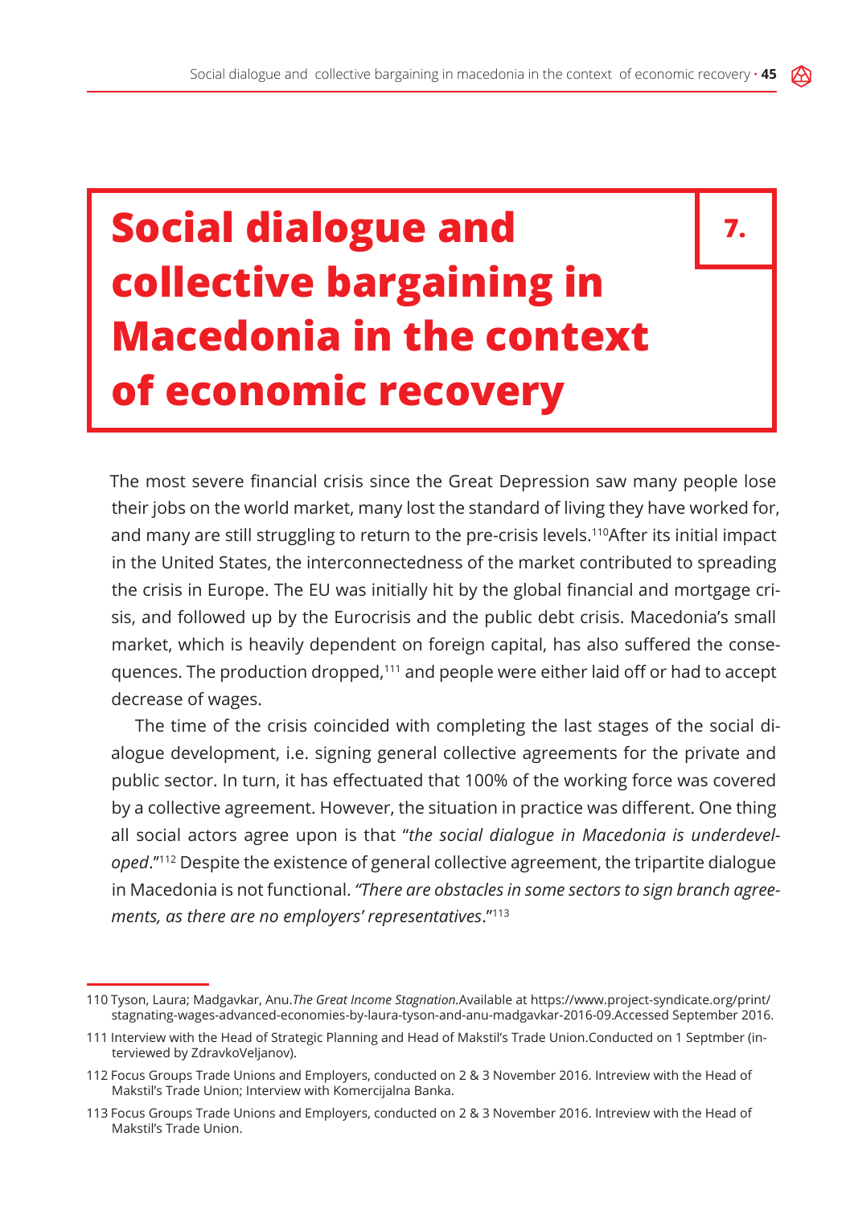# 7. Social dialogue and collective bargaining in Macedonia in the context of economic recovery

The most severe financial crisis since the Great Depression saw many people lose their jobs on the world market, many lost the standard of living they have worked for, and many are still struggling to return to the pre-crisis levels.[110]After its initial impact in the United States, the interconnectedness of the market contributed to spreading the crisis in Europe. The EU was initially hit by the global financial and mortgage crisis, and followed up by the Eurocrisis and the public debt crisis. Macedonia's small market, which is heavily dependent on foreign capital, has also suffered the consequences. The production dropped,[111] and people were either laid off or had to accept decrease of wages.

The time of the crisis coincided with completing the last stages of the social dialogue development, i.e. signing general collective agreements for the private and public sector. In turn, it has effectuated that 100% of the working force was covered by a collective agreement. However, the situation in practice was different. One thing all social actors agree upon is that "*the social dialogue in Macedonia is underdeveloped*."[112] Despite the existence of general collective agreement, the tripartite dialogue in Macedonia is not functional. *"There are obstacles in some sectors to sign branch agreements, as there are no employers' representatives*."[113]

---

110 Tyson, Laura; Madgavkar, Anu.*The Great Income Stagnation.*Available at https://www.project-syndicate.org/print/stagnating-wages-advanced-economies-by-laura-tyson-and-anu-madgavkar-2016-09.Accessed September 2016.

111 Interview with the Head of Strategic Planning and Head of Makstil's Trade Union.Conducted on 1 Septmber (interviewed by ZdravkoVeljanov).

112 Focus Groups Trade Unions and Employers, conducted on 2 & 3 November 2016. Intreview with the Head of Makstil's Trade Union; Interview with Komercijalna Banka.

113 Focus Groups Trade Unions and Employers, conducted on 2 & 3 November 2016. Intreview with the Head of Makstil's Trade Union.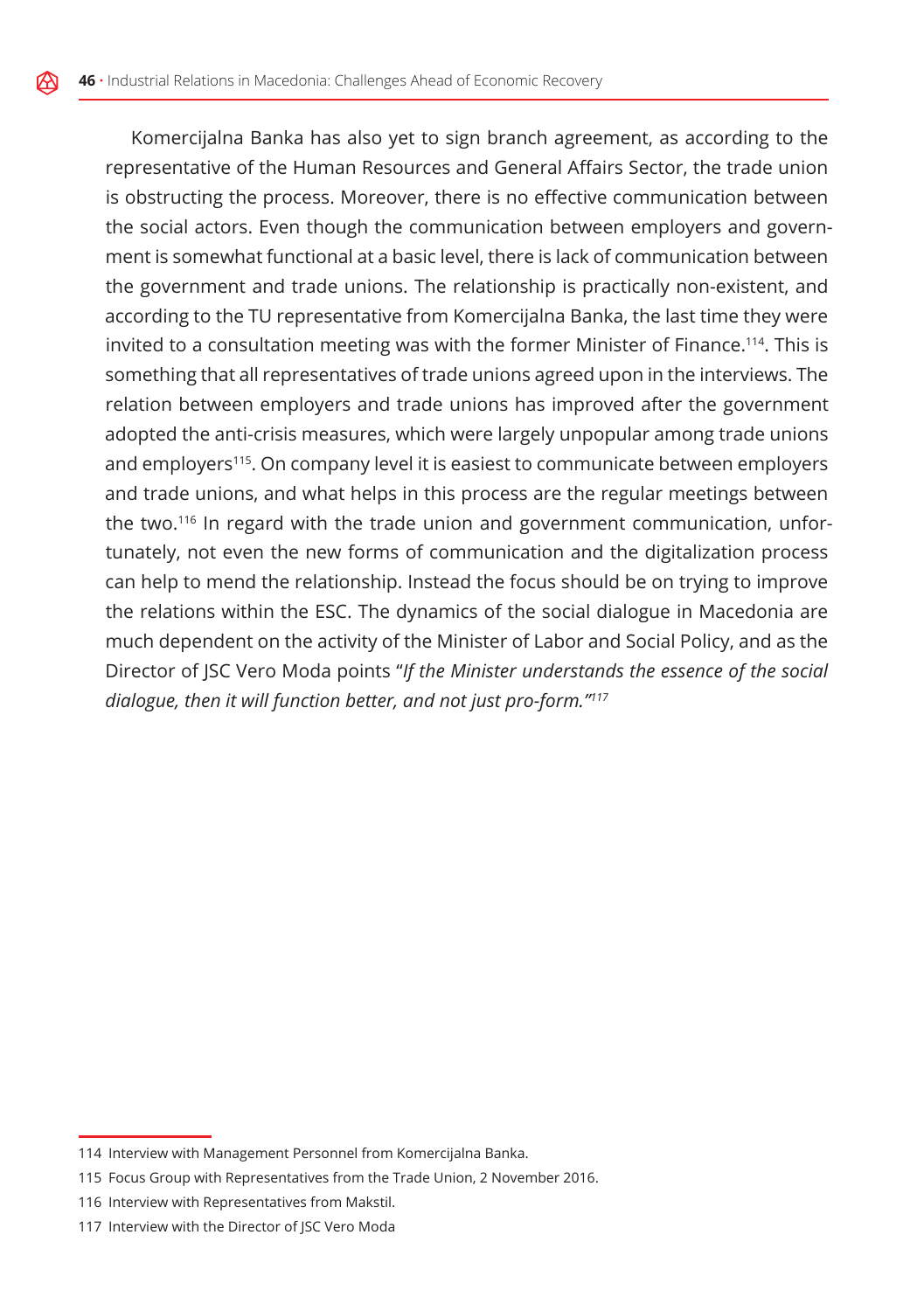Komercijalna Banka has also yet to sign branch agreement, as according to the representative of the Human Resources and General Affairs Sector, the trade union is obstructing the process. Moreover, there is no effective communication between the social actors. Even though the communication between employers and government is somewhat functional at a basic level, there is lack of communication between the government and trade unions. The relationship is practically non-existent, and according to the TU representative from Komercijalna Banka, the last time they were invited to a consultation meeting was with the former Minister of Finance.[114]. This is something that all representatives of trade unions agreed upon in the interviews. The relation between employers and trade unions has improved after the government adopted the anti-crisis measures, which were largely unpopular among trade unions and employers[115]. On company level it is easiest to communicate between employers and trade unions, and what helps in this process are the regular meetings between the two.[116] In regard with the trade union and government communication, unfortunately, not even the new forms of communication and the digitalization process can help to mend the relationship. Instead the focus should be on trying to improve the relations within the ESC. The dynamics of the social dialogue in Macedonia are much dependent on the activity of the Minister of Labor and Social Policy, and as the Director of JSC Vero Moda points "*If the Minister understands the essence of the social dialogue, then it will function better, and not just pro-form.*"[117]

---

114 Interview with Management Personnel from Komercijalna Banka.

115 Focus Group with Representatives from the Trade Union, 2 November 2016.

116 Interview with Representatives from Makstil.

117 Interview with the Director of JSC Vero Moda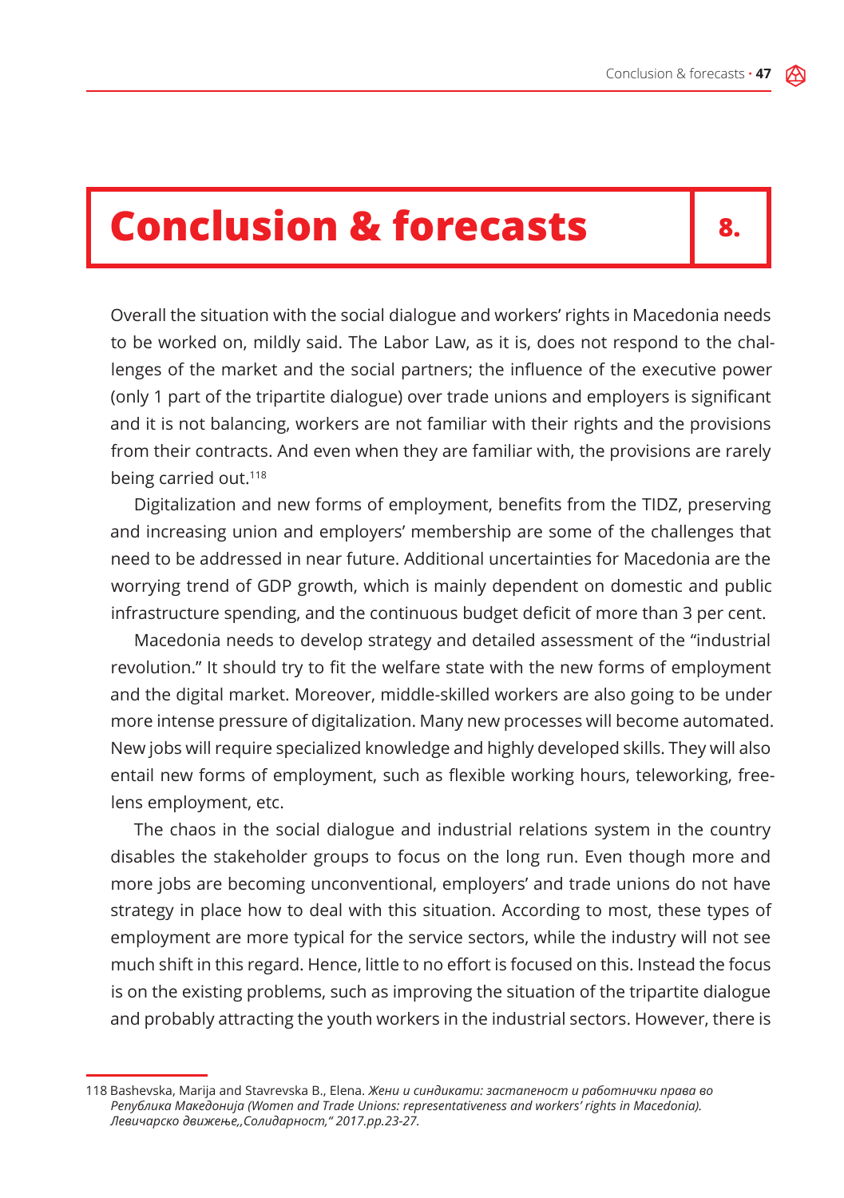# Conclusion & forecasts 8.

Overall the situation with the social dialogue and workers' rights in Macedonia needs to be worked on, mildly said. The Labor Law, as it is, does not respond to the challenges of the market and the social partners; the influence of the executive power (only 1 part of the tripartite dialogue) over trade unions and employers is significant and it is not balancing, workers are not familiar with their rights and the provisions from their contracts. And even when they are familiar with, the provisions are rarely being carried out.[118]

Digitalization and new forms of employment, benefits from the TIDZ, preserving and increasing union and employers' membership are some of the challenges that need to be addressed in near future. Additional uncertainties for Macedonia are the worrying trend of GDP growth, which is mainly dependent on domestic and public infrastructure spending, and the continuous budget deficit of more than 3 per cent.

Macedonia needs to develop strategy and detailed assessment of the "industrial revolution." It should try to fit the welfare state with the new forms of employment and the digital market. Moreover, middle-skilled workers are also going to be under more intense pressure of digitalization. Many new processes will become automated. New jobs will require specialized knowledge and highly developed skills. They will also entail new forms of employment, such as flexible working hours, teleworking, freelens employment, etc.

The chaos in the social dialogue and industrial relations system in the country disables the stakeholder groups to focus on the long run. Even though more and more jobs are becoming unconventional, employers' and trade unions do not have strategy in place how to deal with this situation. According to most, these types of employment are more typical for the service sectors, while the industry will not see much shift in this regard. Hence, little to no effort is focused on this. Instead the focus is on the existing problems, such as improving the situation of the tripartite dialogue and probably attracting the youth workers in the industrial sectors. However, there is

---

118 Bashevska, Marija and Stavrevska B., Elena. *Жени и синдикати: застапеност и работнички права во Република Македонија (Women and Trade Unions: representativeness and workers' rights in Macedonia). Левичарско движење,,Солидарност," 2017.pp.23-27.*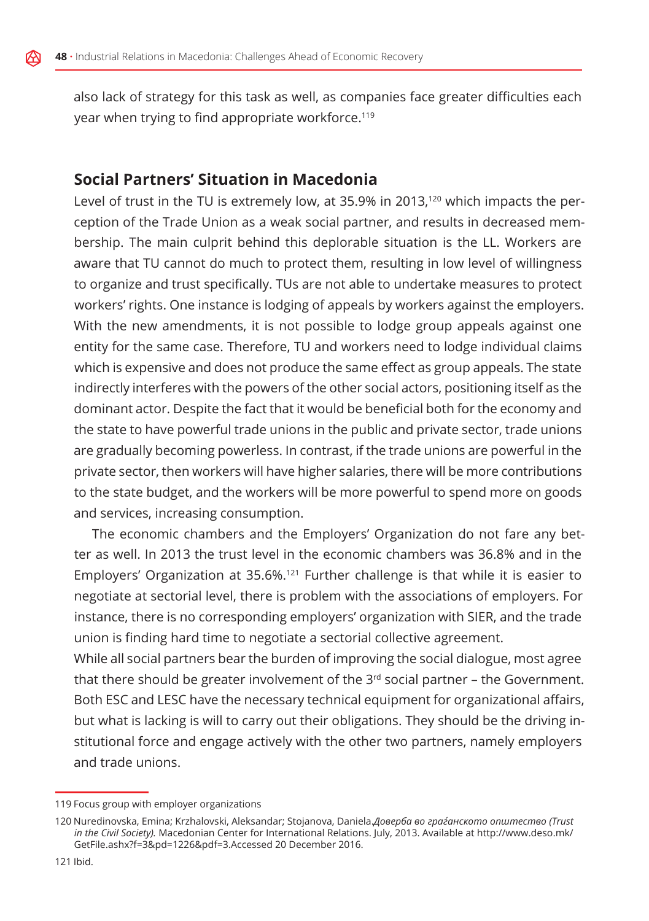also lack of strategy for this task as well, as companies face greater difficulties each year when trying to find appropriate workforce.[119]

## Social Partners' Situation in Macedonia

Level of trust in the TU is extremely low, at 35.9% in 2013,[120] which impacts the perception of the Trade Union as a weak social partner, and results in decreased membership. The main culprit behind this deplorable situation is the LL. Workers are aware that TU cannot do much to protect them, resulting in low level of willingness to organize and trust specifically. TUs are not able to undertake measures to protect workers' rights. One instance is lodging of appeals by workers against the employers. With the new amendments, it is not possible to lodge group appeals against one entity for the same case. Therefore, TU and workers need to lodge individual claims which is expensive and does not produce the same effect as group appeals. The state indirectly interferes with the powers of the other social actors, positioning itself as the dominant actor. Despite the fact that it would be beneficial both for the economy and the state to have powerful trade unions in the public and private sector, trade unions are gradually becoming powerless. In contrast, if the trade unions are powerful in the private sector, then workers will have higher salaries, there will be more contributions to the state budget, and the workers will be more powerful to spend more on goods and services, increasing consumption.

The economic chambers and the Employers' Organization do not fare any better as well. In 2013 the trust level in the economic chambers was 36.8% and in the Employers' Organization at 35.6%.[121] Further challenge is that while it is easier to negotiate at sectorial level, there is problem with the associations of employers. For instance, there is no corresponding employers' organization with SIER, and the trade union is finding hard time to negotiate a sectorial collective agreement.

While all social partners bear the burden of improving the social dialogue, most agree that there should be greater involvement of the 3rd social partner – the Government. Both ESC and LESC have the necessary technical equipment for organizational affairs, but what is lacking is will to carry out their obligations. They should be the driving institutional force and engage actively with the other two partners, namely employers and trade unions.

---

119 Focus group with employer organizations

120 Nuredinovska, Emina; Krzhalovski, Aleksandar; Stojanova, Daniela,*Доверба во граѓанското општество (Trust in the Civil Society).* Macedonian Center for International Relations. July, 2013. Available at http://www.deso.mk/GetFile.ashx?f=3&pd=1226&pdf=3.Accessed 20 December 2016.

121 Ibid.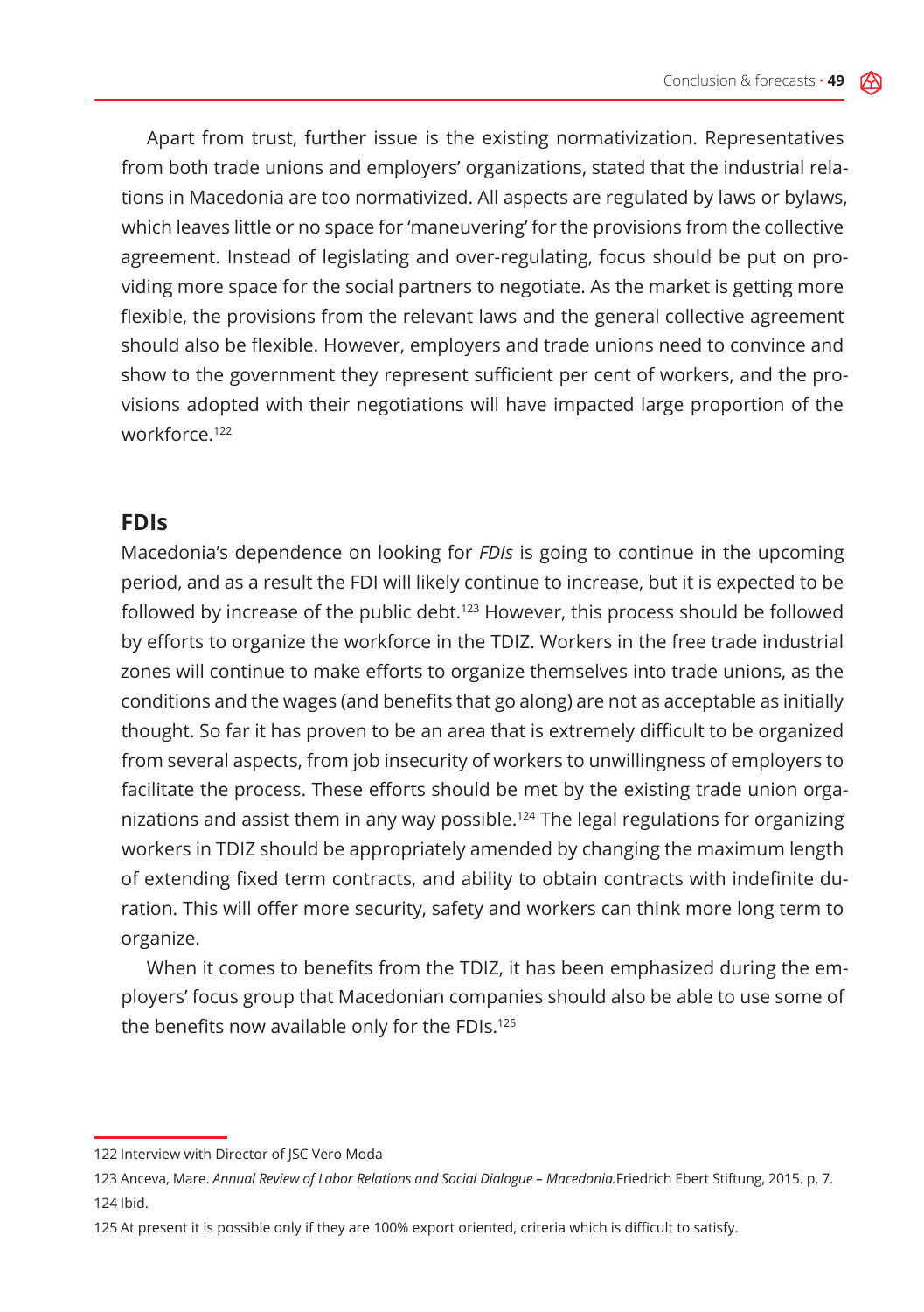Apart from trust, further issue is the existing normativization. Representatives from both trade unions and employers' organizations, stated that the industrial relations in Macedonia are too normativized. All aspects are regulated by laws or bylaws, which leaves little or no space for 'maneuvering' for the provisions from the collective agreement. Instead of legislating and over-regulating, focus should be put on providing more space for the social partners to negotiate. As the market is getting more flexible, the provisions from the relevant laws and the general collective agreement should also be flexible. However, employers and trade unions need to convince and show to the government they represent sufficient per cent of workers, and the provisions adopted with their negotiations will have impacted large proportion of the workforce.[122]

## FDIs

Macedonia's dependence on looking for *FDIs* is going to continue in the upcoming period, and as a result the FDI will likely continue to increase, but it is expected to be followed by increase of the public debt.[123] However, this process should be followed by efforts to organize the workforce in the TDIZ. Workers in the free trade industrial zones will continue to make efforts to organize themselves into trade unions, as the conditions and the wages (and benefits that go along) are not as acceptable as initially thought. So far it has proven to be an area that is extremely difficult to be organized from several aspects, from job insecurity of workers to unwillingness of employers to facilitate the process. These efforts should be met by the existing trade union organizations and assist them in any way possible.[124] The legal regulations for organizing workers in TDIZ should be appropriately amended by changing the maximum length of extending fixed term contracts, and ability to obtain contracts with indefinite duration. This will offer more security, safety and workers can think more long term to organize.

When it comes to benefits from the TDIZ, it has been emphasized during the employers' focus group that Macedonian companies should also be able to use some of the benefits now available only for the FDIs.[125]

---

122 Interview with Director of JSC Vero Moda

123 Anceva, Mare. *Annual Review of Labor Relations and Social Dialogue – Macedonia.* Friedrich Ebert Stiftung, 2015. p. 7.

124 Ibid.

125 At present it is possible only if they are 100% export oriented, criteria which is difficult to satisfy.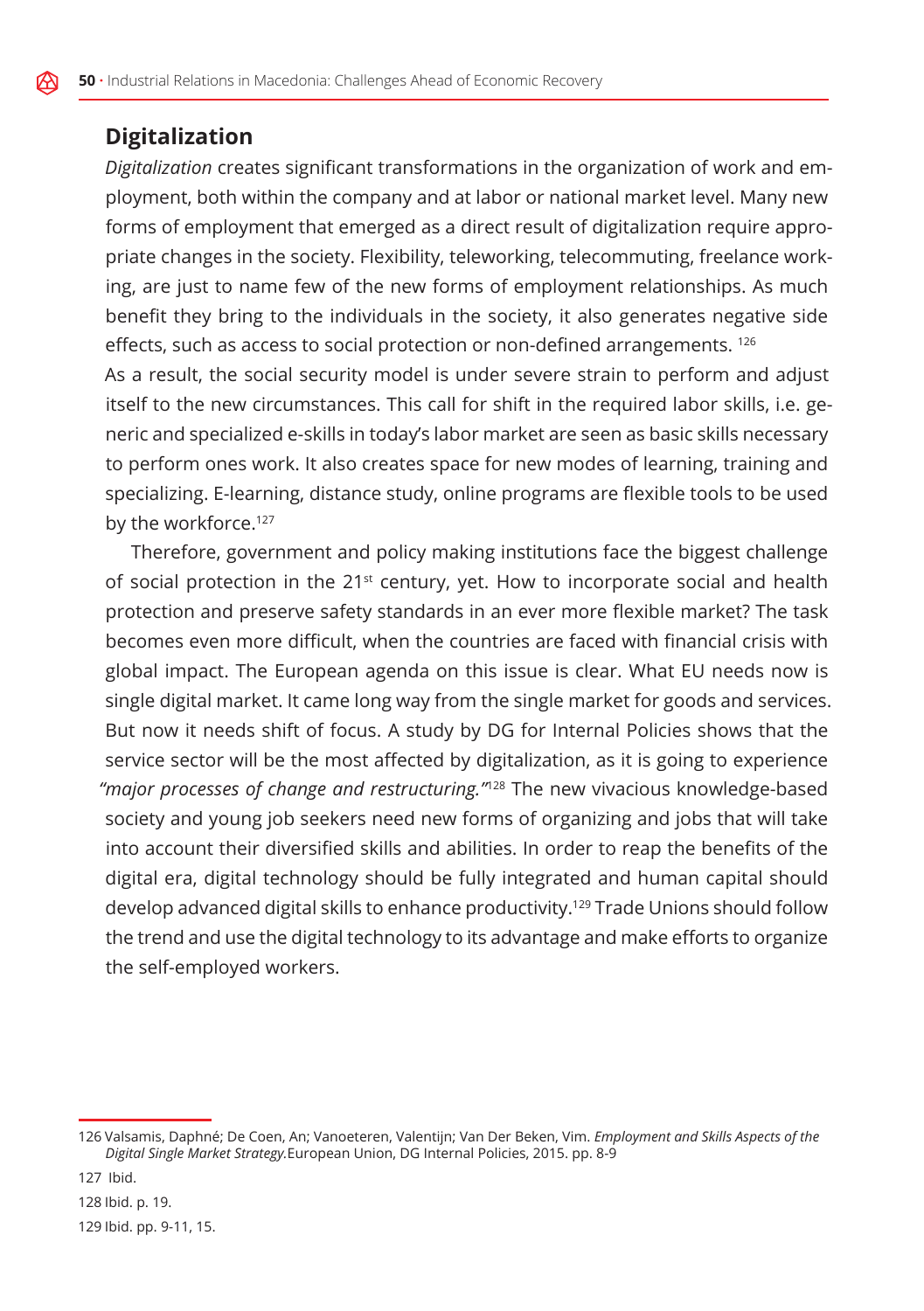## Digitalization

*Digitalization* creates significant transformations in the organization of work and employment, both within the company and at labor or national market level. Many new forms of employment that emerged as a direct result of digitalization require appropriate changes in the society. Flexibility, teleworking, telecommuting, freelance working, are just to name few of the new forms of employment relationships. As much benefit they bring to the individuals in the society, it also generates negative side effects, such as access to social protection or non-defined arrangements. [126]

As a result, the social security model is under severe strain to perform and adjust itself to the new circumstances. This call for shift in the required labor skills, i.e. generic and specialized e-skills in today's labor market are seen as basic skills necessary to perform ones work. It also creates space for new modes of learning, training and specializing. E-learning, distance study, online programs are flexible tools to be used by the workforce.[127]

Therefore, government and policy making institutions face the biggest challenge of social protection in the 21st century, yet. How to incorporate social and health protection and preserve safety standards in an ever more flexible market? The task becomes even more difficult, when the countries are faced with financial crisis with global impact. The European agenda on this issue is clear. What EU needs now is single digital market. It came long way from the single market for goods and services. But now it needs shift of focus. A study by DG for Internal Policies shows that the service sector will be the most affected by digitalization, as it is going to experience *"major processes of change and restructuring."*[128] The new vivacious knowledge-based society and young job seekers need new forms of organizing and jobs that will take into account their diversified skills and abilities. In order to reap the benefits of the digital era, digital technology should be fully integrated and human capital should develop advanced digital skills to enhance productivity.[129] Trade Unions should follow the trend and use the digital technology to its advantage and make efforts to organize the self-employed workers.

---

126 Valsamis, Daphné; De Coen, An; Vanoeteren, Valentijn; Van Der Beken, Vim. *Employment and Skills Aspects of the Digital Single Market Strategy.* European Union, DG Internal Policies, 2015. pp. 8-9

127 Ibid.

128 Ibid. p. 19.

129 Ibid. pp. 9-11, 15.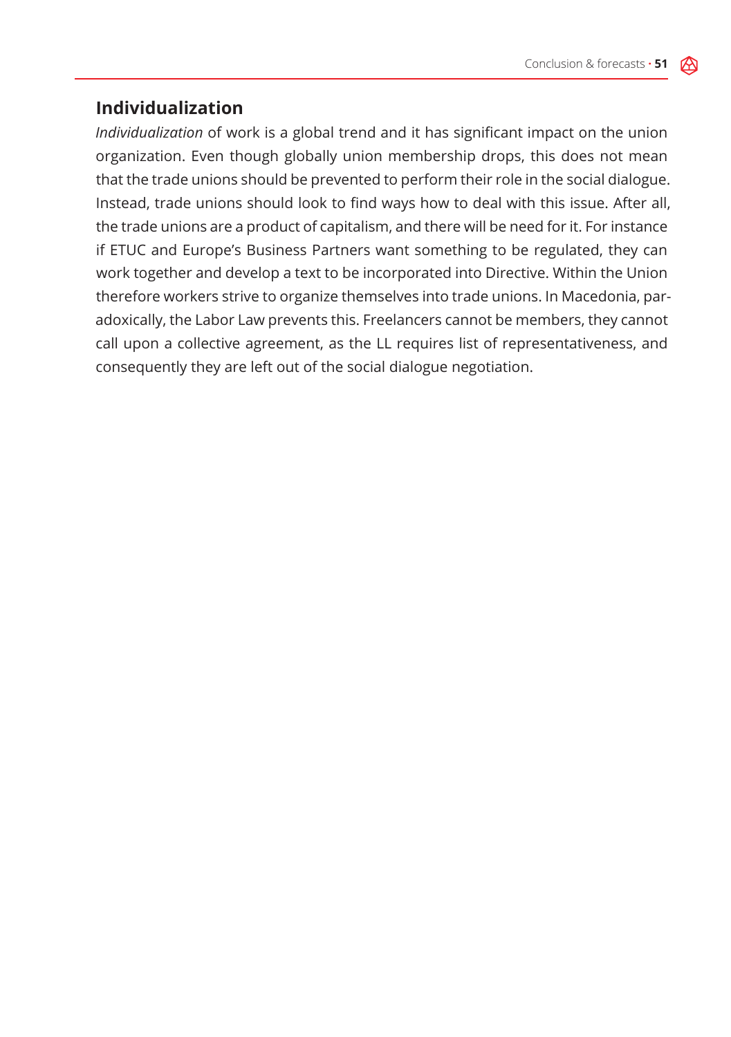## Individualization

*Individualization* of work is a global trend and it has significant impact on the union organization. Even though globally union membership drops, this does not mean that the trade unions should be prevented to perform their role in the social dialogue. Instead, trade unions should look to find ways how to deal with this issue. After all, the trade unions are a product of capitalism, and there will be need for it. For instance if ETUC and Europe's Business Partners want something to be regulated, they can work together and develop a text to be incorporated into Directive. Within the Union therefore workers strive to organize themselves into trade unions. In Macedonia, paradoxically, the Labor Law prevents this. Freelancers cannot be members, they cannot call upon a collective agreement, as the LL requires list of representativeness, and consequently they are left out of the social dialogue negotiation.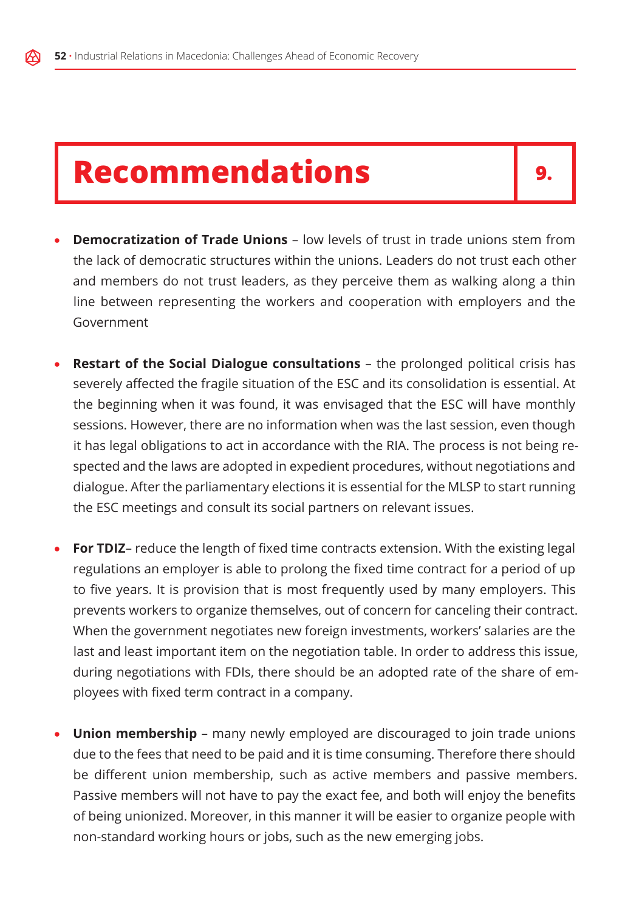# 9. Recommendations

- **Democratization of Trade Unions** – low levels of trust in trade unions stem from the lack of democratic structures within the unions. Leaders do not trust each other and members do not trust leaders, as they perceive them as walking along a thin line between representing the workers and cooperation with employers and the Government

- **Restart of the Social Dialogue consultations** – the prolonged political crisis has severely affected the fragile situation of the ESC and its consolidation is essential. At the beginning when it was found, it was envisaged that the ESC will have monthly sessions. However, there are no information when was the last session, even though it has legal obligations to act in accordance with the RIA. The process is not being respected and the laws are adopted in expedient procedures, without negotiations and dialogue. After the parliamentary elections it is essential for the MLSP to start running the ESC meetings and consult its social partners on relevant issues.

- **For TDIZ**– reduce the length of fixed time contracts extension. With the existing legal regulations an employer is able to prolong the fixed time contract for a period of up to five years. It is provision that is most frequently used by many employers. This prevents workers to organize themselves, out of concern for canceling their contract. When the government negotiates new foreign investments, workers' salaries are the last and least important item on the negotiation table. In order to address this issue, during negotiations with FDIs, there should be an adopted rate of the share of employees with fixed term contract in a company.

- **Union membership** – many newly employed are discouraged to join trade unions due to the fees that need to be paid and it is time consuming. Therefore there should be different union membership, such as active members and passive members. Passive members will not have to pay the exact fee, and both will enjoy the benefits of being unionized. Moreover, in this manner it will be easier to organize people with non-standard working hours or jobs, such as the new emerging jobs.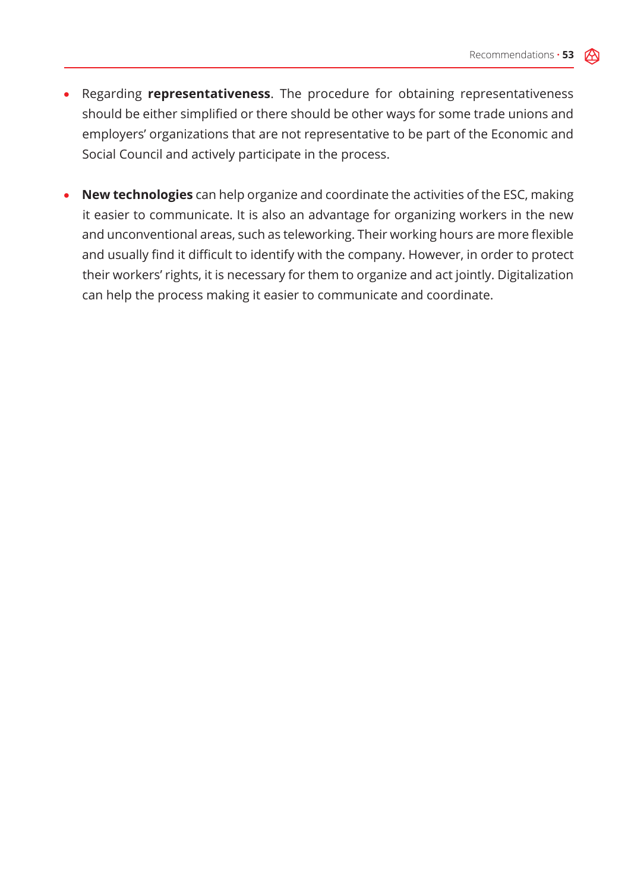- Regarding **representativeness**. The procedure for obtaining representativeness should be either simplified or there should be other ways for some trade unions and employers' organizations that are not representative to be part of the Economic and Social Council and actively participate in the process.

- **New technologies** can help organize and coordinate the activities of the ESC, making it easier to communicate. It is also an advantage for organizing workers in the new and unconventional areas, such as teleworking. Their working hours are more flexible and usually find it difficult to identify with the company. However, in order to protect their workers' rights, it is necessary for them to organize and act jointly. Digitalization can help the process making it easier to communicate and coordinate.